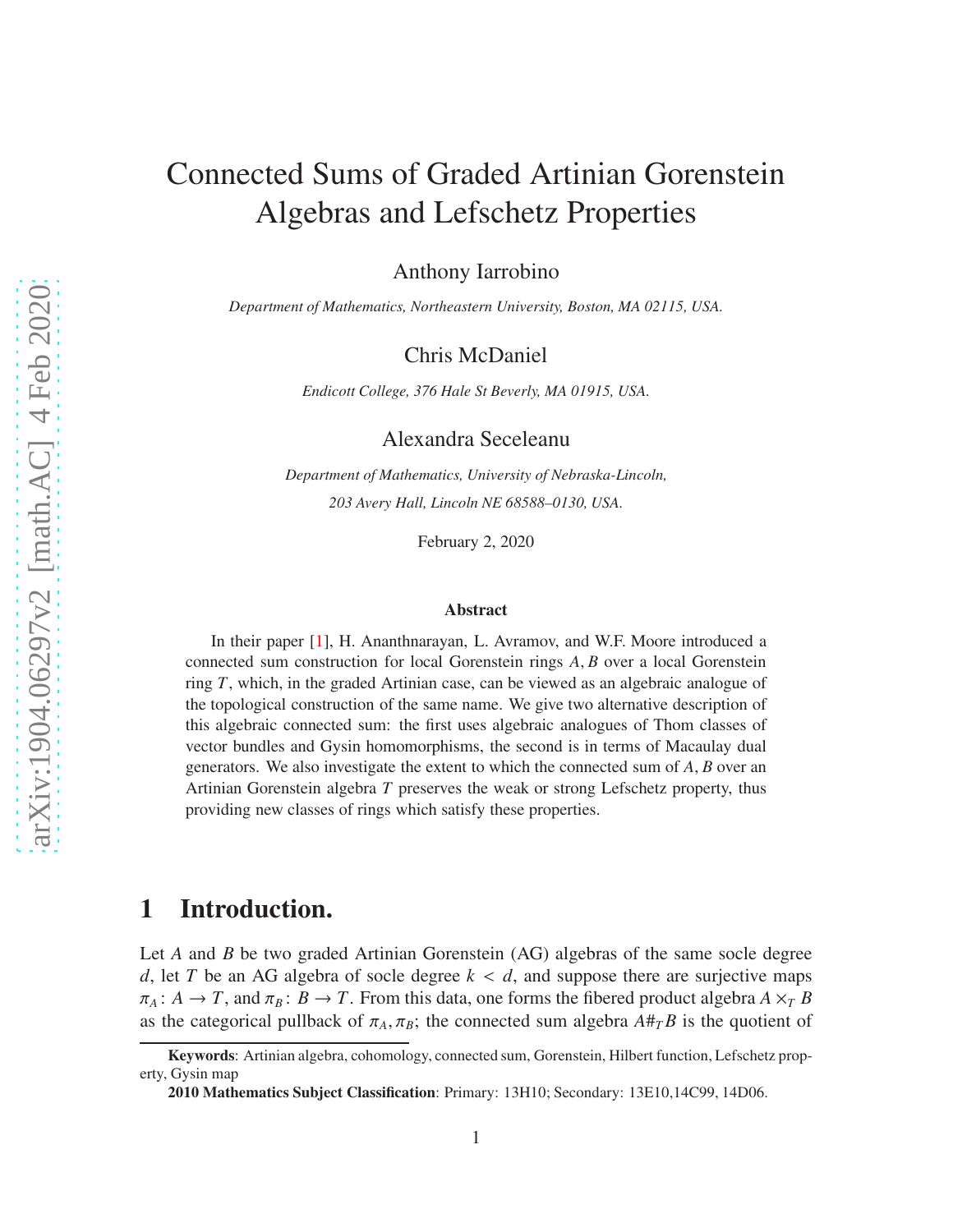# Connected Sums of Graded Artinian Gorenstein Algebras and Lefschetz Properties

Anthony Iarrobino

*Department of Mathematics, Northeastern University, Boston, MA 02115, USA.*

Chris McDaniel

*Endicott College, 376 Hale St Beverly, MA 01915, USA.*

Alexandra Seceleanu

*Department of Mathematics, University of Nebraska-Lincoln,*

*203 Avery Hall, Lincoln NE 68588–0130, USA.*

February 2, 2020

**Abstract**

In their paper [1], H. Ananthnarayan, L. Avramov, and W.F. Moore introduced a connected sum construction for local Gorenstein rings $A, B$ over a local Gorenstein ring $T$, which, in the graded Artinian case, can be viewed as an algebraic analogue of the topological construction of the same name. We give two alternative description of this algebraic connected sum: the first uses algebraic analogues of Thom classes of vector bundles and Gysin homomorphisms, the second is in terms of Macaulay dual generators. We also investigate the extent to which the connected sum of $A, B$ over an Artinian Gorenstein algebra $T$ preserves the weak or strong Lefschetz property, thus providing new classes of rings which satisfy these properties.

## 1 Introduction.

Let $A$ and $B$ be two graded Artinian Gorenstein (AG) algebras of the same socle degree $d$, let $T$ be an AG algebra of socle degree $k < d$, and suppose there are surjective maps $\pi_A\colon A \to T$, and $\pi_B\colon B \to T$. From this data, one forms the fibered product algebra $A \times_T B$ as the categorical pullback of $\pi_A, \pi_B$; the connected sum algebra $A\#_T B$ is the quotient of

**Keywords**: Artinian algebra, cohomology, connected sum, Gorenstein, Hilbert function, Lefschetz property, Gysin map

**2010 Mathematics Subject Classification**: Primary: 13H10; Secondary: 13E10,14C99, 14D06.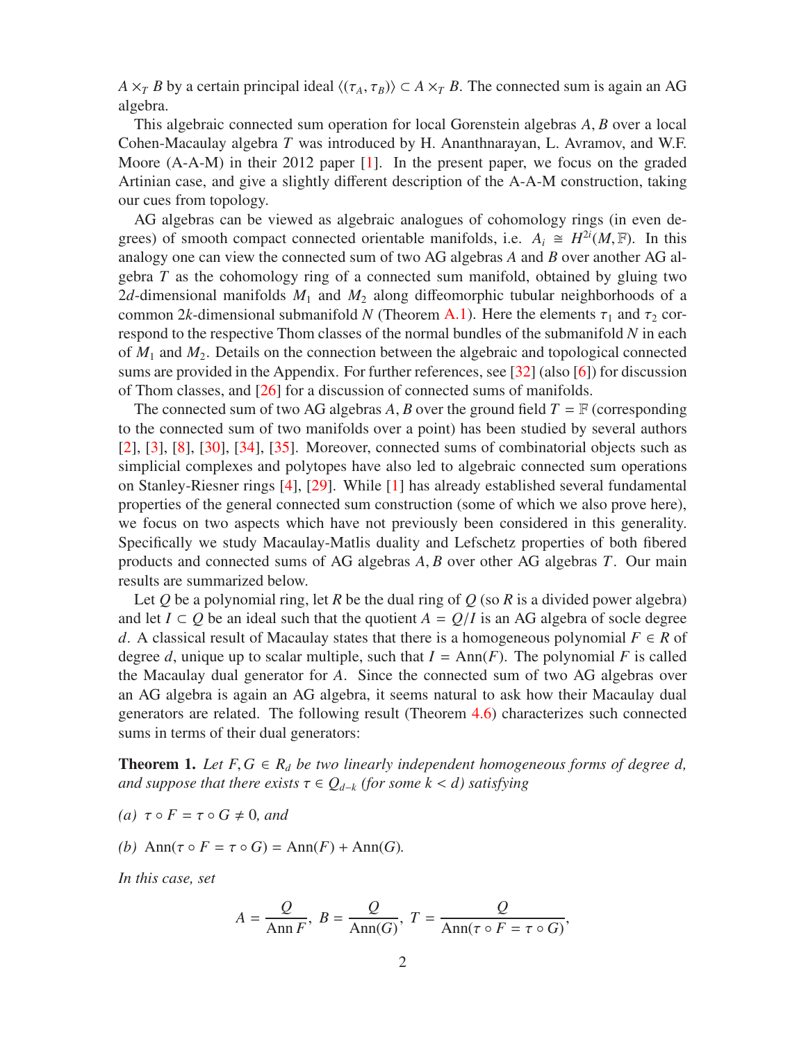$A \times_T B$ by a certain principal ideal $\langle(\tau_A, \tau_B)\rangle \subset A \times_T B$. The connected sum is again an AG algebra.

This algebraic connected sum operation for local Gorenstein algebras $A, B$ over a local Cohen-Macaulay algebra $T$ was introduced by H. Ananthnarayan, L. Avramov, and W.F. Moore (A-A-M) in their 2012 paper [1]. In the present paper, we focus on the graded Artinian case, and give a slightly different description of the A-A-M construction, taking our cues from topology.

AG algebras can be viewed as algebraic analogues of cohomology rings (in even degrees) of smooth compact connected orientable manifolds, i.e. $A_i \cong H^{2i}(M, \mathbb{F})$. In this analogy one can view the connected sum of two AG algebras $A$ and $B$ over another AG algebra $T$ as the cohomology ring of a connected sum manifold, obtained by gluing two $2d$-dimensional manifolds $M_1$ and $M_2$ along diffeomorphic tubular neighborhoods of a common $2k$-dimensional submanifold $N$ (Theorem A.1). Here the elements $\tau_1$ and $\tau_2$ correspond to the respective Thom classes of the normal bundles of the submanifold $N$ in each of $M_1$ and $M_2$. Details on the connection between the algebraic and topological connected sums are provided in the Appendix. For further references, see [32] (also [6]) for discussion of Thom classes, and [26] for a discussion of connected sums of manifolds.

The connected sum of two AG algebras $A, B$ over the ground field $T = \mathbb{F}$ (corresponding to the connected sum of two manifolds over a point) has been studied by several authors [2], [3], [8], [30], [34], [35]. Moreover, connected sums of combinatorial objects such as simplicial complexes and polytopes have also led to algebraic connected sum operations on Stanley-Riesner rings [4], [29]. While [1] has already established several fundamental properties of the general connected sum construction (some of which we also prove here), we focus on two aspects which have not previously been considered in this generality. Specifically we study Macaulay-Matlis duality and Lefschetz properties of both fibered products and connected sums of AG algebras $A, B$ over other AG algebras $T$. Our main results are summarized below.

Let $Q$ be a polynomial ring, let $R$ be the dual ring of $Q$ (so $R$ is a divided power algebra) and let $I \subset Q$ be an ideal such that the quotient $A = Q/I$ is an AG algebra of socle degree $d$. A classical result of Macaulay states that there is a homogeneous polynomial $F \in R$ of degree $d$, unique up to scalar multiple, such that $I = \operatorname{Ann}(F)$. The polynomial $F$ is called the Macaulay dual generator for $A$. Since the connected sum of two AG algebras over an AG algebra is again an AG algebra, it seems natural to ask how their Macaulay dual generators are related. The following result (Theorem 4.6) characterizes such connected sums in terms of their dual generators:

**Theorem 1.** *Let $F, G \in R_d$ be two linearly independent homogeneous forms of degree $d$, and suppose that there exists $\tau \in Q_{d-k}$ (for some $k < d$) satisfying*

*(a) $\tau \circ F = \tau \circ G \neq 0$, and*

*(b) $\operatorname{Ann}(\tau \circ F = \tau \circ G) = \operatorname{Ann}(F) + \operatorname{Ann}(G)$.*

*In this case, set*

$$A = \frac{Q}{\operatorname{Ann} F}, \; B = \frac{Q}{\operatorname{Ann}(G)}, \; T = \frac{Q}{\operatorname{Ann}(\tau \circ F = \tau \circ G)},$$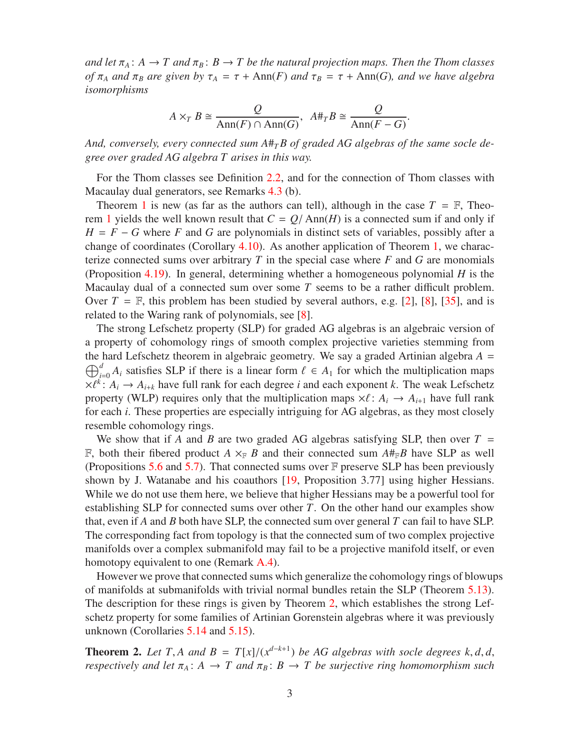*and let $\pi_A\colon A \to T$ and $\pi_B\colon B \to T$ be the natural projection maps. Then the Thom classes of $\pi_A$ and $\pi_B$ are given by $\tau_A = \tau + \operatorname{Ann}(F)$ and $\tau_B = \tau + \operatorname{Ann}(G)$, and we have algebra isomorphisms*

$$A \times_T B \cong \frac{Q}{\operatorname{Ann}(F) \cap \operatorname{Ann}(G)}, \quad A\#_T B \cong \frac{Q}{\operatorname{Ann}(F - G)}.$$

*And, conversely, every connected sum $A\#_T B$ of graded AG algebras of the same socle degree over graded AG algebra $T$ arises in this way.*

For the Thom classes see Definition 2.2, and for the connection of Thom classes with Macaulay dual generators, see Remarks 4.3 (b).

Theorem 1 is new (as far as the authors can tell), although in the case $T = \mathbb{F}$, Theorem 1 yields the well known result that $C = Q/\operatorname{Ann}(H)$ is a connected sum if and only if $H = F - G$ where $F$ and $G$ are polynomials in distinct sets of variables, possibly after a change of coordinates (Corollary 4.10). As another application of Theorem 1, we characterize connected sums over arbitrary $T$ in the special case where $F$ and $G$ are monomials (Proposition 4.19). In general, determining whether a homogeneous polynomial $H$ is the Macaulay dual of a connected sum over some $T$ seems to be a rather difficult problem. Over $T = \mathbb{F}$, this problem has been studied by several authors, e.g. [2], [8], [35], and is related to the Waring rank of polynomials, see [8].

The strong Lefschetz property (SLP) for graded AG algebras is an algebraic version of a property of cohomology rings of smooth complex projective varieties stemming from the hard Lefschetz theorem in algebraic geometry. We say a graded Artinian algebra $A = \bigoplus_{i=0}^{d} A_i$ satisfies SLP if there is a linear form $\ell \in A_1$ for which the multiplication maps $\times\ell^k\colon A_i \to A_{i+k}$ have full rank for each degree $i$ and each exponent $k$. The weak Lefschetz property (WLP) requires only that the multiplication maps $\times\ell\colon A_i \to A_{i+1}$ have full rank for each $i$. These properties are especially intriguing for AG algebras, as they most closely resemble cohomology rings.

We show that if $A$ and $B$ are two graded AG algebras satisfying SLP, then over $T = \mathbb{F}$, both their fibered product $A \times_{\mathbb{F}} B$ and their connected sum $A\#_{\mathbb{F}} B$ have SLP as well (Propositions 5.6 and 5.7). That connected sums over $\mathbb{F}$ preserve SLP has been previously shown by J. Watanabe and his coauthors [19, Proposition 3.77] using higher Hessians. While we do not use them here, we believe that higher Hessians may be a powerful tool for establishing SLP for connected sums over other $T$. On the other hand our examples show that, even if $A$ and $B$ both have SLP, the connected sum over general $T$ can fail to have SLP. The corresponding fact from topology is that the connected sum of two complex projective manifolds over a complex submanifold may fail to be a projective manifold itself, or even homotopy equivalent to one (Remark A.4).

However we prove that connected sums which generalize the cohomology rings of blowups of manifolds at submanifolds with trivial normal bundles retain the SLP (Theorem 5.13). The description for these rings is given by Theorem 2, which establishes the strong Lefschetz property for some families of Artinian Gorenstein algebras where it was previously unknown (Corollaries 5.14 and 5.15).

**Theorem 2.** *Let $T, A$ and $B = T[x]/(x^{d-k+1})$ be AG algebras with socle degrees $k, d, d$, respectively and let $\pi_A\colon A \to T$ and $\pi_B\colon B \to T$ be surjective ring homomorphism such*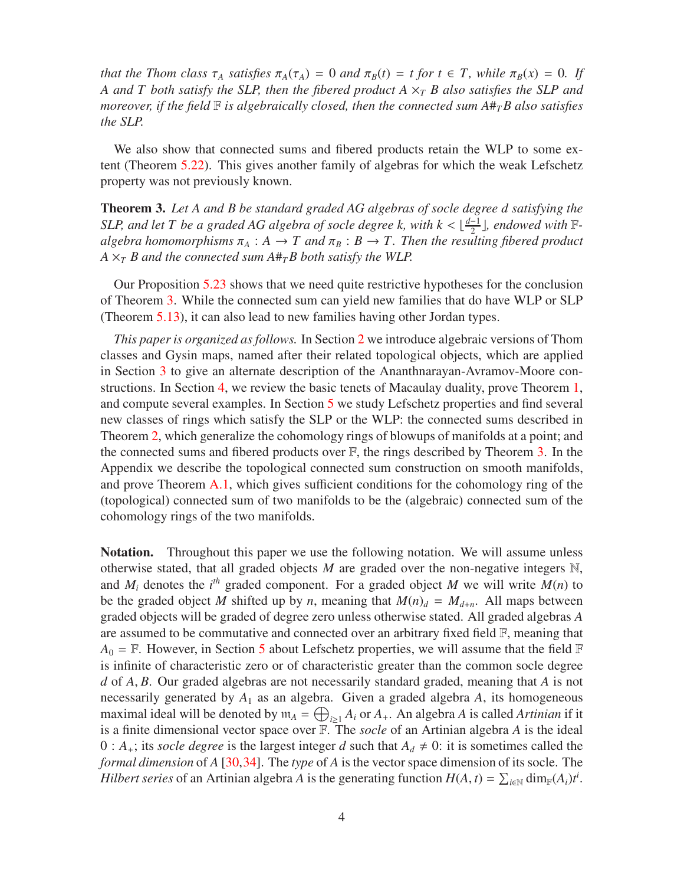*that the Thom class $\tau_A$ satisfies $\pi_A(\tau_A) = 0$ and $\pi_B(t) = t$ for $t \in T$, while $\pi_B(x) = 0$. If $A$ and $T$ both satisfy the SLP, then the fibered product $A \times_T B$ also satisfies the SLP and moreover, if the field $\mathbb{F}$ is algebraically closed, then the connected sum $A\#_T B$ also satisfies the SLP.*

We also show that connected sums and fibered products retain the WLP to some extent (Theorem 5.22). This gives another family of algebras for which the weak Lefschetz property was not previously known.

**Theorem 3.** *Let $A$ and $B$ be standard graded AG algebras of socle degree $d$ satisfying the SLP, and let $T$ be a graded AG algebra of socle degree $k$, with $k < \lfloor \frac{d-1}{2} \rfloor$, endowed with $\mathbb{F}$-algebra homomorphisms $\pi_A : A \to T$ and $\pi_B : B \to T$. Then the resulting fibered product $A \times_T B$ and the connected sum $A\#_T B$ both satisfy the WLP.*

Our Proposition 5.23 shows that we need quite restrictive hypotheses for the conclusion of Theorem 3. While the connected sum can yield new families that do have WLP or SLP (Theorem 5.13), it can also lead to new families having other Jordan types.

*This paper is organized as follows.* In Section 2 we introduce algebraic versions of Thom classes and Gysin maps, named after their related topological objects, which are applied in Section 3 to give an alternate description of the Ananthnarayan-Avramov-Moore constructions. In Section 4, we review the basic tenets of Macaulay duality, prove Theorem 1, and compute several examples. In Section 5 we study Lefschetz properties and find several new classes of rings which satisfy the SLP or the WLP: the connected sums described in Theorem 2, which generalize the cohomology rings of blowups of manifolds at a point; and the connected sums and fibered products over $\mathbb{F}$, the rings described by Theorem 3. In the Appendix we describe the topological connected sum construction on smooth manifolds, and prove Theorem A.1, which gives sufficient conditions for the cohomology ring of the (topological) connected sum of two manifolds to be the (algebraic) connected sum of the cohomology rings of the two manifolds.

**Notation.** Throughout this paper we use the following notation. We will assume unless otherwise stated, that all graded objects $M$ are graded over the non-negative integers $\mathbb{N}$, and $M_i$ denotes the $i^{th}$ graded component. For a graded object $M$ we will write $M(n)$ to be the graded object $M$ shifted up by $n$, meaning that $M(n)_d = M_{d+n}$. All maps between graded objects will be graded of degree zero unless otherwise stated. All graded algebras $A$ are assumed to be commutative and connected over an arbitrary fixed field $\mathbb{F}$, meaning that $A_0 = \mathbb{F}$. However, in Section 5 about Lefschetz properties, we will assume that the field $\mathbb{F}$ is infinite of characteristic zero or of characteristic greater than the common socle degree $d$ of $A, B$. Our graded algebras are not necessarily standard graded, meaning that $A$ is not necessarily generated by $A_1$ as an algebra. Given a graded algebra $A$, its homogeneous maximal ideal will be denoted by $\mathfrak{m}_A = \bigoplus_{i\geq 1} A_i$ or $A_+$. An algebra $A$ is called *Artinian* if it is a finite dimensional vector space over $\mathbb{F}$. The *socle* of an Artinian algebra $A$ is the ideal $0 : A_+$; its *socle degree* is the largest integer $d$ such that $A_d \neq 0$: it is sometimes called the *formal dimension* of $A$ [30,34]. The *type* of $A$ is the vector space dimension of its socle. The *Hilbert series* of an Artinian algebra $A$ is the generating function $H(A, t) = \sum_{i\in\mathbb{N}} \dim_{\mathbb{F}}(A_i)t^i$.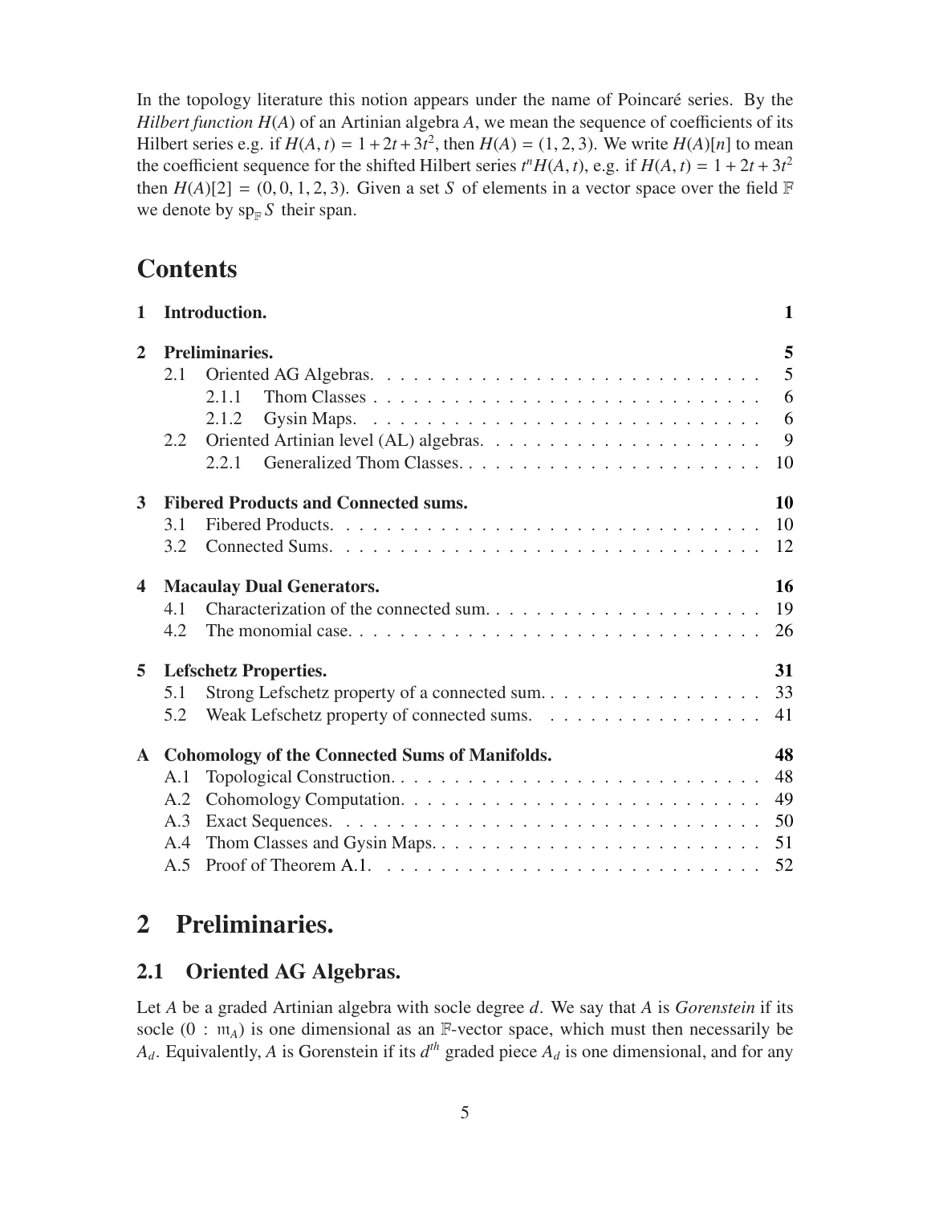In the topology literature this notion appears under the name of Poincaré series. By the *Hilbert function* $H(A)$ of an Artinian algebra $A$, we mean the sequence of coefficients of its Hilbert series e.g. if $H(A,t) = 1 + 2t + 3t^2$, then $H(A) = (1, 2, 3)$. We write $H(A)[n]$ to mean the coefficient sequence for the shifted Hilbert series $t^n H(A,t)$, e.g. if $H(A,t) = 1 + 2t + 3t^2$ then $H(A)[2] = (0, 0, 1, 2, 3)$. Given a set $S$ of elements in a vector space over the field $\mathbb{F}$ we denote by $\mathrm{sp}_{\mathbb{F}} S$ their span.

# Contents

- **1 Introduction.** — 1
- **2 Preliminaries.** — 5
  - 2.1 Oriented AG Algebras. — 5
    - 2.1.1 Thom Classes — 6
    - 2.1.2 Gysin Maps. — 6
  - 2.2 Oriented Artinian level (AL) algebras. — 9
    - 2.2.1 Generalized Thom Classes. — 10
- **3 Fibered Products and Connected sums.** — 10
  - 3.1 Fibered Products. — 10
  - 3.2 Connected Sums. — 12
- **4 Macaulay Dual Generators.** — 16
  - 4.1 Characterization of the connected sum. — 19
  - 4.2 The monomial case. — 26
- **5 Lefschetz Properties.** — 31
  - 5.1 Strong Lefschetz property of a connected sum. — 33
  - 5.2 Weak Lefschetz property of connected sums. — 41
- **A Cohomology of the Connected Sums of Manifolds.** — 48
  - A.1 Topological Construction. — 48
  - A.2 Cohomology Computation. — 49
  - A.3 Exact Sequences. — 50
  - A.4 Thom Classes and Gysin Maps. — 51
  - A.5 Proof of Theorem A.1. — 52

# 2 Preliminaries.

## 2.1 Oriented AG Algebras.

Let $A$ be a graded Artinian algebra with socle degree $d$. We say that $A$ is *Gorenstein* if its socle $(0 : \mathfrak{m}_A)$ is one dimensional as an $\mathbb{F}$-vector space, which must then necessarily be $A_d$. Equivalently, $A$ is Gorenstein if its $d^{th}$ graded piece $A_d$ is one dimensional, and for any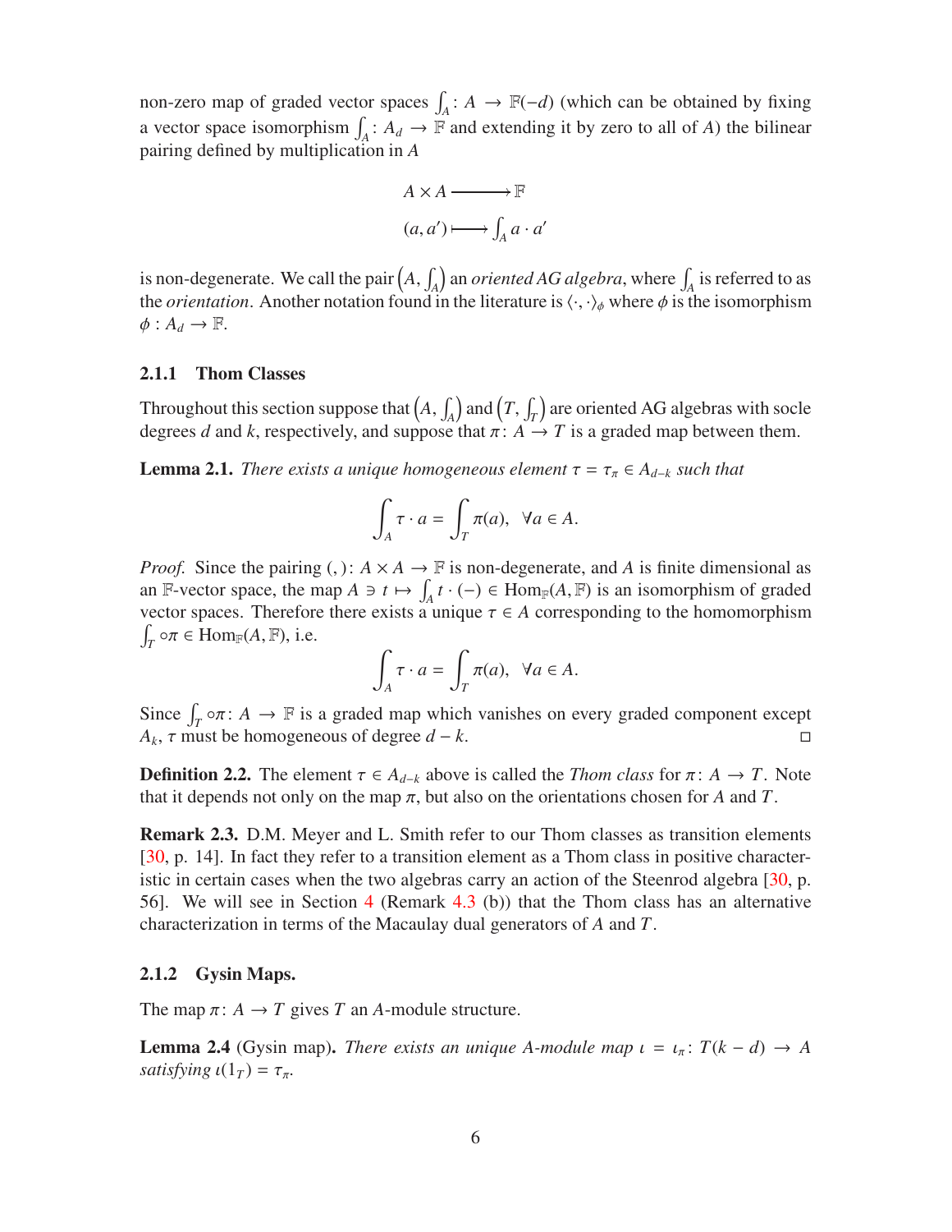non-zero map of graded vector spaces $\int_A : A \to \mathbb{F}(-d)$ (which can be obtained by fixing a vector space isomorphism $\int_A : A_d \to \mathbb{F}$ and extending it by zero to all of $A$) the bilinear pairing defined by multiplication in $A$

$$\begin{aligned} A \times A &\longrightarrow \mathbb{F} \\ (a, a') &\longmapsto \int_A a \cdot a' \end{aligned}$$

is non-degenerate. We call the pair $\left(A, \int_A\right)$ an *oriented AG algebra*, where $\int_A$ is referred to as the *orientation*. Another notation found in the literature is $\langle \cdot, \cdot \rangle_\phi$ where $\phi$ is the isomorphism $\phi : A_d \to \mathbb{F}$.

### 2.1.1 Thom Classes

Throughout this section suppose that $\left(A, \int_A\right)$ and $\left(T, \int_T\right)$ are oriented AG algebras with socle degrees $d$ and $k$, respectively, and suppose that $\pi : A \to T$ is a graded map between them.

**Lemma 2.1.** *There exists a unique homogeneous element $\tau = \tau_\pi \in A_{d-k}$ such that*

$$\int_A \tau \cdot a = \int_T \pi(a), \quad \forall a \in A.$$

*Proof.* Since the pairing $(,) : A \times A \to \mathbb{F}$ is non-degenerate, and $A$ is finite dimensional as an $\mathbb{F}$-vector space, the map $A \ni t \mapsto \int_A t \cdot (-) \in \mathrm{Hom}_{\mathbb{F}}(A, \mathbb{F})$ is an isomorphism of graded vector spaces. Therefore there exists a unique $\tau \in A$ corresponding to the homomorphism $\int_T \circ \pi \in \mathrm{Hom}_{\mathbb{F}}(A, \mathbb{F})$, i.e.

$$\int_A \tau \cdot a = \int_T \pi(a), \quad \forall a \in A.$$

Since $\int_T \circ \pi : A \to \mathbb{F}$ is a graded map which vanishes on every graded component except $A_k$, $\tau$ must be homogeneous of degree $d - k$. $\square$

**Definition 2.2.** The element $\tau \in A_{d-k}$ above is called the *Thom class* for $\pi : A \to T$. Note that it depends not only on the map $\pi$, but also on the orientations chosen for $A$ and $T$.

**Remark 2.3.** D.M. Meyer and L. Smith refer to our Thom classes as transition elements [30, p. 14]. In fact they refer to a transition element as a Thom class in positive characteristic in certain cases when the two algebras carry an action of the Steenrod algebra [30, p. 56]. We will see in Section 4 (Remark 4.3 (b)) that the Thom class has an alternative characterization in terms of the Macaulay dual generators of $A$ and $T$.

### 2.1.2 Gysin Maps.

The map $\pi : A \to T$ gives $T$ an $A$-module structure.

**Lemma 2.4** (Gysin map)**.** *There exists an unique $A$-module map $\iota = \iota_\pi : T(k - d) \to A$ satisfying $\iota(1_T) = \tau_\pi$.*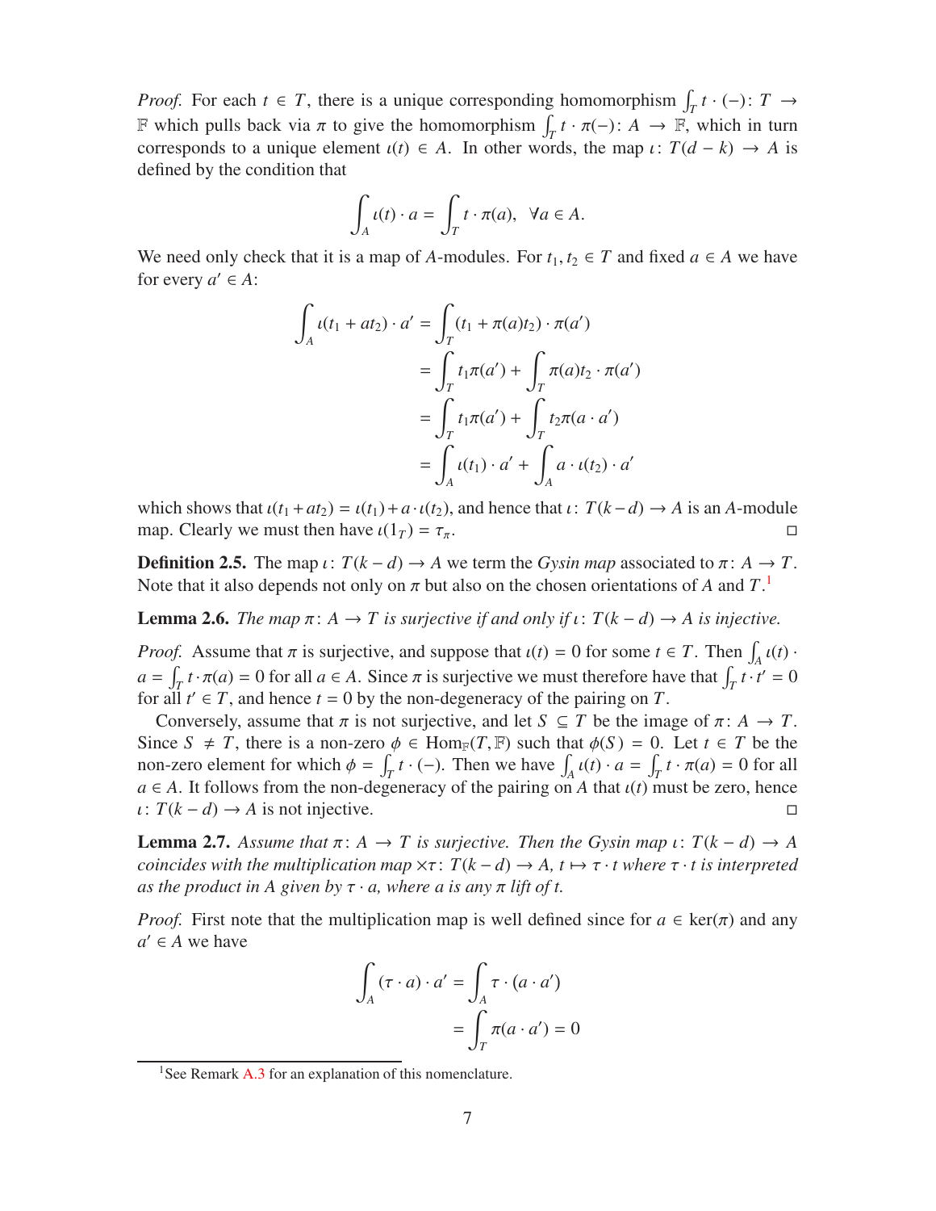*Proof.* For each $t \in T$, there is a unique corresponding homomorphism $\int_T t \cdot (-) \colon T \to \mathbb{F}$ which pulls back via $\pi$ to give the homomorphism $\int_T t \cdot \pi(-) \colon A \to \mathbb{F}$, which in turn corresponds to a unique element $\iota(t) \in A$. In other words, the map $\iota \colon T(d-k) \to A$ is defined by the condition that

$$\int_A \iota(t) \cdot a = \int_T t \cdot \pi(a), \;\; \forall a \in A.$$

We need only check that it is a map of $A$-modules. For $t_1, t_2 \in T$ and fixed $a \in A$ we have for every $a' \in A$:

$$\begin{aligned}
\int_A \iota(t_1 + at_2) \cdot a' &= \int_T (t_1 + \pi(a)t_2) \cdot \pi(a') \\
&= \int_T t_1 \pi(a') + \int_T \pi(a)t_2 \cdot \pi(a') \\
&= \int_T t_1 \pi(a') + \int_T t_2 \pi(a \cdot a') \\
&= \int_A \iota(t_1) \cdot a' + \int_A a \cdot \iota(t_2) \cdot a'
\end{aligned}$$

which shows that $\iota(t_1 + at_2) = \iota(t_1) + a \cdot \iota(t_2)$, and hence that $\iota \colon T(k-d) \to A$ is an $A$-module map. Clearly we must then have $\iota(1_T) = \tau_\pi$. □

**Definition 2.5.** The map $\iota \colon T(k-d) \to A$ we term the *Gysin map* associated to $\pi \colon A \to T$. Note that it also depends not only on $\pi$ but also on the chosen orientations of $A$ and $T$.[1]

**Lemma 2.6.** *The map $\pi \colon A \to T$ is surjective if and only if $\iota \colon T(k-d) \to A$ is injective.*

*Proof.* Assume that $\pi$ is surjective, and suppose that $\iota(t) = 0$ for some $t \in T$. Then $\int_A \iota(t) \cdot a = \int_T t \cdot \pi(a) = 0$ for all $a \in A$. Since $\pi$ is surjective we must therefore have that $\int_T t \cdot t' = 0$ for all $t' \in T$, and hence $t = 0$ by the non-degeneracy of the pairing on $T$.

Conversely, assume that $\pi$ is not surjective, and let $S \subsetneq T$ be the image of $\pi \colon A \to T$. Since $S \neq T$, there is a non-zero $\phi \in \mathrm{Hom}_{\mathbb{F}}(T, \mathbb{F})$ such that $\phi(S) = 0$. Let $t \in T$ be the non-zero element for which $\phi = \int_T t \cdot (-)$. Then we have $\int_A \iota(t) \cdot a = \int_T t \cdot \pi(a) = 0$ for all $a \in A$. It follows from the non-degeneracy of the pairing on $A$ that $\iota(t)$ must be zero, hence $\iota \colon T(k-d) \to A$ is not injective. □

**Lemma 2.7.** *Assume that $\pi \colon A \to T$ is surjective. Then the Gysin map $\iota \colon T(k-d) \to A$ coincides with the multiplication map $\times\tau \colon T(k-d) \to A$, $t \mapsto \tau \cdot t$ where $\tau \cdot t$ is interpreted as the product in $A$ given by $\tau \cdot a$, where $a$ is any $\pi$ lift of $t$.*

*Proof.* First note that the multiplication map is well defined since for $a \in \ker(\pi)$ and any $a' \in A$ we have

$$\begin{aligned}
\int_A (\tau \cdot a) \cdot a' &= \int_A \tau \cdot (a \cdot a') \\
&= \int_T \pi(a \cdot a') = 0
\end{aligned}$$

[1] See Remark A.3 for an explanation of this nomenclature.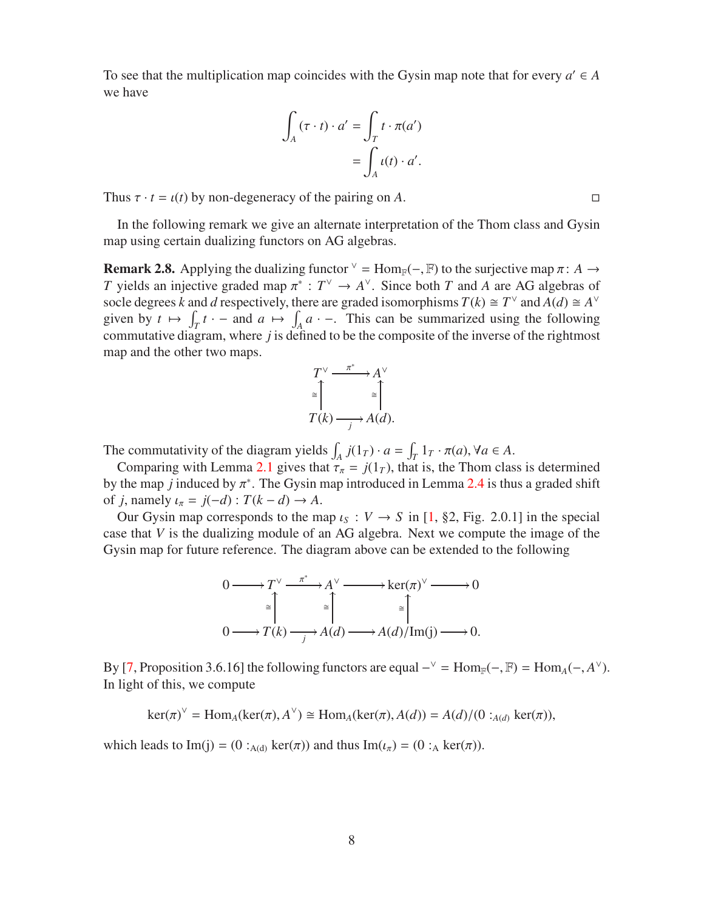To see that the multiplication map coincides with the Gysin map note that for every $a' \in A$ we have

$$\begin{aligned}\int_A (\tau \cdot t) \cdot a' &= \int_T t \cdot \pi(a') \\ &= \int_A \iota(t) \cdot a'.\end{aligned}$$

Thus $\tau \cdot t = \iota(t)$ by non-degeneracy of the pairing on $A$. □

In the following remark we give an alternate interpretation of the Thom class and Gysin map using certain dualizing functors on AG algebras.

**Remark 2.8.** Applying the dualizing functor ${}^\vee = \mathrm{Hom}_{\mathbb{F}}(-, \mathbb{F})$ to the surjective map $\pi \colon A \to T$ yields an injective graded map $\pi^* : T^\vee \to A^\vee$. Since both $T$ and $A$ are AG algebras of socle degrees $k$ and $d$ respectively, there are graded isomorphisms $T(k) \cong T^\vee$ and $A(d) \cong A^\vee$ given by $t \mapsto \int_T t \cdot -$ and $a \mapsto \int_A a \cdot -$. This can be summarized using the following commutative diagram, where $j$ is defined to be the composite of the inverse of the rightmost map and the other two maps.

$$\begin{array}{ccc} T^\vee & \xrightarrow{\pi^*} & A^\vee \\ \cong\uparrow & & \uparrow\cong \\ T(k) & \xrightarrow[j]{} & A(d). \end{array}$$

The commutativity of the diagram yields $\int_A j(1_T) \cdot a = \int_T 1_T \cdot \pi(a), \forall a \in A$.

Comparing with Lemma 2.1 gives that $\tau_\pi = j(1_T)$, that is, the Thom class is determined by the map $j$ induced by $\pi^*$. The Gysin map introduced in Lemma 2.4 is thus a graded shift of $j$, namely $\iota_\pi = j(-d) : T(k-d) \to A$.

Our Gysin map corresponds to the map $\iota_S : V \to S$ in [1, §2, Fig. 2.0.1] in the special case that $V$ is the dualizing module of an AG algebra. Next we compute the image of the Gysin map for future reference. The diagram above can be extended to the following

$$\begin{array}{ccccccccc} 0 & \longrightarrow & T^\vee & \xrightarrow{\pi^*} & A^\vee & \longrightarrow & \ker(\pi)^\vee & \longrightarrow & 0 \\ & & \cong\uparrow & & \uparrow\cong & & \uparrow\cong & & \\ 0 & \longrightarrow & T(k) & \xrightarrow[j]{} & A(d) & \longrightarrow & A(d)/\mathrm{Im(j)} & \longrightarrow & 0. \end{array}$$

By [7, Proposition 3.6.16] the following functors are equal $-^\vee = \mathrm{Hom}_{\mathbb{F}}(-, \mathbb{F}) = \mathrm{Hom}_A(-, A^\vee)$. In light of this, we compute

$$\ker(\pi)^\vee = \mathrm{Hom}_A(\ker(\pi), A^\vee) \cong \mathrm{Hom}_A(\ker(\pi), A(d)) = A(d)/(0 :_{A(d)} \ker(\pi)),$$

which leads to $\mathrm{Im(j)} = (0 :_{\mathrm{A(d)}} \ker(\pi))$ and thus $\mathrm{Im}(\iota_\pi) = (0 :_{\mathrm{A}} \ker(\pi))$.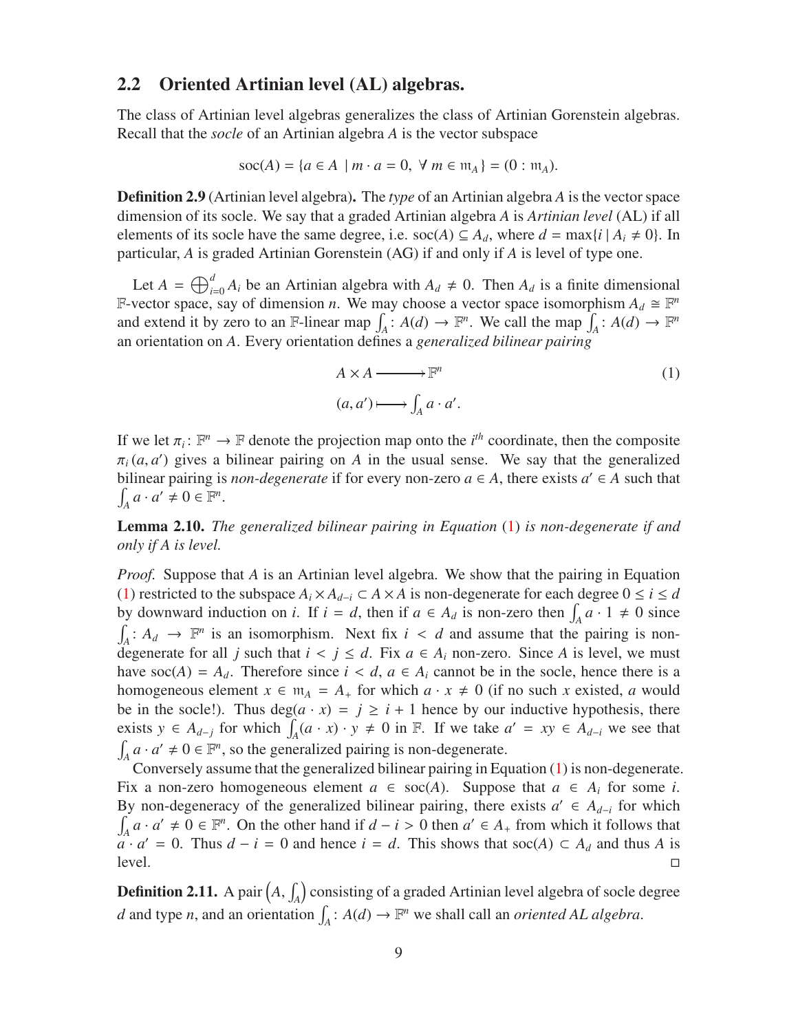## 2.2 Oriented Artinian level (AL) algebras.

The class of Artinian level algebras generalizes the class of Artinian Gorenstein algebras. Recall that the *socle* of an Artinian algebra $A$ is the vector subspace

$$\operatorname{soc}(A) = \{a \in A \mid m \cdot a = 0,\ \forall\, m \in \mathfrak{m}_A\} = (0 : \mathfrak{m}_A).$$

**Definition 2.9** (Artinian level algebra)**.** The *type* of an Artinian algebra $A$ is the vector space dimension of its socle. We say that a graded Artinian algebra $A$ is *Artinian level* (AL) if all elements of its socle have the same degree, i.e. $\operatorname{soc}(A) \subseteq A_d$, where $d = \max\{i \mid A_i \neq 0\}$. In particular, $A$ is graded Artinian Gorenstein (AG) if and only if $A$ is level of type one.

Let $A = \bigoplus_{i=0}^{d} A_i$ be an Artinian algebra with $A_d \neq 0$. Then $A_d$ is a finite dimensional $\mathbb{F}$-vector space, say of dimension $n$. We may choose a vector space isomorphism $A_d \cong \mathbb{F}^n$ and extend it by zero to an $\mathbb{F}$-linear map $\int_A : A(d) \to \mathbb{F}^n$. We call the map $\int_A : A(d) \to \mathbb{F}^n$ an orientation on $A$. Every orientation defines a *generalized bilinear pairing*

$$\begin{aligned} A \times A &\longrightarrow \mathbb{F}^n \\ (a, a') &\longmapsto \int_A a \cdot a'. \end{aligned} \tag{1}$$

If we let $\pi_i : \mathbb{F}^n \to \mathbb{F}$ denote the projection map onto the $i^{th}$ coordinate, then the composite $\pi_i(a, a')$ gives a bilinear pairing on $A$ in the usual sense. We say that the generalized bilinear pairing is *non-degenerate* if for every non-zero $a \in A$, there exists $a' \in A$ such that $\int_A a \cdot a' \neq 0 \in \mathbb{F}^n$.

**Lemma 2.10.** *The generalized bilinear pairing in Equation* (1) *is non-degenerate if and only if $A$ is level.*

*Proof.* Suppose that $A$ is an Artinian level algebra. We show that the pairing in Equation (1) restricted to the subspace $A_i \times A_{d-i} \subset A \times A$ is non-degenerate for each degree $0 \leq i \leq d$ by downward induction on $i$. If $i = d$, then if $a \in A_d$ is non-zero then $\int_A a \cdot 1 \neq 0$ since $\int_A : A_d \to \mathbb{F}^n$ is an isomorphism. Next fix $i < d$ and assume that the pairing is non-degenerate for all $j$ such that $i < j \leq d$. Fix $a \in A_i$ non-zero. Since $A$ is level, we must have $\operatorname{soc}(A) = A_d$. Therefore since $i < d$, $a \in A_i$ cannot be in the socle, hence there is a homogeneous element $x \in \mathfrak{m}_A = A_+$ for which $a \cdot x \neq 0$ (if no such $x$ existed, $a$ would be in the socle!). Thus $\deg(a \cdot x) = j \geq i + 1$ hence by our inductive hypothesis, there exists $y \in A_{d-j}$ for which $\int_A (a \cdot x) \cdot y \neq 0$ in $\mathbb{F}$. If we take $a' = xy \in A_{d-i}$ we see that $\int_A a \cdot a' \neq 0 \in \mathbb{F}^n$, so the generalized pairing is non-degenerate.

Conversely assume that the generalized bilinear pairing in Equation (1) is non-degenerate. Fix a non-zero homogeneous element $a \in \operatorname{soc}(A)$. Suppose that $a \in A_i$ for some $i$. By non-degeneracy of the generalized bilinear pairing, there exists $a' \in A_{d-i}$ for which $\int_A a \cdot a' \neq 0 \in \mathbb{F}^n$. On the other hand if $d - i > 0$ then $a' \in A_+$ from which it follows that $a \cdot a' = 0$. Thus $d - i = 0$ and hence $i = d$. This shows that $\operatorname{soc}(A) \subset A_d$ and thus $A$ is level. $\square$

**Definition 2.11.** A pair $\left(A, \int_A\right)$ consisting of a graded Artinian level algebra of socle degree $d$ and type $n$, and an orientation $\int_A : A(d) \to \mathbb{F}^n$ we shall call an *oriented AL algebra*.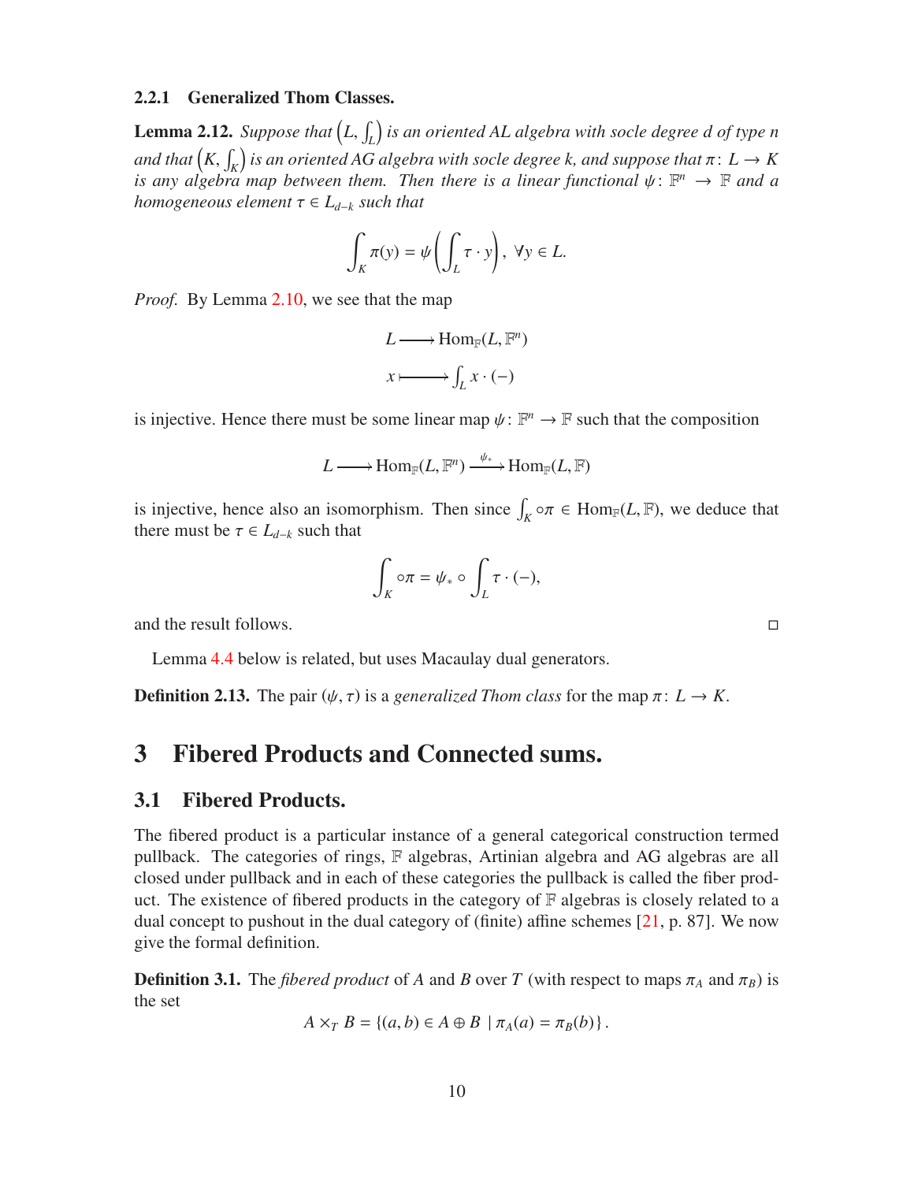#### 2.2.1 Generalized Thom Classes.

**Lemma 2.12.** *Suppose that $\left(L, \int_L\right)$ is an oriented AL algebra with socle degree $d$ of type $n$ and that $\left(K, \int_K\right)$ is an oriented AG algebra with socle degree $k$, and suppose that $\pi\colon L \to K$ is any algebra map between them. Then there is a linear functional $\psi\colon \mathbb{F}^n \to \mathbb{F}$ and a homogeneous element $\tau \in L_{d-k}$ such that*

$$\int_K \pi(y) = \psi\left(\int_L \tau \cdot y\right), \ \forall y \in L.$$

*Proof.* By Lemma 2.10, we see that the map

$$\begin{aligned} L &\longrightarrow \mathrm{Hom}_{\mathbb{F}}(L, \mathbb{F}^n) \\ x &\longmapsto \int_L x \cdot (-) \end{aligned}$$

is injective. Hence there must be some linear map $\psi\colon \mathbb{F}^n \to \mathbb{F}$ such that the composition

$$L \longrightarrow \mathrm{Hom}_{\mathbb{F}}(L, \mathbb{F}^n) \xrightarrow{\psi_*} \mathrm{Hom}_{\mathbb{F}}(L, \mathbb{F})$$

is injective, hence also an isomorphism. Then since $\int_K \circ \pi \in \mathrm{Hom}_{\mathbb{F}}(L, \mathbb{F})$, we deduce that there must be $\tau \in L_{d-k}$ such that

$$\int_K \circ \pi = \psi_* \circ \int_L \tau \cdot (-),$$

and the result follows. □

Lemma 4.4 below is related, but uses Macaulay dual generators.

**Definition 2.13.** The pair $(\psi, \tau)$ is a *generalized Thom class* for the map $\pi\colon L \to K$.

# 3 Fibered Products and Connected sums.

## 3.1 Fibered Products.

The fibered product is a particular instance of a general categorical construction termed pullback. The categories of rings, $\mathbb{F}$ algebras, Artinian algebra and AG algebras are all closed under pullback and in each of these categories the pullback is called the fiber product. The existence of fibered products in the category of $\mathbb{F}$ algebras is closely related to a dual concept to pushout in the dual category of (finite) affine schemes [21, p. 87]. We now give the formal definition.

**Definition 3.1.** The *fibered product* of $A$ and $B$ over $T$ (with respect to maps $\pi_A$ and $\pi_B$) is the set

$$A \times_T B = \{(a, b) \in A \oplus B \mid \pi_A(a) = \pi_B(b)\}.$$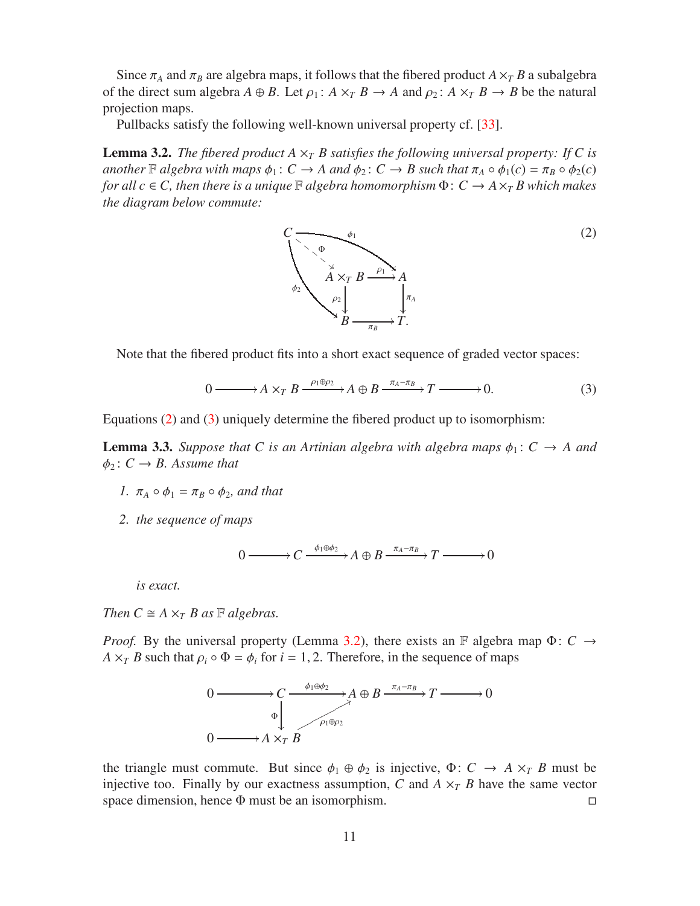Since $\pi_A$ and $\pi_B$ are algebra maps, it follows that the fibered product $A \times_T B$ a subalgebra of the direct sum algebra $A \oplus B$. Let $\rho_1 \colon A \times_T B \to A$ and $\rho_2 \colon A \times_T B \to B$ be the natural projection maps.

Pullbacks satisfy the following well-known universal property cf. [33].

**Lemma 3.2.** *The fibered product $A \times_T B$ satisfies the following universal property: If $C$ is another $\mathbb{F}$ algebra with maps $\phi_1 \colon C \to A$ and $\phi_2 \colon C \to B$ such that $\pi_A \circ \phi_1(c) = \pi_B \circ \phi_2(c)$ for all $c \in C$, then there is a unique $\mathbb{F}$ algebra homomorphism $\Phi \colon C \to A \times_T B$ which makes the diagram below commute:*

$$
\begin{array}{ccccc}
C & & \xrightarrow{\quad\phi_1\quad} & & A \\
& \overset{\Phi}{\searrow} & & & \\
& & A \times_T B & \xrightarrow{\rho_1} & A \\
& \phi_2 \searrow & \downarrow \rho_2 & & \downarrow \pi_A \\
& & B & \xrightarrow{\pi_B} & T.
\end{array}
\tag{2}
$$

Note that the fibered product fits into a short exact sequence of graded vector spaces:

$$
0 \longrightarrow A \times_T B \xrightarrow{\rho_1 \oplus \rho_2} A \oplus B \xrightarrow{\pi_A - \pi_B} T \longrightarrow 0. \tag{3}
$$

Equations (2) and (3) uniquely determine the fibered product up to isomorphism:

**Lemma 3.3.** *Suppose that $C$ is an Artinian algebra with algebra maps $\phi_1 \colon C \to A$ and $\phi_2 \colon C \to B$. Assume that*

1. *$\pi_A \circ \phi_1 = \pi_B \circ \phi_2$, and that*
2. *the sequence of maps*

$$
0 \longrightarrow C \xrightarrow{\phi_1 \oplus \phi_2} A \oplus B \xrightarrow{\pi_A - \pi_B} T \longrightarrow 0
$$

   *is exact.*

*Then $C \cong A \times_T B$ as $\mathbb{F}$ algebras.*

*Proof.* By the universal property (Lemma 3.2), there exists an $\mathbb{F}$ algebra map $\Phi \colon C \to A \times_T B$ such that $\rho_i \circ \Phi = \phi_i$ for $i = 1, 2$. Therefore, in the sequence of maps

$$
\begin{array}{ccccccc}
0 & \longrightarrow & C & \xrightarrow{\phi_1 \oplus \phi_2} & A \oplus B & \xrightarrow{\pi_A - \pi_B} & T \longrightarrow 0 \\
& & \downarrow \Phi & \nearrow_{\rho_1 \oplus \rho_2} & & & \\
0 & \longrightarrow & A \times_T B & & & &
\end{array}
$$

the triangle must commute. But since $\phi_1 \oplus \phi_2$ is injective, $\Phi \colon C \to A \times_T B$ must be injective too. Finally by our exactness assumption, $C$ and $A \times_T B$ have the same vector space dimension, hence $\Phi$ must be an isomorphism. $\square$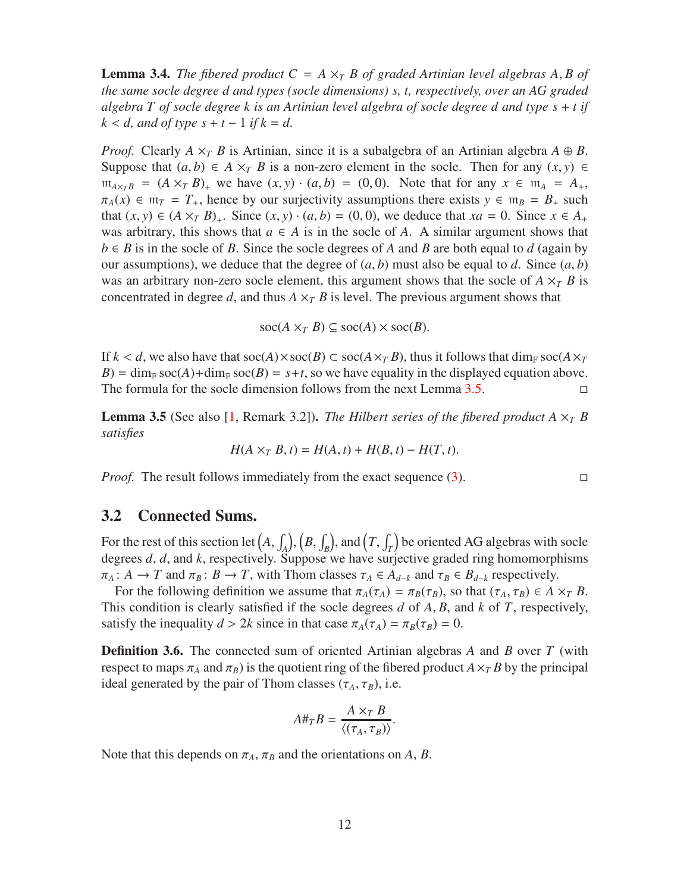**Lemma 3.4.** *The fibered product $C = A \times_T B$ of graded Artinian level algebras $A, B$ of the same socle degree $d$ and types (socle dimensions) $s$, $t$, respectively, over an AG graded algebra $T$ of socle degree $k$ is an Artinian level algebra of socle degree $d$ and type $s+t$ if $k < d$, and of type $s+t-1$ if $k = d$.*

*Proof.* Clearly $A \times_T B$ is Artinian, since it is a subalgebra of an Artinian algebra $A \oplus B$. Suppose that $(a, b) \in A \times_T B$ is a non-zero element in the socle. Then for any $(x, y) \in \mathfrak{m}_{A\times_T B} = (A \times_T B)_+$ we have $(x, y) \cdot (a, b) = (0, 0)$. Note that for any $x \in \mathfrak{m}_A = A_+$, $\pi_A(x) \in \mathfrak{m}_T = T_+$, hence by our surjectivity assumptions there exists $y \in \mathfrak{m}_B = B_+$ such that $(x, y) \in (A \times_T B)_+$. Since $(x, y) \cdot (a, b) = (0, 0)$, we deduce that $xa = 0$. Since $x \in A_+$ was arbitrary, this shows that $a \in A$ is in the socle of $A$. A similar argument shows that $b \in B$ is in the socle of $B$. Since the socle degrees of $A$ and $B$ are both equal to $d$ (again by our assumptions), we deduce that the degree of $(a, b)$ must also be equal to $d$. Since $(a, b)$ was an arbitrary non-zero socle element, this argument shows that the socle of $A \times_T B$ is concentrated in degree $d$, and thus $A \times_T B$ is level. The previous argument shows that

$$\operatorname{soc}(A \times_T B) \subseteq \operatorname{soc}(A) \times \operatorname{soc}(B).$$

If $k < d$, we also have that $\operatorname{soc}(A)\times\operatorname{soc}(B) \subset \operatorname{soc}(A\times_T B)$, thus it follows that $\dim_{\mathbb{F}} \operatorname{soc}(A\times_T B) = \dim_{\mathbb{F}} \operatorname{soc}(A)+\dim_{\mathbb{F}} \operatorname{soc}(B) = s+t$, so we have equality in the displayed equation above. The formula for the socle dimension follows from the next Lemma 3.5. □

**Lemma 3.5** (See also [1, Remark 3.2])**.** *The Hilbert series of the fibered product $A \times_T B$ satisfies*

$$H(A \times_T B, t) = H(A, t) + H(B, t) - H(T, t).$$

*Proof.* The result follows immediately from the exact sequence (3). □

## 3.2 Connected Sums.

For the rest of this section let $\left(A, \int_A\right)$, $\left(B, \int_B\right)$, and $\left(T, \int_T\right)$ be oriented AG algebras with socle degrees $d$, $d$, and $k$, respectively. Suppose we have surjective graded ring homomorphisms $\pi_A\colon A \to T$ and $\pi_B\colon B \to T$, with Thom classes $\tau_A \in A_{d-k}$ and $\tau_B \in B_{d-k}$ respectively.

For the following definition we assume that $\pi_A(\tau_A) = \pi_B(\tau_B)$, so that $(\tau_A, \tau_B) \in A \times_T B$. This condition is clearly satisfied if the socle degrees $d$ of $A, B$, and $k$ of $T$, respectively, satisfy the inequality $d > 2k$ since in that case $\pi_A(\tau_A) = \pi_B(\tau_B) = 0$.

**Definition 3.6.** The connected sum of oriented Artinian algebras $A$ and $B$ over $T$ (with respect to maps $\pi_A$ and $\pi_B$) is the quotient ring of the fibered product $A\times_T B$ by the principal ideal generated by the pair of Thom classes $(\tau_A, \tau_B)$, i.e.

$$A\#_T B = \frac{A \times_T B}{\langle(\tau_A, \tau_B)\rangle}.$$

Note that this depends on $\pi_A$, $\pi_B$ and the orientations on $A$, $B$.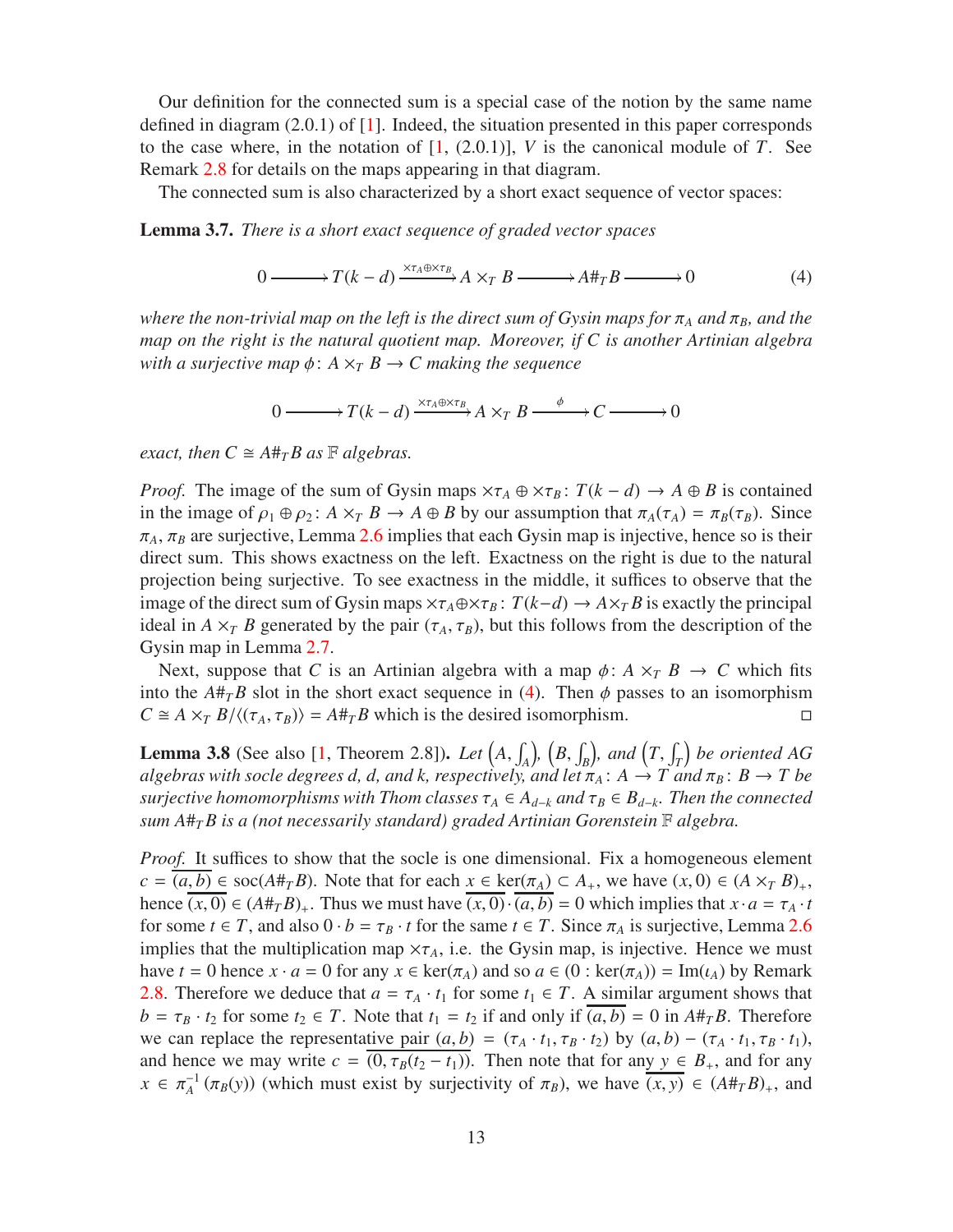Our definition for the connected sum is a special case of the notion by the same name defined in diagram (2.0.1) of [1]. Indeed, the situation presented in this paper corresponds to the case where, in the notation of [1, (2.0.1)], $V$ is the canonical module of $T$. See Remark 2.8 for details on the maps appearing in that diagram.

The connected sum is also characterized by a short exact sequence of vector spaces:

**Lemma 3.7.** *There is a short exact sequence of graded vector spaces*

$$0 \longrightarrow T(k-d) \xrightarrow{\times\tau_A \oplus \times\tau_B} A \times_T B \longrightarrow A\#_T B \longrightarrow 0 \tag{4}$$

*where the non-trivial map on the left is the direct sum of Gysin maps for $\pi_A$ and $\pi_B$, and the map on the right is the natural quotient map. Moreover, if $C$ is another Artinian algebra with a surjective map $\phi\colon A \times_T B \to C$ making the sequence*

$$0 \longrightarrow T(k-d) \xrightarrow{\times\tau_A \oplus \times\tau_B} A \times_T B \xrightarrow{\phi} C \longrightarrow 0$$

*exact, then $C \cong A\#_T B$ as $\mathbb{F}$ algebras.*

*Proof.* The image of the sum of Gysin maps $\times\tau_A \oplus \times\tau_B\colon T(k-d) \to A \oplus B$ is contained in the image of $\rho_1 \oplus \rho_2\colon A \times_T B \to A \oplus B$ by our assumption that $\pi_A(\tau_A) = \pi_B(\tau_B)$. Since $\pi_A, \pi_B$ are surjective, Lemma 2.6 implies that each Gysin map is injective, hence so is their direct sum. This shows exactness on the left. Exactness on the right is due to the natural projection being surjective. To see exactness in the middle, it suffices to observe that the image of the direct sum of Gysin maps $\times\tau_A \oplus \times\tau_B\colon T(k-d) \to A \times_T B$ is exactly the principal ideal in $A \times_T B$ generated by the pair $(\tau_A, \tau_B)$, but this follows from the description of the Gysin map in Lemma 2.7.

Next, suppose that $C$ is an Artinian algebra with a map $\phi\colon A \times_T B \to C$ which fits into the $A\#_T B$ slot in the short exact sequence in (4). Then $\phi$ passes to an isomorphism $C \cong A \times_T B/\langle(\tau_A, \tau_B)\rangle = A\#_T B$ which is the desired isomorphism. □

**Lemma 3.8** (See also [1, Theorem 2.8]). *Let $\left(A, \int_A\right)$, $\left(B, \int_B\right)$, and $\left(T, \int_T\right)$ be oriented AG algebras with socle degrees $d$, $d$, and $k$, respectively, and let $\pi_A\colon A \to T$ and $\pi_B\colon B \to T$ be surjective homomorphisms with Thom classes $\tau_A \in A_{d-k}$ and $\tau_B \in B_{d-k}$. Then the connected sum $A\#_T B$ is a (not necessarily standard) graded Artinian Gorenstein $\mathbb{F}$ algebra.*

*Proof.* It suffices to show that the socle is one dimensional. Fix a homogeneous element $c = \overline{(a,b)} \in \operatorname{soc}(A\#_T B)$. Note that for each $x \in \ker(\pi_A) \subset A_+$, we have $(x, 0) \in (A \times_T B)_+$, hence $\overline{(x,0)} \in (A\#_T B)_+$. Thus we must have $\overline{(x,0)} \cdot \overline{(a,b)} = 0$ which implies that $x \cdot a = \tau_A \cdot t$ for some $t \in T$, and also $0 \cdot b = \tau_B \cdot t$ for the same $t \in T$. Since $\pi_A$ is surjective, Lemma 2.6 implies that the multiplication map $\times\tau_A$, i.e. the Gysin map, is injective. Hence we must have $t = 0$ hence $x \cdot a = 0$ for any $x \in \ker(\pi_A)$ and so $a \in (0 : \ker(\pi_A)) = \operatorname{Im}(\iota_A)$ by Remark 2.8. Therefore we deduce that $a = \tau_A \cdot t_1$ for some $t_1 \in T$. A similar argument shows that $b = \tau_B \cdot t_2$ for some $t_2 \in T$. Note that $t_1 = t_2$ if and only if $\overline{(a,b)} = 0$ in $A\#_T B$. Therefore we can replace the representative pair $(a,b) = (\tau_A \cdot t_1, \tau_B \cdot t_2)$ by $(a,b) - (\tau_A \cdot t_1, \tau_B \cdot t_1)$, and hence we may write $c = \overline{(0, \tau_B(t_2 - t_1))}$. Then note that for any $y \in B_+$, and for any $x \in \pi_A^{-1}(\pi_B(y))$ (which must exist by surjectivity of $\pi_B$), we have $\overline{(x,y)} \in (A\#_T B)_+$, and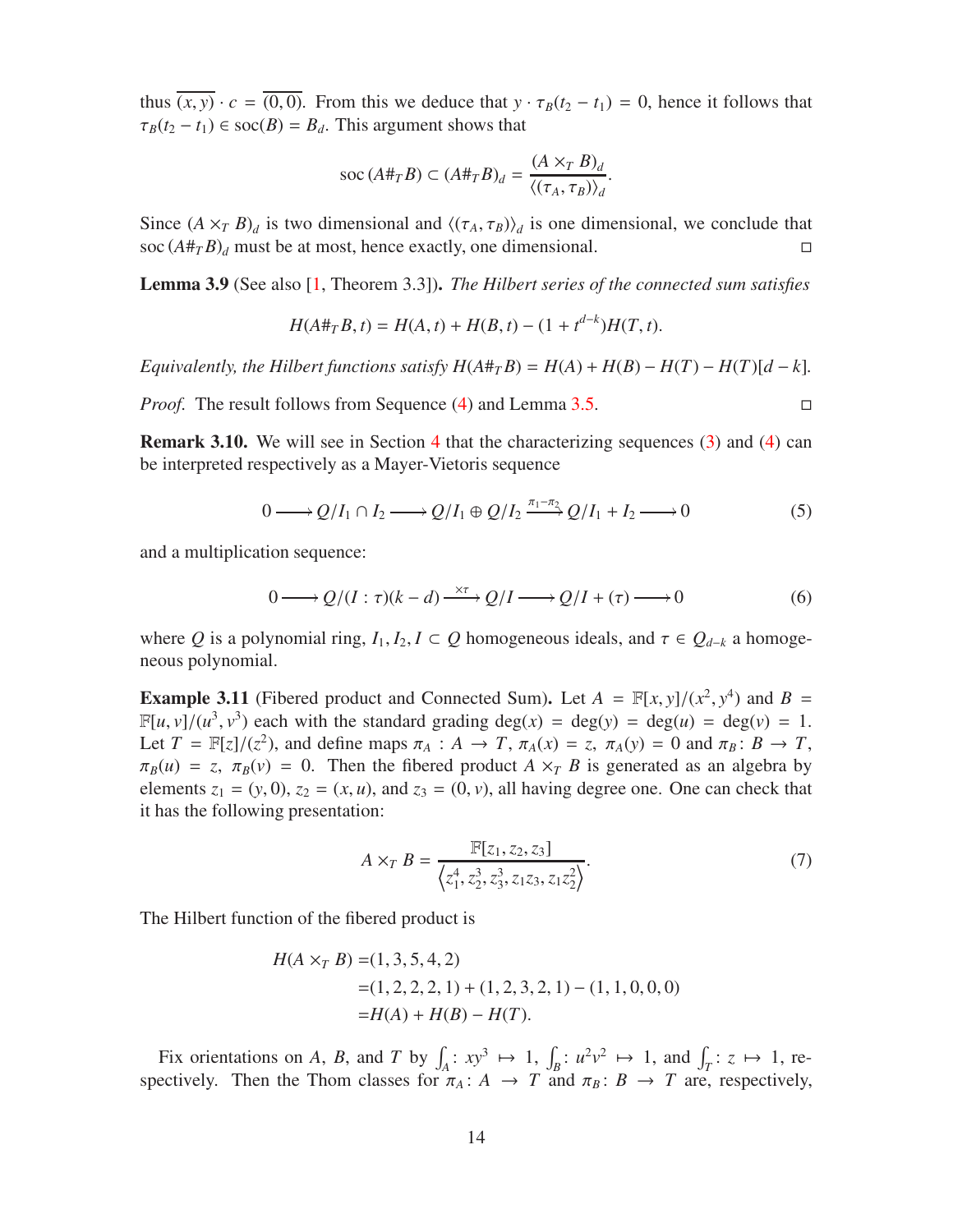thus $\overline{(x,y)} \cdot c = \overline{(0,0)}$. From this we deduce that $y \cdot \tau_B(t_2 - t_1) = 0$, hence it follows that $\tau_B(t_2 - t_1) \in \operatorname{soc}(B) = B_d$. This argument shows that

$$\operatorname{soc}(A\#_T B) \subset (A\#_T B)_d = \frac{(A \times_T B)_d}{\langle(\tau_A, \tau_B)\rangle_d}.$$

Since $(A \times_T B)_d$ is two dimensional and $\langle(\tau_A, \tau_B)\rangle_d$ is one dimensional, we conclude that $\operatorname{soc}(A\#_T B)_d$ must be at most, hence exactly, one dimensional. □

**Lemma 3.9** (See also [1, Theorem 3.3]). *The Hilbert series of the connected sum satisfies*

$$H(A\#_T B, t) = H(A, t) + H(B, t) - (1 + t^{d-k})H(T, t).$$

*Equivalently, the Hilbert functions satisfy* $H(A\#_T B) = H(A) + H(B) - H(T) - H(T)[d - k]$.

*Proof.* The result follows from Sequence (4) and Lemma 3.5. □

**Remark 3.10.** We will see in Section 4 that the characterizing sequences (3) and (4) can be interpreted respectively as a Mayer-Vietoris sequence

$$0 \longrightarrow Q/I_1 \cap I_2 \longrightarrow Q/I_1 \oplus Q/I_2 \xrightarrow{\pi_1 - \pi_2} Q/I_1 + I_2 \longrightarrow 0 \tag{5}$$

and a multiplication sequence:

$$0 \longrightarrow Q/(I : \tau)(k - d) \xrightarrow{\times \tau} Q/I \longrightarrow Q/I + (\tau) \longrightarrow 0 \tag{6}$$

where $Q$ is a polynomial ring, $I_1, I_2, I \subset Q$ homogeneous ideals, and $\tau \in Q_{d-k}$ a homogeneous polynomial.

**Example 3.11** (Fibered product and Connected Sum). Let $A = \mathbb{F}[x, y]/(x^2, y^4)$ and $B = \mathbb{F}[u, v]/(u^3, v^3)$ each with the standard grading $\deg(x) = \deg(y) = \deg(u) = \deg(v) = 1$. Let $T = \mathbb{F}[z]/(z^2)$, and define maps $\pi_A : A \to T$, $\pi_A(x) = z$, $\pi_A(y) = 0$ and $\pi_B : B \to T$, $\pi_B(u) = z$, $\pi_B(v) = 0$. Then the fibered product $A \times_T B$ is generated as an algebra by elements $z_1 = (y, 0)$, $z_2 = (x, u)$, and $z_3 = (0, v)$, all having degree one. One can check that it has the following presentation:

$$A \times_T B = \frac{\mathbb{F}[z_1, z_2, z_3]}{\left\langle z_1^4, z_2^3, z_3^3, z_1 z_3, z_1 z_2^2 \right\rangle}. \tag{7}$$

The Hilbert function of the fibered product is

$$\begin{aligned}
H(A \times_T B) =& (1, 3, 5, 4, 2) \\
=& (1, 2, 2, 2, 1) + (1, 2, 3, 2, 1) - (1, 1, 0, 0, 0) \\
=& H(A) + H(B) - H(T).
\end{aligned}$$

Fix orientations on $A$, $B$, and $T$ by $\int_A : xy^3 \mapsto 1$, $\int_B : u^2v^2 \mapsto 1$, and $\int_T : z \mapsto 1$, respectively. Then the Thom classes for $\pi_A : A \to T$ and $\pi_B : B \to T$ are, respectively,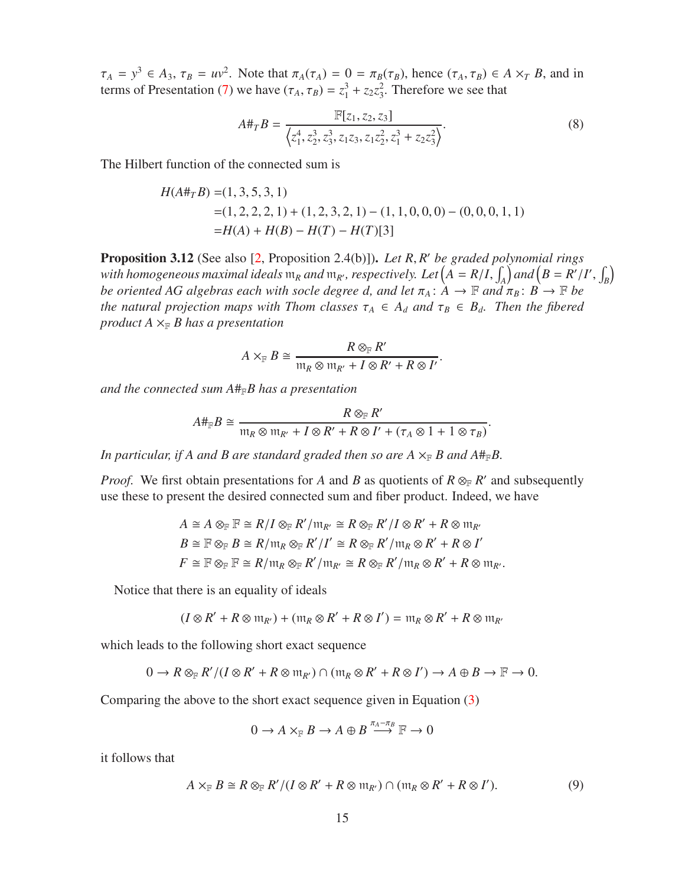$\tau_A = y^3 \in A_3$, $\tau_B = uv^2$. Note that $\pi_A(\tau_A) = 0 = \pi_B(\tau_B)$, hence $(\tau_A, \tau_B) \in A \times_T B$, and in terms of Presentation (7) we have $(\tau_A, \tau_B) = z_1^3 + z_2 z_3^2$. Therefore we see that

$$A \#_T B = \frac{\mathbb{F}[z_1, z_2, z_3]}{\left\langle z_1^4, z_2^3, z_3^3, z_1 z_3, z_1 z_2^2, z_1^3 + z_2 z_3^2 \right\rangle}. \tag{8}$$

The Hilbert function of the connected sum is

$$\begin{aligned} H(A\#_T B) =&(1, 3, 5, 3, 1) \\ =&(1, 2, 2, 2, 1) + (1, 2, 3, 2, 1) - (1, 1, 0, 0, 0) - (0, 0, 0, 1, 1) \\ =&H(A) + H(B) - H(T) - H(T)[3] \end{aligned}$$

**Proposition 3.12** (See also [2, Proposition 2.4(b)]). *Let $R, R'$ be graded polynomial rings with homogeneous maximal ideals $\mathfrak{m}_R$ and $\mathfrak{m}_{R'}$, respectively. Let $\left(A = R/I, \int_A\right)$ and $\left(B = R'/I', \int_B\right)$ be oriented AG algebras each with socle degree $d$, and let $\pi_A \colon A \to \mathbb{F}$ and $\pi_B \colon B \to \mathbb{F}$ be the natural projection maps with Thom classes $\tau_A \in A_d$ and $\tau_B \in B_d$. Then the fibered product $A \times_{\mathbb{F}} B$ has a presentation*

$$A \times_{\mathbb{F}} B \cong \frac{R \otimes_{\mathbb{F}} R'}{\mathfrak{m}_R \otimes \mathfrak{m}_{R'} + I \otimes R' + R \otimes I'}.$$

*and the connected sum $A\#_{\mathbb{F}}B$ has a presentation*

$$A\#_{\mathbb{F}}B \cong \frac{R \otimes_{\mathbb{F}} R'}{\mathfrak{m}_R \otimes \mathfrak{m}_{R'} + I \otimes R' + R \otimes I' + (\tau_A \otimes 1 + 1 \otimes \tau_B)}.$$

*In particular, if $A$ and $B$ are standard graded then so are $A \times_{\mathbb{F}} B$ and $A\#_{\mathbb{F}}B$.*

*Proof.* We first obtain presentations for $A$ and $B$ as quotients of $R \otimes_{\mathbb{F}} R'$ and subsequently use these to present the desired connected sum and fiber product. Indeed, we have

$$\begin{aligned} A &\cong A \otimes_{\mathbb{F}} \mathbb{F} \cong R/I \otimes_{\mathbb{F}} R'/\mathfrak{m}_{R'} \cong R \otimes_{\mathbb{F}} R'/I \otimes R' + R \otimes \mathfrak{m}_{R'} \\ B &\cong \mathbb{F} \otimes_{\mathbb{F}} B \cong R/\mathfrak{m}_R \otimes_{\mathbb{F}} R'/I' \cong R \otimes_{\mathbb{F}} R'/\mathfrak{m}_R \otimes R' + R \otimes I' \\ F &\cong \mathbb{F} \otimes_{\mathbb{F}} \mathbb{F} \cong R/\mathfrak{m}_R \otimes_{\mathbb{F}} R'/\mathfrak{m}_{R'} \cong R \otimes_{\mathbb{F}} R'/\mathfrak{m}_R \otimes R' + R \otimes \mathfrak{m}_{R'}. \end{aligned}$$

Notice that there is an equality of ideals

$$(I \otimes R' + R \otimes \mathfrak{m}_{R'}) + (\mathfrak{m}_R \otimes R' + R \otimes I') = \mathfrak{m}_R \otimes R' + R \otimes \mathfrak{m}_{R'}$$

which leads to the following short exact sequence

$$0 \to R \otimes_{\mathbb{F}} R'/(I \otimes R' + R \otimes \mathfrak{m}_{R'}) \cap (\mathfrak{m}_R \otimes R' + R \otimes I') \to A \oplus B \to \mathbb{F} \to 0.$$

Comparing the above to the short exact sequence given in Equation (3)

$$0 \to A \times_{\mathbb{F}} B \to A \oplus B \xrightarrow{\pi_A - \pi_B} \mathbb{F} \to 0$$

it follows that

$$A \times_{\mathbb{F}} B \cong R \otimes_{\mathbb{F}} R'/(I \otimes R' + R \otimes \mathfrak{m}_{R'}) \cap (\mathfrak{m}_R \otimes R' + R \otimes I'). \tag{9}$$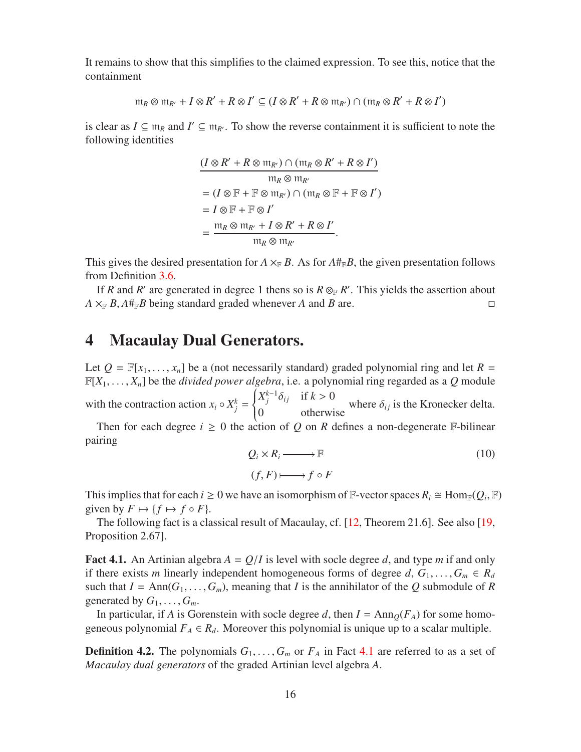It remains to show that this simplifies to the claimed expression. To see this, notice that the containment

$$\mathfrak{m}_R \otimes \mathfrak{m}_{R'} + I \otimes R' + R \otimes I' \subseteq (I \otimes R' + R \otimes \mathfrak{m}_{R'}) \cap (\mathfrak{m}_R \otimes R' + R \otimes I')$$

is clear as $I \subseteq \mathfrak{m}_R$ and $I' \subseteq \mathfrak{m}_{R'}$. To show the reverse containment it is sufficient to note the following identities

$$\begin{aligned}
&\frac{(I \otimes R' + R \otimes \mathfrak{m}_{R'}) \cap (\mathfrak{m}_R \otimes R' + R \otimes I')}{\mathfrak{m}_R \otimes \mathfrak{m}_{R'}} \\
&= (I \otimes \mathbb{F} + \mathbb{F} \otimes \mathfrak{m}_{R'}) \cap (\mathfrak{m}_R \otimes \mathbb{F} + \mathbb{F} \otimes I') \\
&= I \otimes \mathbb{F} + \mathbb{F} \otimes I' \\
&= \frac{\mathfrak{m}_R \otimes \mathfrak{m}_{R'} + I \otimes R' + R \otimes I'}{\mathfrak{m}_R \otimes \mathfrak{m}_{R'}}.
\end{aligned}$$

This gives the desired presentation for $A \times_{\mathbb{F}} B$. As for $A \#_{\mathbb{F}} B$, the given presentation follows from Definition 3.6.

If $R$ and $R'$ are generated in degree 1 thens so is $R \otimes_{\mathbb{F}} R'$. This yields the assertion about $A \times_{\mathbb{F}} B, A \#_{\mathbb{F}} B$ being standard graded whenever $A$ and $B$ are. □

# 4 Macaulay Dual Generators.

Let $Q = \mathbb{F}[x_1, \ldots, x_n]$ be a (not necessarily standard) graded polynomial ring and let $R = \mathbb{F}[X_1, \ldots, X_n]$ be the *divided power algebra*, i.e. a polynomial ring regarded as a $Q$ module with the contraction action $x_i \circ X_j^k = \begin{cases} X_j^{k-1}\delta_{ij} & \text{if } k > 0 \\ 0 & \text{otherwise} \end{cases}$ where $\delta_{ij}$ is the Kronecker delta.

Then for each degree $i \geq 0$ the action of $Q$ on $R$ defines a non-degenerate $\mathbb{F}$-bilinear pairing

$$\begin{aligned} Q_i \times R_i &\longrightarrow \mathbb{F} \\ (f, F) &\longmapsto f \circ F \end{aligned} \tag{10}$$

This implies that for each $i \geq 0$ we have an isomorphism of $\mathbb{F}$-vector spaces $R_i \cong \mathrm{Hom}_{\mathbb{F}}(Q_i, \mathbb{F})$ given by $F \mapsto \{f \mapsto f \circ F\}$.

The following fact is a classical result of Macaulay, cf. [12, Theorem 21.6]. See also [19, Proposition 2.67].

**Fact 4.1.** An Artinian algebra $A = Q/I$ is level with socle degree $d$, and type $m$ if and only if there exists $m$ linearly independent homogeneous forms of degree $d$, $G_1, \ldots, G_m \in R_d$ such that $I = \mathrm{Ann}(G_1, \ldots, G_m)$, meaning that $I$ is the annihilator of the $Q$ submodule of $R$ generated by $G_1, \ldots, G_m$.

In particular, if $A$ is Gorenstein with socle degree $d$, then $I = \mathrm{Ann}_Q(F_A)$ for some homogeneous polynomial $F_A \in R_d$. Moreover this polynomial is unique up to a scalar multiple.

**Definition 4.2.** The polynomials $G_1, \ldots, G_m$ or $F_A$ in Fact 4.1 are referred to as a set of *Macaulay dual generators* of the graded Artinian level algebra $A$.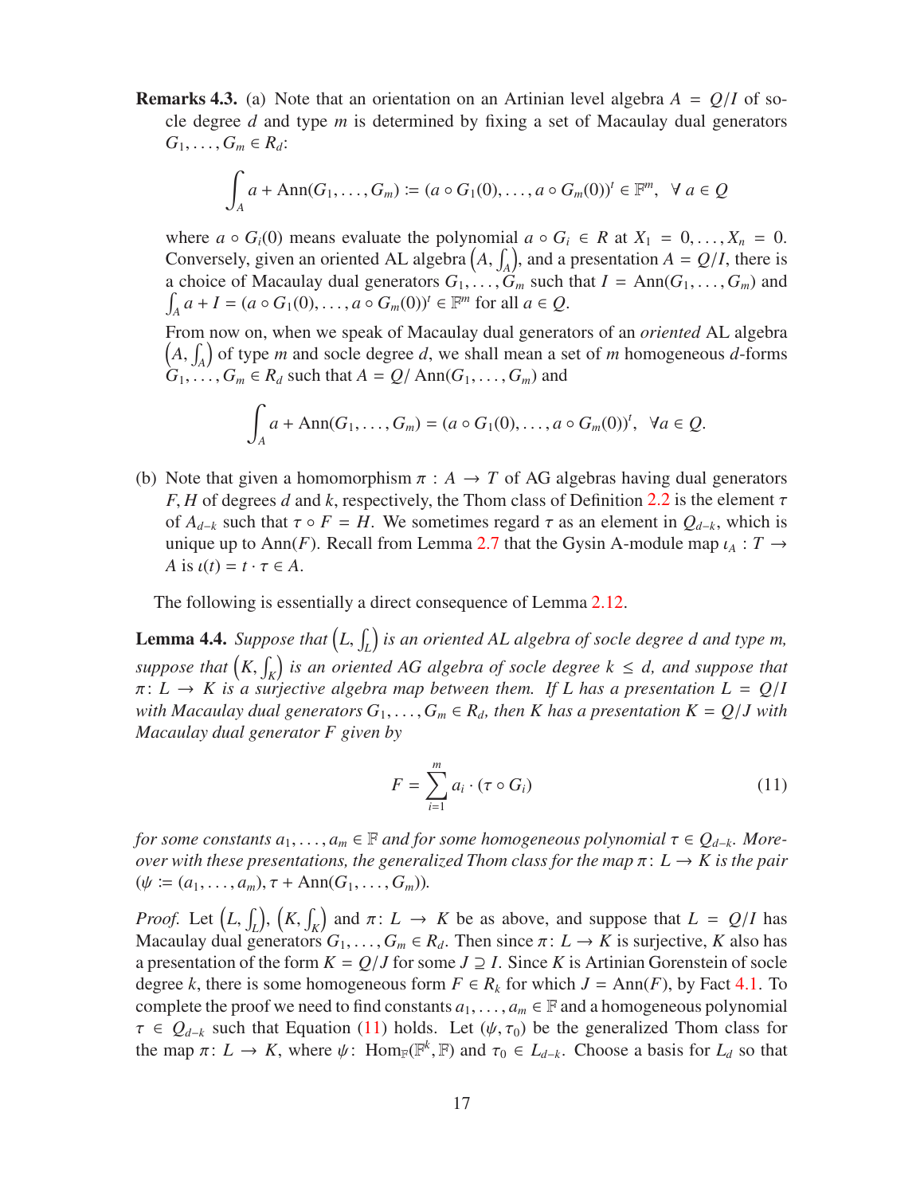**Remarks 4.3.** (a) Note that an orientation on an Artinian level algebra $A = Q/I$ of socle degree $d$ and type $m$ is determined by fixing a set of Macaulay dual generators $G_1, \ldots, G_m \in R_d$:

$$\int_A a + \operatorname{Ann}(G_1, \ldots, G_m) := (a \circ G_1(0), \ldots, a \circ G_m(0))^t \in \mathbb{F}^m, \quad \forall\, a \in Q$$

where $a \circ G_i(0)$ means evaluate the polynomial $a \circ G_i \in R$ at $X_1 = 0, \ldots, X_n = 0$. Conversely, given an oriented AL algebra $\left(A, \int_A\right)$, and a presentation $A = Q/I$, there is a choice of Macaulay dual generators $G_1, \ldots, G_m$ such that $I = \operatorname{Ann}(G_1, \ldots, G_m)$ and $\int_A a + I = (a \circ G_1(0), \ldots, a \circ G_m(0))^t \in \mathbb{F}^m$ for all $a \in Q$.

From now on, when we speak of Macaulay dual generators of an *oriented* AL algebra $\left(A, \int_A\right)$ of type $m$ and socle degree $d$, we shall mean a set of $m$ homogeneous $d$-forms $G_1, \ldots, G_m \in R_d$ such that $A = Q/\operatorname{Ann}(G_1, \ldots, G_m)$ and

$$\int_A a + \operatorname{Ann}(G_1, \ldots, G_m) = (a \circ G_1(0), \ldots, a \circ G_m(0))^t, \quad \forall a \in Q.$$

(b) Note that given a homomorphism $\pi : A \to T$ of AG algebras having dual generators $F, H$ of degrees $d$ and $k$, respectively, the Thom class of Definition 2.2 is the element $\tau$ of $A_{d-k}$ such that $\tau \circ F = H$. We sometimes regard $\tau$ as an element in $Q_{d-k}$, which is unique up to $\operatorname{Ann}(F)$. Recall from Lemma 2.7 that the Gysin A-module map $\iota_A : T \to A$ is $\iota(t) = t \cdot \tau \in A$.

The following is essentially a direct consequence of Lemma 2.12.

**Lemma 4.4.** *Suppose that $\left(L, \int_L\right)$ is an oriented AL algebra of socle degree $d$ and type $m$, suppose that $\left(K, \int_K\right)$ is an oriented AG algebra of socle degree $k \leq d$, and suppose that $\pi\colon L \to K$ is a surjective algebra map between them. If $L$ has a presentation $L = Q/I$ with Macaulay dual generators $G_1, \ldots, G_m \in R_d$, then $K$ has a presentation $K = Q/J$ with Macaulay dual generator $F$ given by*

$$F = \sum_{i=1}^{m} a_i \cdot (\tau \circ G_i) \tag{11}$$

*for some constants $a_1, \ldots, a_m \in \mathbb{F}$ and for some homogeneous polynomial $\tau \in Q_{d-k}$. Moreover with these presentations, the generalized Thom class for the map $\pi\colon L \to K$ is the pair $(\psi := (a_1, \ldots, a_m), \tau + \operatorname{Ann}(G_1, \ldots, G_m))$.*

*Proof.* Let $\left(L, \int_L\right)$, $\left(K, \int_K\right)$ and $\pi\colon L \to K$ be as above, and suppose that $L = Q/I$ has Macaulay dual generators $G_1, \ldots, G_m \in R_d$. Then since $\pi\colon L \to K$ is surjective, $K$ also has a presentation of the form $K = Q/J$ for some $J \supseteq I$. Since $K$ is Artinian Gorenstein of socle degree $k$, there is some homogeneous form $F \in R_k$ for which $J = \operatorname{Ann}(F)$, by Fact 4.1. To complete the proof we need to find constants $a_1, \ldots, a_m \in \mathbb{F}$ and a homogeneous polynomial $\tau \in Q_{d-k}$ such that Equation (11) holds. Let $(\psi, \tau_0)$ be the generalized Thom class for the map $\pi\colon L \to K$, where $\psi\colon \operatorname{Hom}_{\mathbb{F}}(\mathbb{F}^k, \mathbb{F})$ and $\tau_0 \in L_{d-k}$. Choose a basis for $L_d$ so that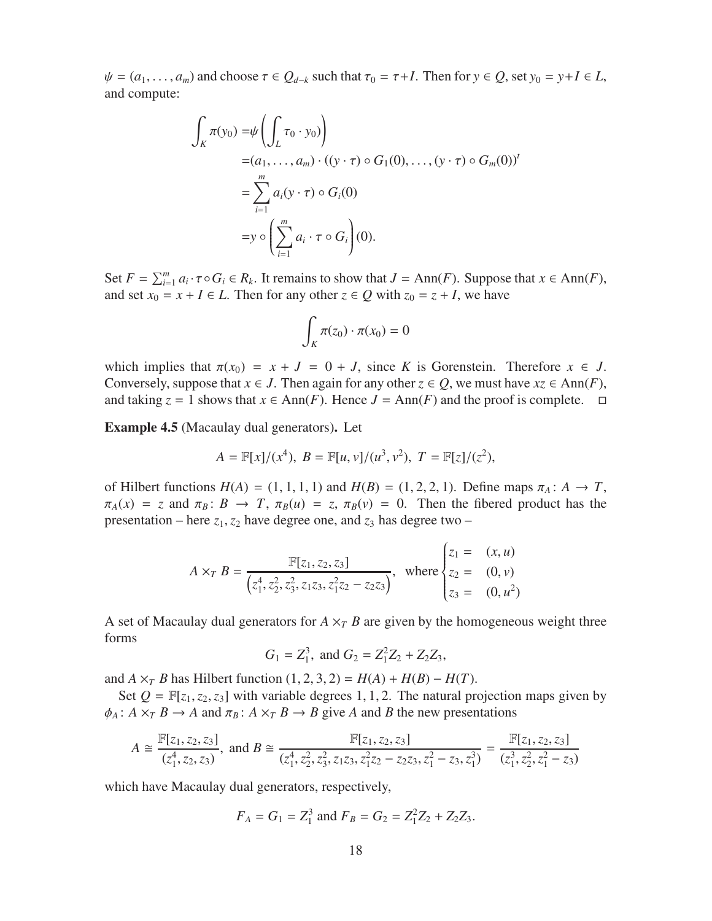$\psi = (a_1, \ldots, a_m)$ and choose $\tau \in Q_{d-k}$ such that $\tau_0 = \tau + I$. Then for $y \in Q$, set $y_0 = y + I \in L$, and compute:

$$\begin{aligned}
\int_K \pi(y_0) =& \psi\left(\int_L \tau_0 \cdot y_0)\right) \\
=& (a_1, \ldots, a_m) \cdot ((y \cdot \tau) \circ G_1(0), \ldots, (y \cdot \tau) \circ G_m(0))^t \\
=& \sum_{i=1}^{m} a_i (y \cdot \tau) \circ G_i(0) \\
=& y \circ \left(\sum_{i=1}^{m} a_i \cdot \tau \circ G_i\right)(0).
\end{aligned}$$

Set $F = \sum_{i=1}^{m} a_i \cdot \tau \circ G_i \in R_k$. It remains to show that $J = \mathrm{Ann}(F)$. Suppose that $x \in \mathrm{Ann}(F)$, and set $x_0 = x + I \in L$. Then for any other $z \in Q$ with $z_0 = z + I$, we have

$$\int_K \pi(z_0) \cdot \pi(x_0) = 0$$

which implies that $\pi(x_0) = x + J = 0 + J$, since $K$ is Gorenstein. Therefore $x \in J$. Conversely, suppose that $x \in J$. Then again for any other $z \in Q$, we must have $xz \in \mathrm{Ann}(F)$, and taking $z = 1$ shows that $x \in \mathrm{Ann}(F)$. Hence $J = \mathrm{Ann}(F)$ and the proof is complete. □

**Example 4.5** (Macaulay dual generators)**.** Let

$$A = \mathbb{F}[x]/(x^4),\ B = \mathbb{F}[u, v]/(u^3, v^2),\ T = \mathbb{F}[z]/(z^2),$$

of Hilbert functions $H(A) = (1, 1, 1, 1)$ and $H(B) = (1, 2, 2, 1)$. Define maps $\pi_A : A \to T$, $\pi_A(x) = z$ and $\pi_B : B \to T$, $\pi_B(u) = z$, $\pi_B(v) = 0$. Then the fibered product has the presentation – here $z_1, z_2$ have degree one, and $z_3$ has degree two –

$$A \times_T B = \frac{\mathbb{F}[z_1, z_2, z_3]}{\left(z_1^4, z_2^2, z_3^2, z_1 z_3, z_1^2 z_2 - z_2 z_3\right)}, \quad \text{where} \begin{cases} z_1 = & (x, u) \\ z_2 = & (0, v) \\ z_3 = & (0, u^2) \end{cases}$$

A set of Macaulay dual generators for $A \times_T B$ are given by the homogeneous weight three forms

$$G_1 = Z_1^3, \text{ and } G_2 = Z_1^2 Z_2 + Z_2 Z_3,$$

and $A \times_T B$ has Hilbert function $(1, 2, 3, 2) = H(A) + H(B) - H(T)$.

Set $Q = \mathbb{F}[z_1, z_2, z_3]$ with variable degrees $1, 1, 2$. The natural projection maps given by $\phi_A : A \times_T B \to A$ and $\pi_B : A \times_T B \to B$ give $A$ and $B$ the new presentations

$$A \cong \frac{\mathbb{F}[z_1, z_2, z_3]}{(z_1^4, z_2, z_3)}, \text{ and } B \cong \frac{\mathbb{F}[z_1, z_2, z_3]}{(z_1^4, z_2^2, z_3^2, z_1 z_3, z_1^2 z_2 - z_2 z_3, z_1^2 - z_3, z_1^3)} = \frac{\mathbb{F}[z_1, z_2, z_3]}{(z_1^3, z_2^2, z_1^2 - z_3)}$$

which have Macaulay dual generators, respectively,

$$F_A = G_1 = Z_1^3 \text{ and } F_B = G_2 = Z_1^2 Z_2 + Z_2 Z_3.$$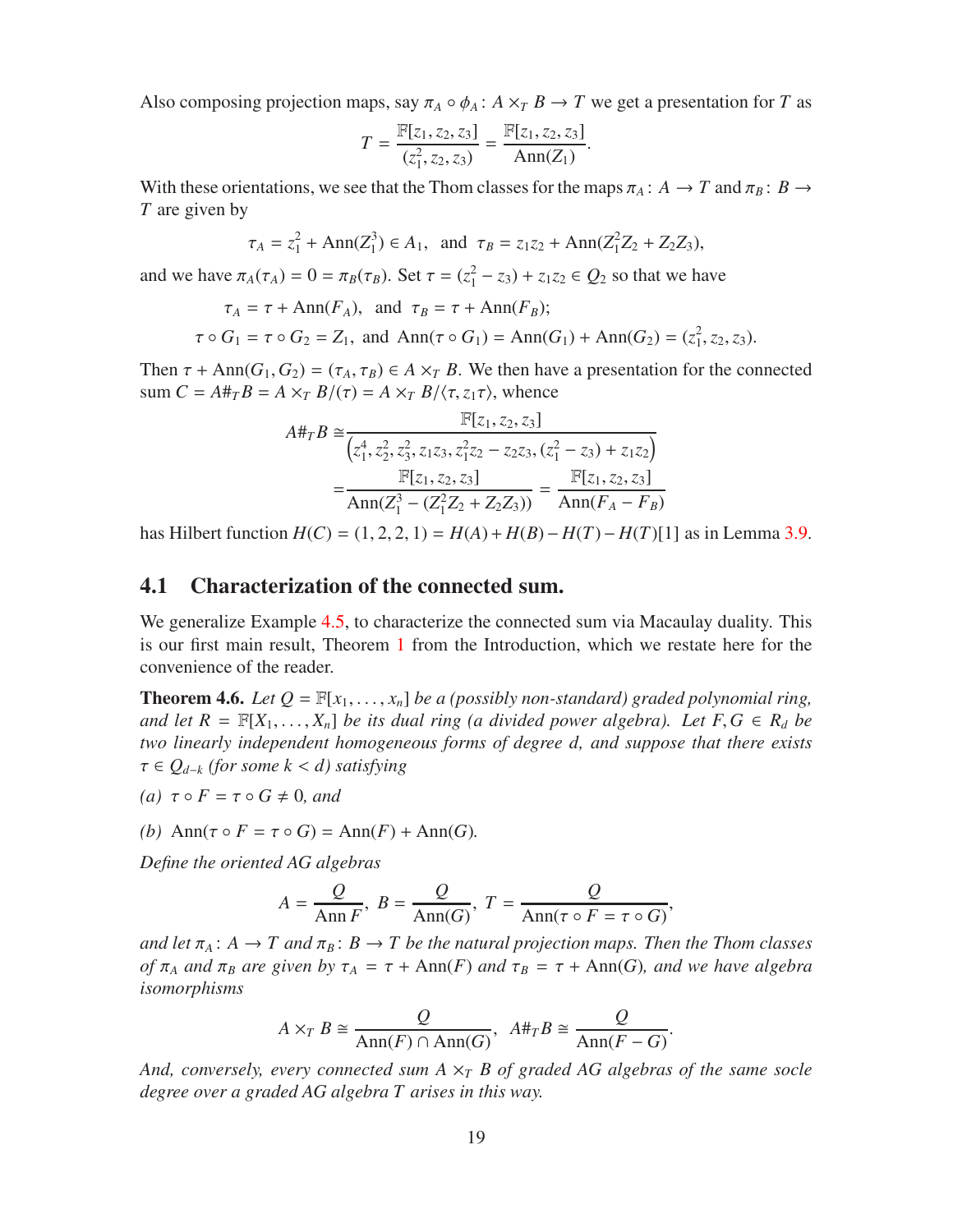Also composing projection maps, say $\pi_A \circ \phi_A : A \times_T B \to T$ we get a presentation for $T$ as

$$T = \frac{\mathbb{F}[z_1, z_2, z_3]}{(z_1^2, z_2, z_3)} = \frac{\mathbb{F}[z_1, z_2, z_3]}{\mathrm{Ann}(Z_1)}.$$

With these orientations, we see that the Thom classes for the maps $\pi_A : A \to T$ and $\pi_B : B \to T$ are given by

$$\tau_A = z_1^2 + \mathrm{Ann}(Z_1^3) \in A_1, \text{ and } \tau_B = z_1 z_2 + \mathrm{Ann}(Z_1^2 Z_2 + Z_2 Z_3),$$

and we have $\pi_A(\tau_A) = 0 = \pi_B(\tau_B)$. Set $\tau = (z_1^2 - z_3) + z_1 z_2 \in Q_2$ so that we have

$$\tau_A = \tau + \mathrm{Ann}(F_A), \text{ and } \tau_B = \tau + \mathrm{Ann}(F_B);$$

$$\tau \circ G_1 = \tau \circ G_2 = Z_1, \text{ and } \mathrm{Ann}(\tau \circ G_1) = \mathrm{Ann}(G_1) + \mathrm{Ann}(G_2) = (z_1^2, z_2, z_3).$$

Then $\tau + \mathrm{Ann}(G_1, G_2) = (\tau_A, \tau_B) \in A \times_T B$. We then have a presentation for the connected sum $C = A \#_T B = A \times_T B/(\tau) = A \times_T B/\langle \tau, z_1 \tau \rangle$, whence

$$\begin{aligned} A \#_T B \cong & \frac{\mathbb{F}[z_1, z_2, z_3]}{\left(z_1^4, z_2^2, z_3^2, z_1 z_3, z_1^2 z_2 - z_2 z_3, (z_1^2 - z_3) + z_1 z_2\right)} \\ = & \frac{\mathbb{F}[z_1, z_2, z_3]}{\mathrm{Ann}(Z_1^3 - (Z_1^2 Z_2 + Z_2 Z_3))} = \frac{\mathbb{F}[z_1, z_2, z_3]}{\mathrm{Ann}(F_A - F_B)} \end{aligned}$$

has Hilbert function $H(C) = (1, 2, 2, 1) = H(A) + H(B) - H(T) - H(T)[1]$ as in Lemma 3.9.

## 4.1 Characterization of the connected sum.

We generalize Example 4.5, to characterize the connected sum via Macaulay duality. This is our first main result, Theorem 1 from the Introduction, which we restate here for the convenience of the reader.

**Theorem 4.6.** *Let $Q = \mathbb{F}[x_1, \ldots, x_n]$ be a (possibly non-standard) graded polynomial ring, and let $R = \mathbb{F}[X_1, \ldots, X_n]$ be its dual ring (a divided power algebra). Let $F, G \in R_d$ be two linearly independent homogeneous forms of degree $d$, and suppose that there exists $\tau \in Q_{d-k}$ (for some $k < d$) satisfying*

*(a) $\tau \circ F = \tau \circ G \neq 0$, and*

*(b) $\mathrm{Ann}(\tau \circ F = \tau \circ G) = \mathrm{Ann}(F) + \mathrm{Ann}(G)$.*

*Define the oriented AG algebras*

$$A = \frac{Q}{\mathrm{Ann}\, F},\ B = \frac{Q}{\mathrm{Ann}(G)},\ T = \frac{Q}{\mathrm{Ann}(\tau \circ F = \tau \circ G)},$$

*and let $\pi_A : A \to T$ and $\pi_B : B \to T$ be the natural projection maps. Then the Thom classes of $\pi_A$ and $\pi_B$ are given by $\tau_A = \tau + \mathrm{Ann}(F)$ and $\tau_B = \tau + \mathrm{Ann}(G)$, and we have algebra isomorphisms*

$$A \times_T B \cong \frac{Q}{\mathrm{Ann}(F) \cap \mathrm{Ann}(G)},\ A \#_T B \cong \frac{Q}{\mathrm{Ann}(F - G)}.$$

*And, conversely, every connected sum $A \times_T B$ of graded AG algebras of the same socle degree over a graded AG algebra $T$ arises in this way.*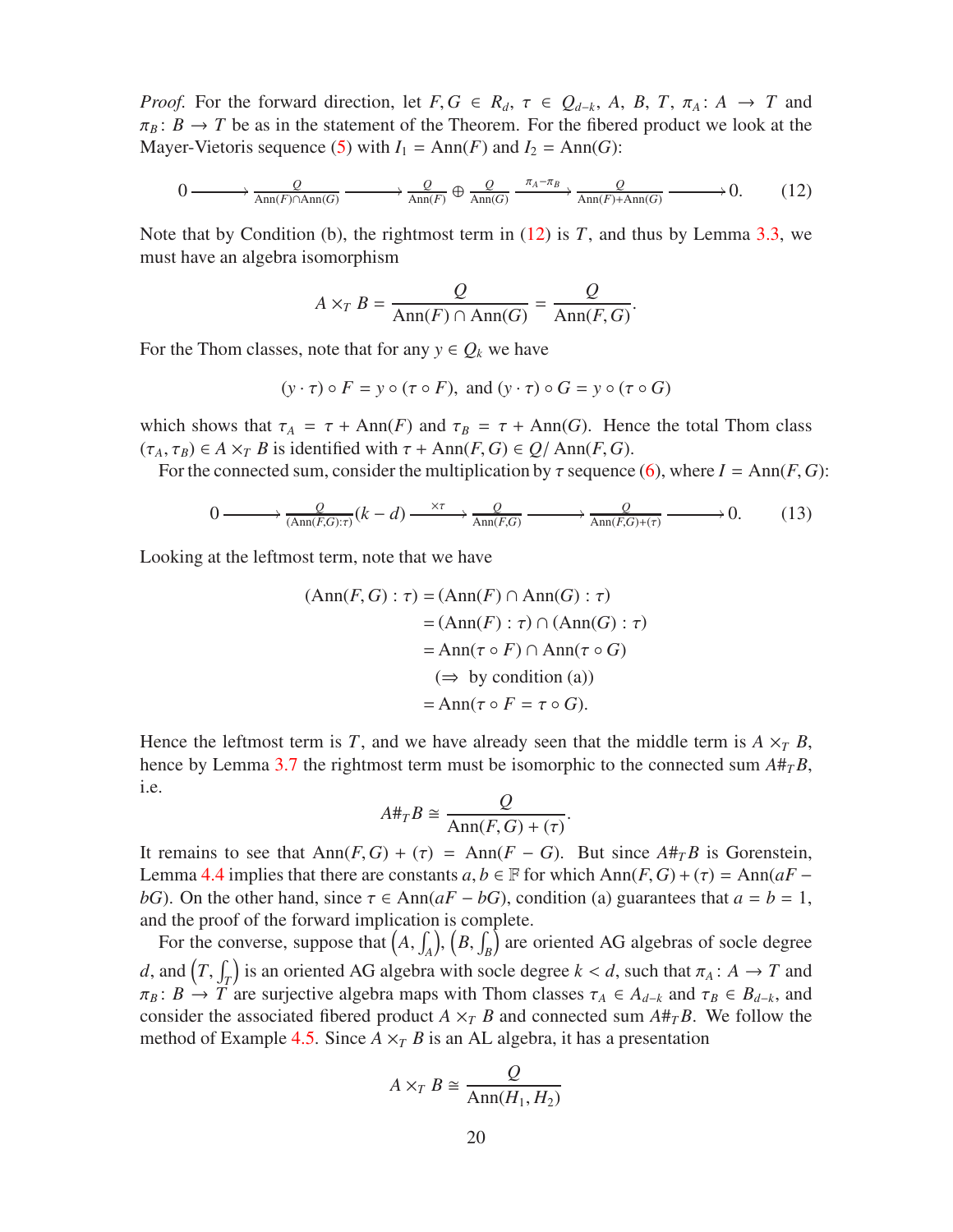*Proof.* For the forward direction, let $F, G \in R_d$, $\tau \in Q_{d-k}$, $A$, $B$, $T$, $\pi_A \colon A \to T$ and $\pi_B \colon B \to T$ be as in the statement of the Theorem. For the fibered product we look at the Mayer-Vietoris sequence (5) with $I_1 = \operatorname{Ann}(F)$ and $I_2 = \operatorname{Ann}(G)$:

$$0 \longrightarrow \frac{Q}{\operatorname{Ann}(F)\cap\operatorname{Ann}(G)} \longrightarrow \frac{Q}{\operatorname{Ann}(F)} \oplus \frac{Q}{\operatorname{Ann}(G)} \xrightarrow{\pi_A - \pi_B} \frac{Q}{\operatorname{Ann}(F)+\operatorname{Ann}(G)} \longrightarrow 0. \tag{12}$$

Note that by Condition (b), the rightmost term in (12) is $T$, and thus by Lemma 3.3, we must have an algebra isomorphism

$$A \times_T B = \frac{Q}{\operatorname{Ann}(F)\cap\operatorname{Ann}(G)} = \frac{Q}{\operatorname{Ann}(F,G)}.$$

For the Thom classes, note that for any $y \in Q_k$ we have

$$(y \cdot \tau) \circ F = y \circ (\tau \circ F), \text{ and } (y \cdot \tau) \circ G = y \circ (\tau \circ G)$$

which shows that $\tau_A = \tau + \operatorname{Ann}(F)$ and $\tau_B = \tau + \operatorname{Ann}(G)$. Hence the total Thom class $(\tau_A, \tau_B) \in A \times_T B$ is identified with $\tau + \operatorname{Ann}(F,G) \in Q/\operatorname{Ann}(F,G)$.

For the connected sum, consider the multiplication by $\tau$ sequence (6), where $I = \operatorname{Ann}(F,G)$:

$$0 \longrightarrow \frac{Q}{(\operatorname{Ann}(F,G):\tau)}(k-d) \xrightarrow{\times\tau} \frac{Q}{\operatorname{Ann}(F,G)} \longrightarrow \frac{Q}{\operatorname{Ann}(F,G)+(\tau)} \longrightarrow 0. \tag{13}$$

Looking at the leftmost term, note that we have

$$\begin{aligned}
(\operatorname{Ann}(F,G):\tau) &= (\operatorname{Ann}(F)\cap\operatorname{Ann}(G):\tau)\\
&= (\operatorname{Ann}(F):\tau)\cap(\operatorname{Ann}(G):\tau)\\
&= \operatorname{Ann}(\tau\circ F)\cap\operatorname{Ann}(\tau\circ G)\\
&\quad (\Rightarrow \text{ by condition (a)})\\
&= \operatorname{Ann}(\tau\circ F = \tau\circ G).
\end{aligned}$$

Hence the leftmost term is $T$, and we have already seen that the middle term is $A \times_T B$, hence by Lemma 3.7 the rightmost term must be isomorphic to the connected sum $A\#_T B$, i.e.

$$A\#_T B \cong \frac{Q}{\operatorname{Ann}(F,G)+(\tau)}.$$

It remains to see that $\operatorname{Ann}(F,G)+(\tau) = \operatorname{Ann}(F-G)$. But since $A\#_T B$ is Gorenstein, Lemma 4.4 implies that there are constants $a, b \in \mathbb{F}$ for which $\operatorname{Ann}(F,G)+(\tau) = \operatorname{Ann}(aF - bG)$. On the other hand, since $\tau \in \operatorname{Ann}(aF - bG)$, condition (a) guarantees that $a = b = 1$, and the proof of the forward implication is complete.

For the converse, suppose that $\left(A, \int_A\right)$, $\left(B, \int_B\right)$ are oriented AG algebras of socle degree $d$, and $\left(T, \int_T\right)$ is an oriented AG algebra with socle degree $k < d$, such that $\pi_A \colon A \to T$ and $\pi_B \colon B \to T$ are surjective algebra maps with Thom classes $\tau_A \in A_{d-k}$ and $\tau_B \in B_{d-k}$, and consider the associated fibered product $A \times_T B$ and connected sum $A\#_T B$. We follow the method of Example 4.5. Since $A \times_T B$ is an AL algebra, it has a presentation

$$A \times_T B \cong \frac{Q}{\operatorname{Ann}(H_1, H_2)}$$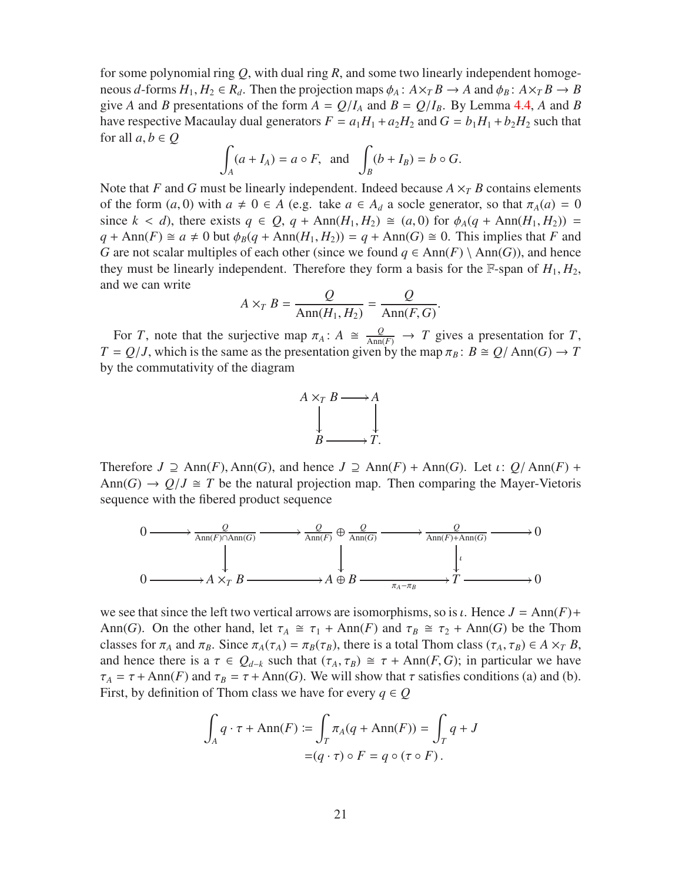for some polynomial ring $Q$, with dual ring $R$, and some two linearly independent homogeneous $d$-forms $H_1, H_2 \in R_d$. Then the projection maps $\phi_A \colon A \times_T B \to A$ and $\phi_B \colon A \times_T B \to B$ give $A$ and $B$ presentations of the form $A = Q/I_A$ and $B = Q/I_B$. By Lemma 4.4, $A$ and $B$ have respective Macaulay dual generators $F = a_1H_1 + a_2H_2$ and $G = b_1H_1 + b_2H_2$ such that for all $a, b \in Q$

$$\int_A (a + I_A) = a \circ F, \quad \text{and} \quad \int_B (b + I_B) = b \circ G.$$

Note that $F$ and $G$ must be linearly independent. Indeed because $A \times_T B$ contains elements of the form $(a, 0)$ with $a \neq 0 \in A$ (e.g. take $a \in A_d$ a socle generator, so that $\pi_A(a) = 0$ since $k < d$), there exists $q \in Q$, $q + \mathrm{Ann}(H_1, H_2) \cong (a, 0)$ for $\phi_A(q + \mathrm{Ann}(H_1, H_2)) = q + \mathrm{Ann}(F) \cong a \neq 0$ but $\phi_B(q + \mathrm{Ann}(H_1, H_2)) = q + \mathrm{Ann}(G) \cong 0$. This implies that $F$ and $G$ are not scalar multiples of each other (since we found $q \in \mathrm{Ann}(F) \setminus \mathrm{Ann}(G)$), and hence they must be linearly independent. Therefore they form a basis for the $\mathbb{F}$-span of $H_1, H_2$, and we can write

$$A \times_T B = \frac{Q}{\mathrm{Ann}(H_1, H_2)} = \frac{Q}{\mathrm{Ann}(F, G)}.$$

For $T$, note that the surjective map $\pi_A \colon A \cong \frac{Q}{\mathrm{Ann}(F)} \to T$ gives a presentation for $T$, $T = Q/J$, which is the same as the presentation given by the map $\pi_B \colon B \cong Q/\mathrm{Ann}(G) \to T$ by the commutativity of the diagram

$$\begin{array}{ccc} A \times_T B & \longrightarrow & A \\ \downarrow & & \downarrow \\ B & \longrightarrow & T. \end{array}$$

Therefore $J \supseteq \mathrm{Ann}(F), \mathrm{Ann}(G)$, and hence $J \supseteq \mathrm{Ann}(F) + \mathrm{Ann}(G)$. Let $\iota \colon Q/\mathrm{Ann}(F) + \mathrm{Ann}(G) \to Q/J \cong T$ be the natural projection map. Then comparing the Mayer-Vietoris sequence with the fibered product sequence

$$\begin{array}{ccccccccc} 0 & \longrightarrow & \frac{Q}{\mathrm{Ann}(F) \cap \mathrm{Ann}(G)} & \longrightarrow & \frac{Q}{\mathrm{Ann}(F)} \oplus \frac{Q}{\mathrm{Ann}(G)} & \longrightarrow & \frac{Q}{\mathrm{Ann}(F) + \mathrm{Ann}(G)} & \longrightarrow & 0 \\ & & \downarrow & & \downarrow & & \downarrow \iota & & \\ 0 & \longrightarrow & A \times_T B & \longrightarrow & A \oplus B & \xrightarrow{\pi_A - \pi_B} & T & \longrightarrow & 0 \end{array}$$

we see that since the left two vertical arrows are isomorphisms, so is $\iota$. Hence $J = \mathrm{Ann}(F) + \mathrm{Ann}(G)$. On the other hand, let $\tau_A \cong \tau_1 + \mathrm{Ann}(F)$ and $\tau_B \cong \tau_2 + \mathrm{Ann}(G)$ be the Thom classes for $\pi_A$ and $\pi_B$. Since $\pi_A(\tau_A) = \pi_B(\tau_B)$, there is a total Thom class $(\tau_A, \tau_B) \in A \times_T B$, and hence there is a $\tau \in Q_{d-k}$ such that $(\tau_A, \tau_B) \cong \tau + \mathrm{Ann}(F, G)$; in particular we have $\tau_A = \tau + \mathrm{Ann}(F)$ and $\tau_B = \tau + \mathrm{Ann}(G)$. We will show that $\tau$ satisfies conditions (a) and (b). First, by definition of Thom class we have for every $q \in Q$

$$\begin{aligned} \int_A q \cdot \tau + \mathrm{Ann}(F) \coloneqq \int_T \pi_A(q + \mathrm{Ann}(F)) = \int_T q + J \\ = (q \cdot \tau) \circ F = q \circ (\tau \circ F). \end{aligned}$$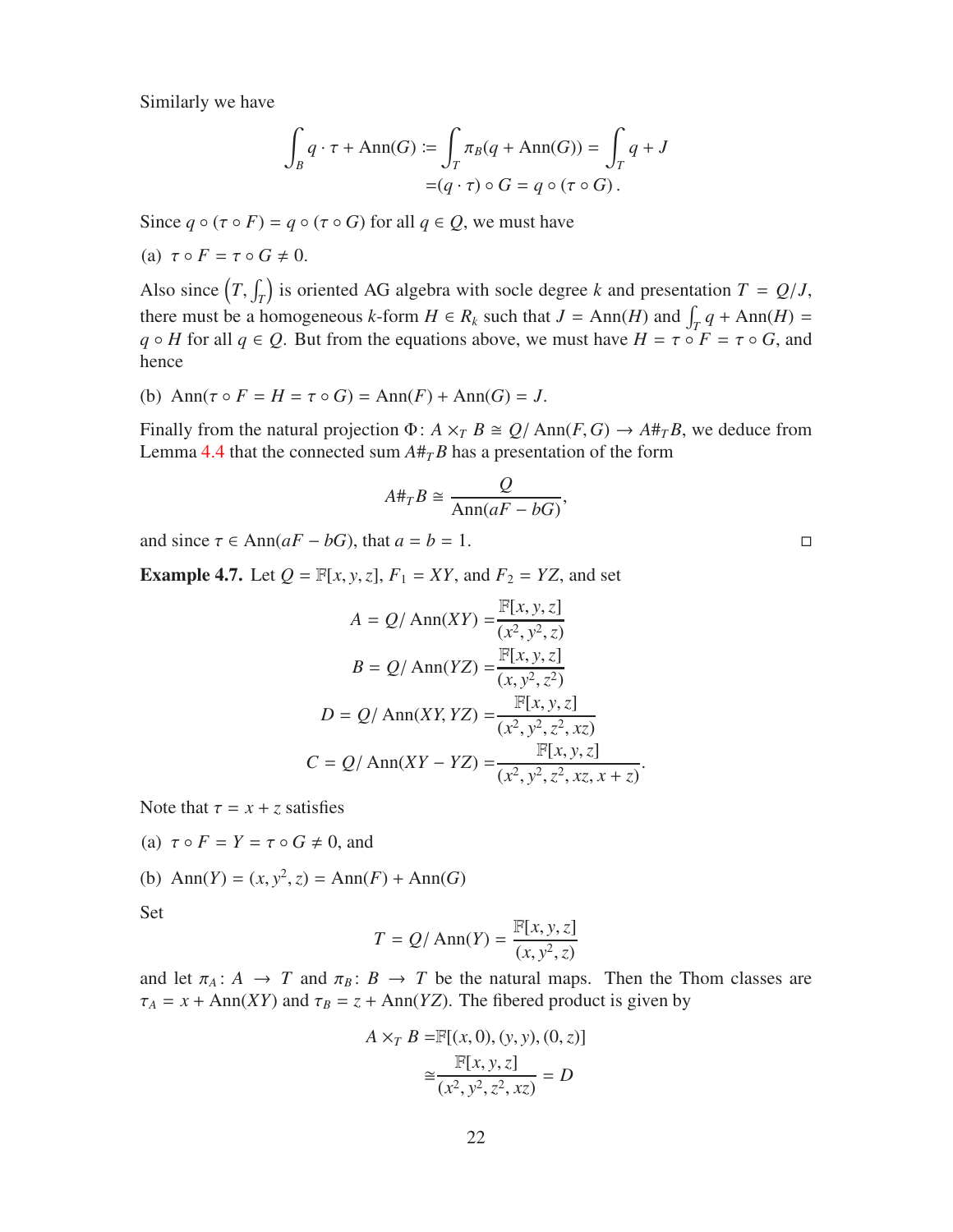Similarly we have

$$\int_B q \cdot \tau + \operatorname{Ann}(G) := \int_T \pi_B(q + \operatorname{Ann}(G)) = \int_T q + J$$
$$= (q \cdot \tau) \circ G = q \circ (\tau \circ G).$$

Since $q \circ (\tau \circ F) = q \circ (\tau \circ G)$ for all $q \in Q$, we must have

(a) $\tau \circ F = \tau \circ G \neq 0$.

Also since $\left(T, \int_T\right)$ is oriented AG algebra with socle degree $k$ and presentation $T = Q/J$, there must be a homogeneous $k$-form $H \in R_k$ such that $J = \operatorname{Ann}(H)$ and $\int_T q + \operatorname{Ann}(H) = q \circ H$ for all $q \in Q$. But from the equations above, we must have $H = \tau \circ F = \tau \circ G$, and hence

(b) $\operatorname{Ann}(\tau \circ F = H = \tau \circ G) = \operatorname{Ann}(F) + \operatorname{Ann}(G) = J$.

Finally from the natural projection $\Phi\colon A \times_T B \cong Q/\operatorname{Ann}(F, G) \to A\#_T B$, we deduce from Lemma 4.4 that the connected sum $A\#_T B$ has a presentation of the form

$$A\#_T B \cong \frac{Q}{\operatorname{Ann}(aF - bG)},$$

and since $\tau \in \operatorname{Ann}(aF - bG)$, that $a = b = 1$. □

**Example 4.7.** Let $Q = \mathbb{F}[x, y, z]$, $F_1 = XY$, and $F_2 = YZ$, and set

$$A = Q/\operatorname{Ann}(XY) = \frac{\mathbb{F}[x, y, z]}{(x^2, y^2, z)}$$
$$B = Q/\operatorname{Ann}(YZ) = \frac{\mathbb{F}[x, y, z]}{(x, y^2, z^2)}$$
$$D = Q/\operatorname{Ann}(XY, YZ) = \frac{\mathbb{F}[x, y, z]}{(x^2, y^2, z^2, xz)}$$
$$C = Q/\operatorname{Ann}(XY - YZ) = \frac{\mathbb{F}[x, y, z]}{(x^2, y^2, z^2, xz, x + z)}.$$

Note that $\tau = x + z$ satisfies

(a) $\tau \circ F = Y = \tau \circ G \neq 0$, and

(b) $\operatorname{Ann}(Y) = (x, y^2, z) = \operatorname{Ann}(F) + \operatorname{Ann}(G)$

Set

$$T = Q/\operatorname{Ann}(Y) = \frac{\mathbb{F}[x, y, z]}{(x, y^2, z)}$$

and let $\pi_A\colon A \to T$ and $\pi_B\colon B \to T$ be the natural maps. Then the Thom classes are $\tau_A = x + \operatorname{Ann}(XY)$ and $\tau_B = z + \operatorname{Ann}(YZ)$. The fibered product is given by

$$A \times_T B = \mathbb{F}[(x, 0), (y, y), (0, z)]$$
$$\cong \frac{\mathbb{F}[x, y, z]}{(x^2, y^2, z^2, xz)} = D$$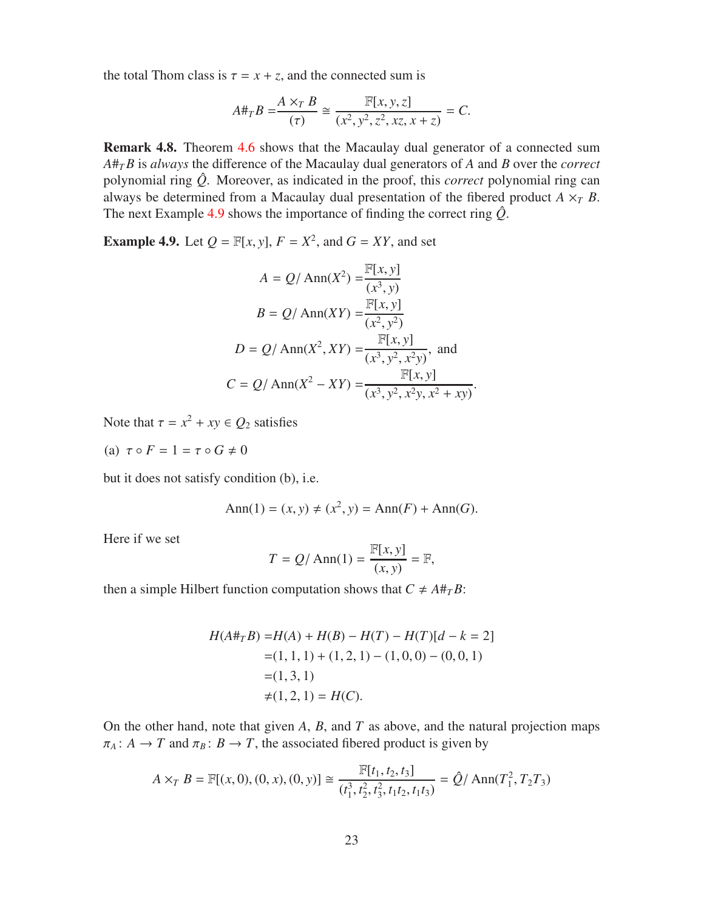the total Thom class is $\tau = x + z$, and the connected sum is

$$A\#_T B = \frac{A \times_T B}{(\tau)} \cong \frac{\mathbb{F}[x, y, z]}{(x^2, y^2, z^2, xz, x + z)} = C.$$

**Remark 4.8.** Theorem 4.6 shows that the Macaulay dual generator of a connected sum $A\#_T B$ is *always* the difference of the Macaulay dual generators of $A$ and $B$ over the *correct* polynomial ring $\hat{Q}$. Moreover, as indicated in the proof, this *correct* polynomial ring can always be determined from a Macaulay dual presentation of the fibered product $A \times_T B$. The next Example 4.9 shows the importance of finding the correct ring $\hat{Q}$.

**Example 4.9.** Let $Q = \mathbb{F}[x, y]$, $F = X^2$, and $G = XY$, and set

$$\begin{aligned}
A &= Q/\operatorname{Ann}(X^2) = \frac{\mathbb{F}[x, y]}{(x^3, y)} \\
B &= Q/\operatorname{Ann}(XY) = \frac{\mathbb{F}[x, y]}{(x^2, y^2)} \\
D &= Q/\operatorname{Ann}(X^2, XY) = \frac{\mathbb{F}[x, y]}{(x^3, y^2, x^2y)}, \text{ and} \\
C &= Q/\operatorname{Ann}(X^2 - XY) = \frac{\mathbb{F}[x, y]}{(x^3, y^2, x^2y, x^2 + xy)}.
\end{aligned}$$

Note that $\tau = x^2 + xy \in Q_2$ satisfies

(a) $\tau \circ F = 1 = \tau \circ G \neq 0$

but it does not satisfy condition (b), i.e.

$$\operatorname{Ann}(1) = (x, y) \neq (x^2, y) = \operatorname{Ann}(F) + \operatorname{Ann}(G).$$

Here if we set

$$T = Q/\operatorname{Ann}(1) = \frac{\mathbb{F}[x, y]}{(x, y)} = \mathbb{F},$$

then a simple Hilbert function computation shows that $C \neq A\#_T B$:

$$\begin{aligned}
H(A\#_T B) &= H(A) + H(B) - H(T) - H(T)[d - k = 2] \\
&= (1, 1, 1) + (1, 2, 1) - (1, 0, 0) - (0, 0, 1) \\
&= (1, 3, 1) \\
&\neq (1, 2, 1) = H(C).
\end{aligned}$$

On the other hand, note that given $A$, $B$, and $T$ as above, and the natural projection maps $\pi_A \colon A \to T$ and $\pi_B \colon B \to T$, the associated fibered product is given by

$$A \times_T B = \mathbb{F}[(x, 0), (0, x), (0, y)] \cong \frac{\mathbb{F}[t_1, t_2, t_3]}{(t_1^3, t_2^2, t_3^2, t_1t_2, t_1t_3)} = \hat{Q}/\operatorname{Ann}(T_1^2, T_2T_3)$$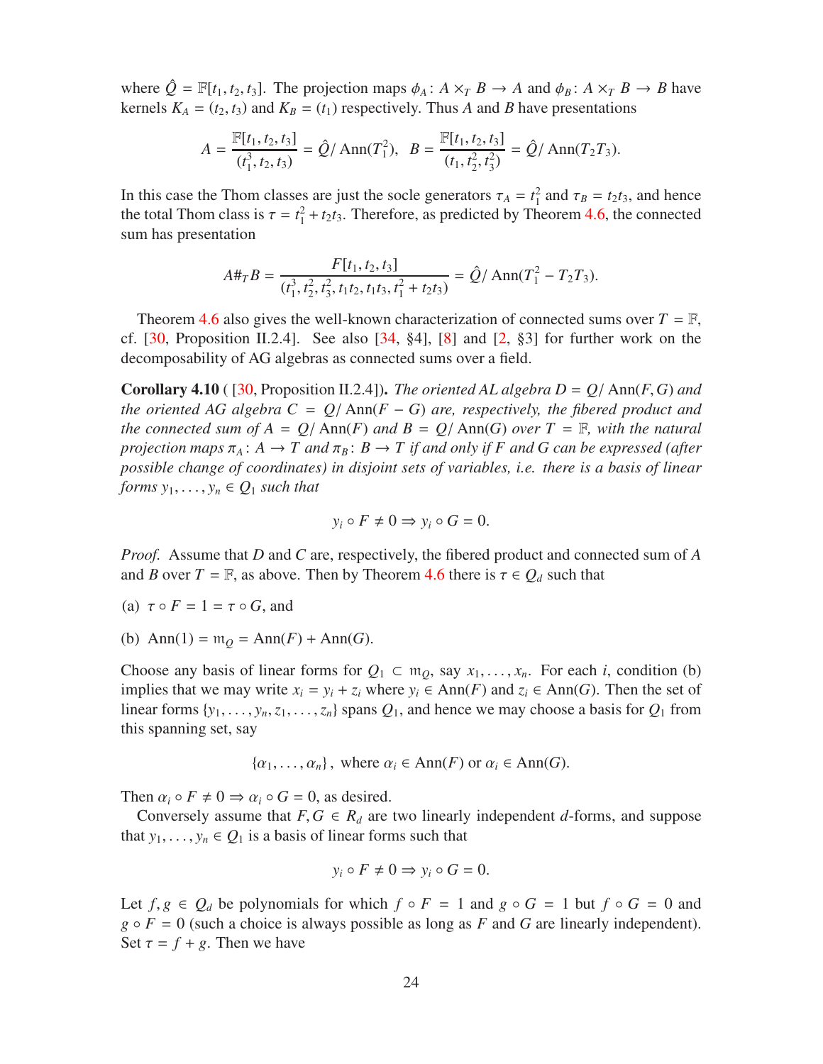where $\hat{Q} = \mathbb{F}[t_1, t_2, t_3]$. The projection maps $\phi_A \colon A \times_T B \to A$ and $\phi_B \colon A \times_T B \to B$ have kernels $K_A = (t_2, t_3)$ and $K_B = (t_1)$ respectively. Thus $A$ and $B$ have presentations

$$A = \frac{\mathbb{F}[t_1, t_2, t_3]}{(t_1^3, t_2, t_3)} = \hat{Q}/\operatorname{Ann}(T_1^2), \quad B = \frac{\mathbb{F}[t_1, t_2, t_3]}{(t_1, t_2^2, t_3^2)} = \hat{Q}/\operatorname{Ann}(T_2 T_3).$$

In this case the Thom classes are just the socle generators $\tau_A = t_1^2$ and $\tau_B = t_2 t_3$, and hence the total Thom class is $\tau = t_1^2 + t_2 t_3$. Therefore, as predicted by Theorem 4.6, the connected sum has presentation

$$A \#_T B = \frac{F[t_1, t_2, t_3]}{(t_1^3, t_2^2, t_3^2, t_1 t_2, t_1 t_3, t_1^2 + t_2 t_3)} = \hat{Q}/\operatorname{Ann}(T_1^2 - T_2 T_3).$$

Theorem 4.6 also gives the well-known characterization of connected sums over $T = \mathbb{F}$, cf. [30, Proposition II.2.4]. See also [34, §4], [8] and [2, §3] for further work on the decomposability of AG algebras as connected sums over a field.

**Corollary 4.10** ( [30, Proposition II.2.4]). *The oriented AL algebra $D = Q/\operatorname{Ann}(F, G)$ and the oriented AG algebra $C = Q/\operatorname{Ann}(F - G)$ are, respectively, the fibered product and the connected sum of $A = Q/\operatorname{Ann}(F)$ and $B = Q/\operatorname{Ann}(G)$ over $T = \mathbb{F}$, with the natural projection maps $\pi_A \colon A \to T$ and $\pi_B \colon B \to T$ if and only if $F$ and $G$ can be expressed (after possible change of coordinates) in disjoint sets of variables, i.e. there is a basis of linear forms $y_1, \ldots, y_n \in Q_1$ such that*

$$y_i \circ F \neq 0 \Rightarrow y_i \circ G = 0.$$

*Proof.* Assume that $D$ and $C$ are, respectively, the fibered product and connected sum of $A$ and $B$ over $T = \mathbb{F}$, as above. Then by Theorem 4.6 there is $\tau \in Q_d$ such that

(a) $\tau \circ F = 1 = \tau \circ G$, and

(b) $\operatorname{Ann}(1) = \mathfrak{m}_Q = \operatorname{Ann}(F) + \operatorname{Ann}(G)$.

Choose any basis of linear forms for $Q_1 \subset \mathfrak{m}_Q$, say $x_1, \ldots, x_n$. For each $i$, condition (b) implies that we may write $x_i = y_i + z_i$ where $y_i \in \operatorname{Ann}(F)$ and $z_i \in \operatorname{Ann}(G)$. Then the set of linear forms $\{y_1, \ldots, y_n, z_1, \ldots, z_n\}$ spans $Q_1$, and hence we may choose a basis for $Q_1$ from this spanning set, say

$$\{\alpha_1, \ldots, \alpha_n\}, \text{ where } \alpha_i \in \operatorname{Ann}(F) \text{ or } \alpha_i \in \operatorname{Ann}(G).$$

Then $\alpha_i \circ F \neq 0 \Rightarrow \alpha_i \circ G = 0$, as desired.

Conversely assume that $F, G \in R_d$ are two linearly independent $d$-forms, and suppose that $y_1, \ldots, y_n \in Q_1$ is a basis of linear forms such that

$$y_i \circ F \neq 0 \Rightarrow y_i \circ G = 0.$$

Let $f, g \in Q_d$ be polynomials for which $f \circ F = 1$ and $g \circ G = 1$ but $f \circ G = 0$ and $g \circ F = 0$ (such a choice is always possible as long as $F$ and $G$ are linearly independent). Set $\tau = f + g$. Then we have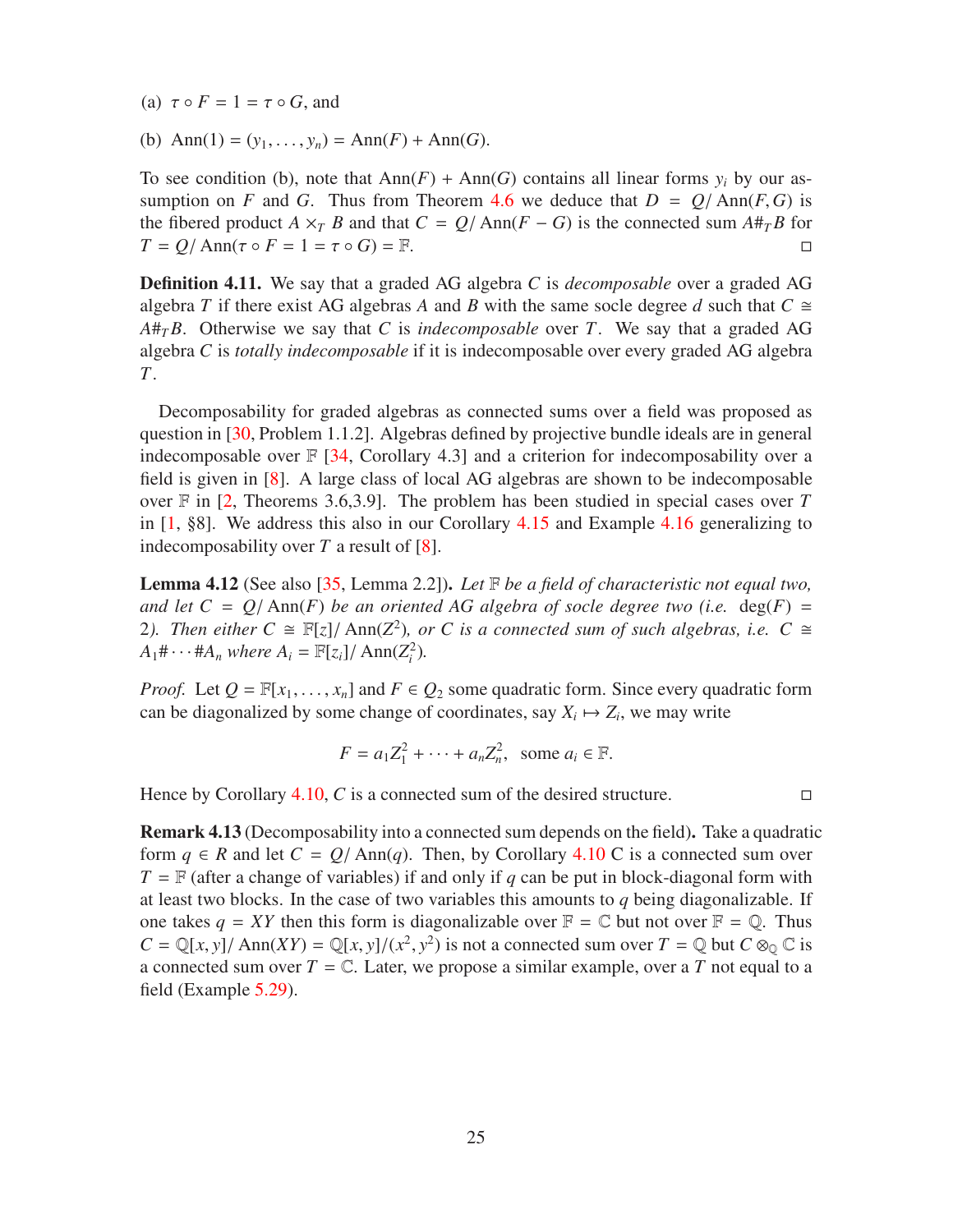(a) $\tau \circ F = 1 = \tau \circ G$, and

(b) $\operatorname{Ann}(1) = (y_1, \ldots, y_n) = \operatorname{Ann}(F) + \operatorname{Ann}(G)$.

To see condition (b), note that $\operatorname{Ann}(F) + \operatorname{Ann}(G)$ contains all linear forms $y_i$ by our assumption on $F$ and $G$. Thus from Theorem 4.6 we deduce that $D = Q/\operatorname{Ann}(F, G)$ is the fibered product $A \times_T B$ and that $C = Q/\operatorname{Ann}(F - G)$ is the connected sum $A\#_T B$ for $T = Q/\operatorname{Ann}(\tau \circ F = 1 = \tau \circ G) = \mathbb{F}$. □

**Definition 4.11.** We say that a graded AG algebra $C$ is *decomposable* over a graded AG algebra $T$ if there exist AG algebras $A$ and $B$ with the same socle degree $d$ such that $C \cong A\#_T B$. Otherwise we say that $C$ is *indecomposable* over $T$. We say that a graded AG algebra $C$ is *totally indecomposable* if it is indecomposable over every graded AG algebra $T$.

Decomposability for graded algebras as connected sums over a field was proposed as question in [30, Problem 1.1.2]. Algebras defined by projective bundle ideals are in general indecomposable over $\mathbb{F}$ [34, Corollary 4.3] and a criterion for indecomposability over a field is given in [8]. A large class of local AG algebras are shown to be indecomposable over $\mathbb{F}$ in [2, Theorems 3.6,3.9]. The problem has been studied in special cases over $T$ in [1, §8]. We address this also in our Corollary 4.15 and Example 4.16 generalizing to indecomposability over $T$ a result of [8].

**Lemma 4.12** (See also [35, Lemma 2.2])**.** *Let $\mathbb{F}$ be a field of characteristic not equal two, and let $C = Q/\operatorname{Ann}(F)$ be an oriented AG algebra of socle degree two (i.e. $\deg(F) = 2$). Then either $C \cong \mathbb{F}[z]/\operatorname{Ann}(Z^2)$, or $C$ is a connected sum of such algebras, i.e. $C \cong A_1\# \cdots \# A_n$ where $A_i = \mathbb{F}[z_i]/\operatorname{Ann}(Z_i^2)$.*

*Proof.* Let $Q = \mathbb{F}[x_1, \ldots, x_n]$ and $F \in Q_2$ some quadratic form. Since every quadratic form can be diagonalized by some change of coordinates, say $X_i \mapsto Z_i$, we may write

$$F = a_1 Z_1^2 + \cdots + a_n Z_n^2, \quad \text{some } a_i \in \mathbb{F}.$$

Hence by Corollary 4.10, $C$ is a connected sum of the desired structure. □

**Remark 4.13** **(Decomposability into a connected sum depends on the field).** Take a quadratic form $q \in R$ and let $C = Q/\operatorname{Ann}(q)$. Then, by Corollary 4.10 C is a connected sum over $T = \mathbb{F}$ (after a change of variables) if and only if $q$ can be put in block-diagonal form with at least two blocks. In the case of two variables this amounts to $q$ being diagonalizable. If one takes $q = XY$ then this form is diagonalizable over $\mathbb{F} = \mathbb{C}$ but not over $\mathbb{F} = \mathbb{Q}$. Thus $C = \mathbb{Q}[x, y]/\operatorname{Ann}(XY) = \mathbb{Q}[x, y]/(x^2, y^2)$ is not a connected sum over $T = \mathbb{Q}$ but $C \otimes_{\mathbb{Q}} \mathbb{C}$ is a connected sum over $T = \mathbb{C}$. Later, we propose a similar example, over a $T$ not equal to a field (Example 5.29).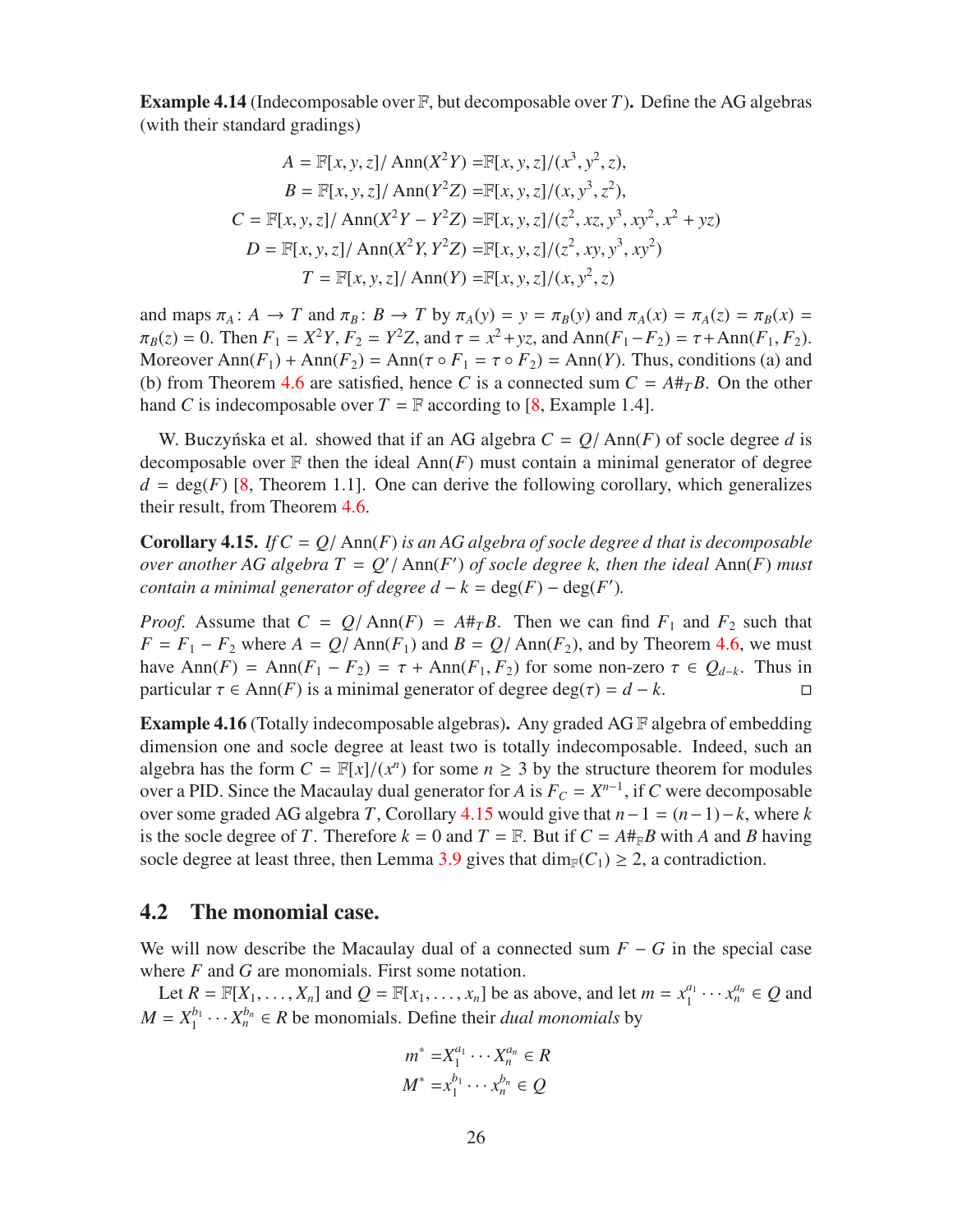**Example 4.14** (Indecomposable over $\mathbb{F}$, but decomposable over $T$)**.** Define the AG algebras (with their standard gradings)

$$
\begin{aligned}
A &= \mathbb{F}[x,y,z]/\operatorname{Ann}(X^2Y) = \mathbb{F}[x,y,z]/(x^3, y^2, z),\\
B &= \mathbb{F}[x,y,z]/\operatorname{Ann}(Y^2Z) = \mathbb{F}[x,y,z]/(x, y^3, z^2),\\
C &= \mathbb{F}[x,y,z]/\operatorname{Ann}(X^2Y - Y^2Z) = \mathbb{F}[x,y,z]/(z^2, xz, y^3, xy^2, x^2 + yz)\\
D &= \mathbb{F}[x,y,z]/\operatorname{Ann}(X^2Y, Y^2Z) = \mathbb{F}[x,y,z]/(z^2, xy, y^3, xy^2)\\
T &= \mathbb{F}[x,y,z]/\operatorname{Ann}(Y) = \mathbb{F}[x,y,z]/(x, y^2, z)
\end{aligned}
$$

and maps $\pi_A\colon A \to T$ and $\pi_B\colon B \to T$ by $\pi_A(y) = y = \pi_B(y)$ and $\pi_A(x) = \pi_A(z) = \pi_B(x) = \pi_B(z) = 0$. Then $F_1 = X^2Y$, $F_2 = Y^2Z$, and $\tau = x^2 + yz$, and $\operatorname{Ann}(F_1 - F_2) = \tau + \operatorname{Ann}(F_1, F_2)$. Moreover $\operatorname{Ann}(F_1) + \operatorname{Ann}(F_2) = \operatorname{Ann}(\tau \circ F_1 = \tau \circ F_2) = \operatorname{Ann}(Y)$. Thus, conditions (a) and (b) from Theorem 4.6 are satisfied, hence $C$ is a connected sum $C = A\#_T B$. On the other hand $C$ is indecomposable over $T = \mathbb{F}$ according to [8, Example 1.4].

W. Buczyńska et al. showed that if an AG algebra $C = Q/\operatorname{Ann}(F)$ of socle degree $d$ is decomposable over $\mathbb{F}$ then the ideal $\operatorname{Ann}(F)$ must contain a minimal generator of degree $d = \deg(F)$ [8, Theorem 1.1]. One can derive the following corollary, which generalizes their result, from Theorem 4.6.

**Corollary 4.15.** *If $C = Q/\operatorname{Ann}(F)$ is an AG algebra of socle degree $d$ that is decomposable over another AG algebra $T = Q'/\operatorname{Ann}(F')$ of socle degree $k$, then the ideal $\operatorname{Ann}(F)$ must contain a minimal generator of degree $d - k = \deg(F) - \deg(F')$.*

*Proof.* Assume that $C = Q/\operatorname{Ann}(F) = A\#_T B$. Then we can find $F_1$ and $F_2$ such that $F = F_1 - F_2$ where $A = Q/\operatorname{Ann}(F_1)$ and $B = Q/\operatorname{Ann}(F_2)$, and by Theorem 4.6, we must have $\operatorname{Ann}(F) = \operatorname{Ann}(F_1 - F_2) = \tau + \operatorname{Ann}(F_1, F_2)$ for some non-zero $\tau \in Q_{d-k}$. Thus in particular $\tau \in \operatorname{Ann}(F)$ is a minimal generator of degree $\deg(\tau) = d - k$. □

**Example 4.16** (Totally indecomposable algebras)**.** Any graded AG $\mathbb{F}$ algebra of embedding dimension one and socle degree at least two is totally indecomposable. Indeed, such an algebra has the form $C = \mathbb{F}[x]/(x^n)$ for some $n \geq 3$ by the structure theorem for modules over a PID. Since the Macaulay dual generator for $A$ is $F_C = X^{n-1}$, if $C$ were decomposable over some graded AG algebra $T$, Corollary 4.15 would give that $n-1 = (n-1)-k$, where $k$ is the socle degree of $T$. Therefore $k = 0$ and $T = \mathbb{F}$. But if $C = A\#_{\mathbb{F}} B$ with $A$ and $B$ having socle degree at least three, then Lemma 3.9 gives that $\dim_{\mathbb{F}}(C_1) \geq 2$, a contradiction.

## 4.2 The monomial case.

We will now describe the Macaulay dual of a connected sum $F - G$ in the special case where $F$ and $G$ are monomials. First some notation.

Let $R = \mathbb{F}[X_1, \ldots, X_n]$ and $Q = \mathbb{F}[x_1, \ldots, x_n]$ be as above, and let $m = x_1^{a_1} \cdots x_n^{a_n} \in Q$ and $M = X_1^{b_1} \cdots X_n^{b_n} \in R$ be monomials. Define their *dual monomials* by

$$
\begin{aligned}
m^* &= X_1^{a_1} \cdots X_n^{a_n} \in R\\
M^* &= x_1^{b_1} \cdots x_n^{b_n} \in Q
\end{aligned}
$$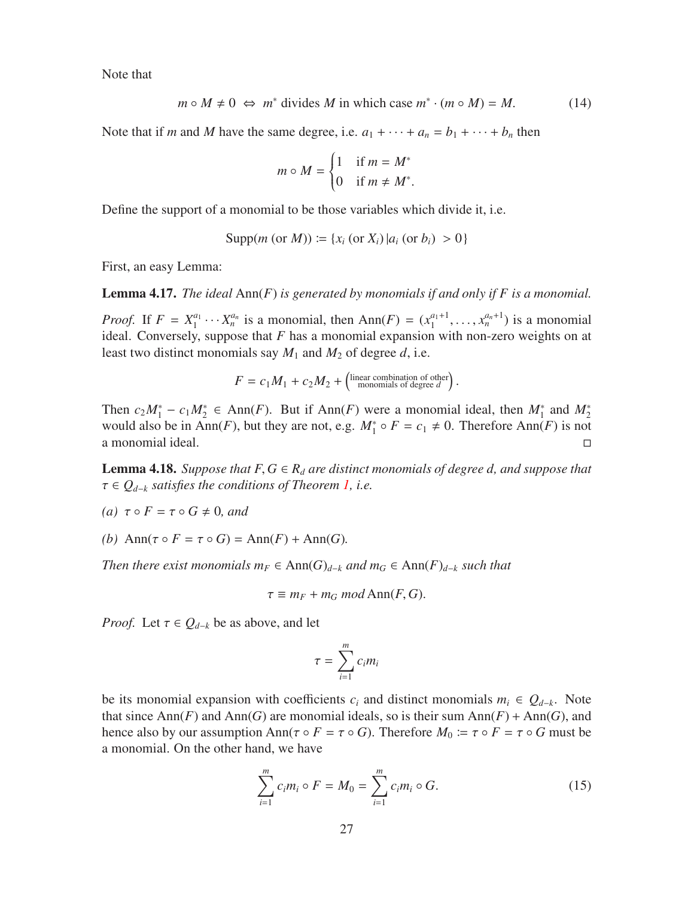Note that

$$m \circ M \neq 0 \;\Leftrightarrow\; m^* \text{ divides } M \text{ in which case } m^* \cdot (m \circ M) = M. \tag{14}$$

Note that if $m$ and $M$ have the same degree, i.e. $a_1 + \cdots + a_n = b_1 + \cdots + b_n$ then

$$m \circ M = \begin{cases} 1 & \text{if } m = M^* \\ 0 & \text{if } m \neq M^*. \end{cases}$$

Define the support of a monomial to be those variables which divide it, i.e.

$$\mathrm{Supp}(m \text{ (or } M)) := \{x_i \text{ (or } X_i) \,|\, a_i \text{ (or } b_i) \; > 0\}$$

First, an easy Lemma:

**Lemma 4.17.** *The ideal* $\mathrm{Ann}(F)$ *is generated by monomials if and only if* $F$ *is a monomial.*

*Proof.* If $F = X_1^{a_1} \cdots X_n^{a_n}$ is a monomial, then $\mathrm{Ann}(F) = (x_1^{a_1+1}, \ldots, x_n^{a_n+1})$ is a monomial ideal. Conversely, suppose that $F$ has a monomial expansion with non-zero weights on at least two distinct monomials say $M_1$ and $M_2$ of degree $d$, i.e.

$$F = c_1 M_1 + c_2 M_2 + \left(\substack{\text{linear combination of other} \\ \text{monomials of degree } d}\right).$$

Then $c_2 M_1^* - c_1 M_2^* \in \mathrm{Ann}(F)$. But if $\mathrm{Ann}(F)$ were a monomial ideal, then $M_1^*$ and $M_2^*$ would also be in $\mathrm{Ann}(F)$, but they are not, e.g. $M_1^* \circ F = c_1 \neq 0$. Therefore $\mathrm{Ann}(F)$ is not a monomial ideal. $\square$

**Lemma 4.18.** *Suppose that* $F, G \in R_d$ *are distinct monomials of degree d, and suppose that* $\tau \in Q_{d-k}$ *satisfies the conditions of Theorem 1, i.e.*

*(a)* $\tau \circ F = \tau \circ G \neq 0$*, and*

*(b)* $\mathrm{Ann}(\tau \circ F = \tau \circ G) = \mathrm{Ann}(F) + \mathrm{Ann}(G)$*.*

*Then there exist monomials* $m_F \in \mathrm{Ann}(G)_{d-k}$ *and* $m_G \in \mathrm{Ann}(F)_{d-k}$ *such that*

$$\tau \equiv m_F + m_G \; mod \, \mathrm{Ann}(F, G).$$

*Proof.* Let $\tau \in Q_{d-k}$ be as above, and let

$$\tau = \sum_{i=1}^{m} c_i m_i$$

be its monomial expansion with coefficients $c_i$ and distinct monomials $m_i \in Q_{d-k}$. Note that since $\mathrm{Ann}(F)$ and $\mathrm{Ann}(G)$ are monomial ideals, so is their sum $\mathrm{Ann}(F) + \mathrm{Ann}(G)$, and hence also by our assumption $\mathrm{Ann}(\tau \circ F = \tau \circ G)$. Therefore $M_0 := \tau \circ F = \tau \circ G$ must be a monomial. On the other hand, we have

$$\sum_{i=1}^{m} c_i m_i \circ F = M_0 = \sum_{i=1}^{m} c_i m_i \circ G. \tag{15}$$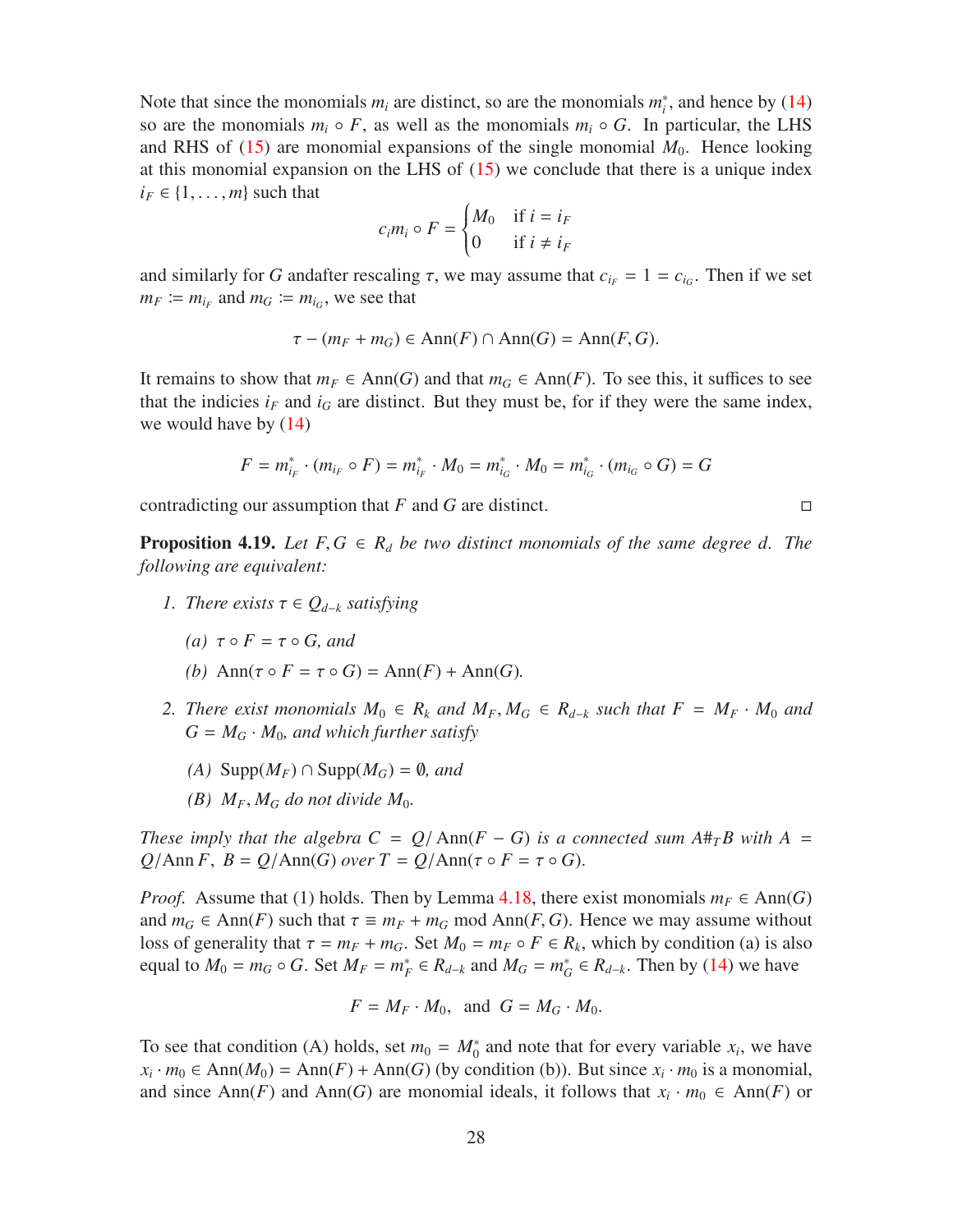Note that since the monomials $m_i$ are distinct, so are the monomials $m_i^*$, and hence by (14) so are the monomials $m_i \circ F$, as well as the monomials $m_i \circ G$. In particular, the LHS and RHS of (15) are monomial expansions of the single monomial $M_0$. Hence looking at this monomial expansion on the LHS of (15) we conclude that there is a unique index $i_F \in \{1, \ldots, m\}$ such that

$$c_i m_i \circ F = \begin{cases} M_0 & \text{if } i = i_F \\ 0 & \text{if } i \neq i_F \end{cases}$$

and similarly for $G$ andafter rescaling $\tau$, we may assume that $c_{i_F} = 1 = c_{i_G}$. Then if we set $m_F := m_{i_F}$ and $m_G := m_{i_G}$, we see that

$$\tau - (m_F + m_G) \in \operatorname{Ann}(F) \cap \operatorname{Ann}(G) = \operatorname{Ann}(F, G).$$

It remains to show that $m_F \in \operatorname{Ann}(G)$ and that $m_G \in \operatorname{Ann}(F)$. To see this, it suffices to see that the indicies $i_F$ and $i_G$ are distinct. But they must be, for if they were the same index, we would have by (14)

$$F = m_{i_F}^* \cdot (m_{i_F} \circ F) = m_{i_F}^* \cdot M_0 = m_{i_G}^* \cdot M_0 = m_{i_G}^* \cdot (m_{i_G} \circ G) = G$$

contradicting our assumption that $F$ and $G$ are distinct. $\square$

**Proposition 4.19.** *Let $F, G \in R_d$ be two distinct monomials of the same degree $d$. The following are equivalent:*

1. *There exists $\tau \in Q_{d-k}$ satisfying*
   - *(a) $\tau \circ F = \tau \circ G$, and*
   - *(b) $\operatorname{Ann}(\tau \circ F = \tau \circ G) = \operatorname{Ann}(F) + \operatorname{Ann}(G)$.*
2. *There exist monomials $M_0 \in R_k$ and $M_F, M_G \in R_{d-k}$ such that $F = M_F \cdot M_0$ and $G = M_G \cdot M_0$, and which further satisfy*
   - *(A) $\operatorname{Supp}(M_F) \cap \operatorname{Supp}(M_G) = \emptyset$, and*
   - *(B) $M_F, M_G$ do not divide $M_0$.*

*These imply that the algebra $C = Q/\operatorname{Ann}(F - G)$ is a connected sum $A\#_T B$ with $A = Q/\operatorname{Ann} F$, $B = Q/\operatorname{Ann}(G)$ over $T = Q/\operatorname{Ann}(\tau \circ F = \tau \circ G)$.*

*Proof.* Assume that (1) holds. Then by Lemma 4.18, there exist monomials $m_F \in \operatorname{Ann}(G)$ and $m_G \in \operatorname{Ann}(F)$ such that $\tau \equiv m_F + m_G \mod \operatorname{Ann}(F, G)$. Hence we may assume without loss of generality that $\tau = m_F + m_G$. Set $M_0 = m_F \circ F \in R_k$, which by condition (a) is also equal to $M_0 = m_G \circ G$. Set $M_F = m_F^* \in R_{d-k}$ and $M_G = m_G^* \in R_{d-k}$. Then by (14) we have

$$F = M_F \cdot M_0, \ \text{ and } \ G = M_G \cdot M_0.$$

To see that condition (A) holds, set $m_0 = M_0^*$ and note that for every variable $x_i$, we have $x_i \cdot m_0 \in \operatorname{Ann}(M_0) = \operatorname{Ann}(F) + \operatorname{Ann}(G)$ (by condition (b)). But since $x_i \cdot m_0$ is a monomial, and since $\operatorname{Ann}(F)$ and $\operatorname{Ann}(G)$ are monomial ideals, it follows that $x_i \cdot m_0 \in \operatorname{Ann}(F)$ or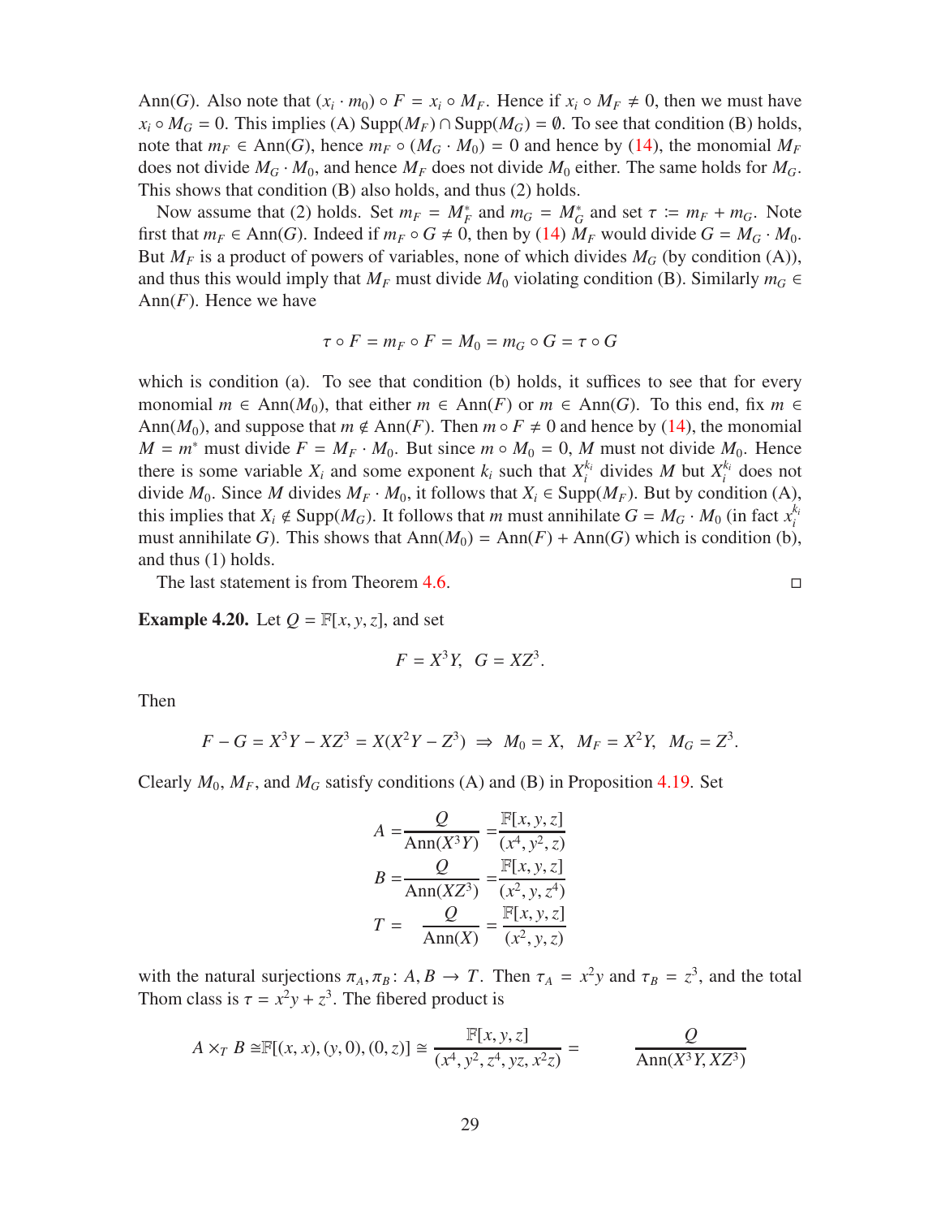$\mathrm{Ann}(G)$. Also note that $(x_i \cdot m_0) \circ F = x_i \circ M_F$. Hence if $x_i \circ M_F \neq 0$, then we must have $x_i \circ M_G = 0$. This implies (A) $\mathrm{Supp}(M_F) \cap \mathrm{Supp}(M_G) = \emptyset$. To see that condition (B) holds, note that $m_F \in \mathrm{Ann}(G)$, hence $m_F \circ (M_G \cdot M_0) = 0$ and hence by (14), the monomial $M_F$ does not divide $M_G \cdot M_0$, and hence $M_F$ does not divide $M_0$ either. The same holds for $M_G$. This shows that condition (B) also holds, and thus (2) holds.

Now assume that (2) holds. Set $m_F = M_F^*$ and $m_G = M_G^*$ and set $\tau := m_F + m_G$. Note first that $m_F \in \mathrm{Ann}(G)$. Indeed if $m_F \circ G \neq 0$, then by (14) $M_F$ would divide $G = M_G \cdot M_0$. But $M_F$ is a product of powers of variables, none of which divides $M_G$ (by condition (A)), and thus this would imply that $M_F$ must divide $M_0$ violating condition (B). Similarly $m_G \in \mathrm{Ann}(F)$. Hence we have

$$\tau \circ F = m_F \circ F = M_0 = m_G \circ G = \tau \circ G$$

which is condition (a). To see that condition (b) holds, it suffices to see that for every monomial $m \in \mathrm{Ann}(M_0)$, that either $m \in \mathrm{Ann}(F)$ or $m \in \mathrm{Ann}(G)$. To this end, fix $m \in \mathrm{Ann}(M_0)$, and suppose that $m \notin \mathrm{Ann}(F)$. Then $m \circ F \neq 0$ and hence by (14), the monomial $M = m^*$ must divide $F = M_F \cdot M_0$. But since $m \circ M_0 = 0$, $M$ must not divide $M_0$. Hence there is some variable $X_i$ and some exponent $k_i$ such that $X_i^{k_i}$ divides $M$ but $X_i^{k_i}$ does not divide $M_0$. Since $M$ divides $M_F \cdot M_0$, it follows that $X_i \in \mathrm{Supp}(M_F)$. But by condition (A), this implies that $X_i \notin \mathrm{Supp}(M_G)$. It follows that $m$ must annihilate $G = M_G \cdot M_0$ (in fact $x_i^{k_i}$ must annihilate $G$). This shows that $\mathrm{Ann}(M_0) = \mathrm{Ann}(F) + \mathrm{Ann}(G)$ which is condition (b), and thus (1) holds.

The last statement is from Theorem 4.6. ◻

**Example 4.20.** Let $Q = \mathbb{F}[x, y, z]$, and set

$$F = X^3Y, \ \ G = XZ^3.$$

Then

$$F - G = X^3Y - XZ^3 = X(X^2Y - Z^3) \ \Rightarrow \ M_0 = X, \ \ M_F = X^2Y, \ \ M_G = Z^3.$$

Clearly $M_0$, $M_F$, and $M_G$ satisfy conditions (A) and (B) in Proposition 4.19. Set

$$
\begin{aligned}
A &= \frac{Q}{\mathrm{Ann}(X^3Y)} = \frac{\mathbb{F}[x,y,z]}{(x^4, y^2, z)} \\
B &= \frac{Q}{\mathrm{Ann}(XZ^3)} = \frac{\mathbb{F}[x,y,z]}{(x^2, y, z^4)} \\
T &= \frac{Q}{\mathrm{Ann}(X)} = \frac{\mathbb{F}[x,y,z]}{(x^2, y, z)}
\end{aligned}
$$

with the natural surjections $\pi_A, \pi_B \colon A, B \to T$. Then $\tau_A = x^2y$ and $\tau_B = z^3$, and the total Thom class is $\tau = x^2y + z^3$. The fibered product is

$$A \times_T B \cong \mathbb{F}[(x,x), (y,0), (0,z)] \cong \frac{\mathbb{F}[x,y,z]}{(x^4, y^2, z^4, yz, x^2z)} = \frac{Q}{\mathrm{Ann}(X^3Y, XZ^3)}$$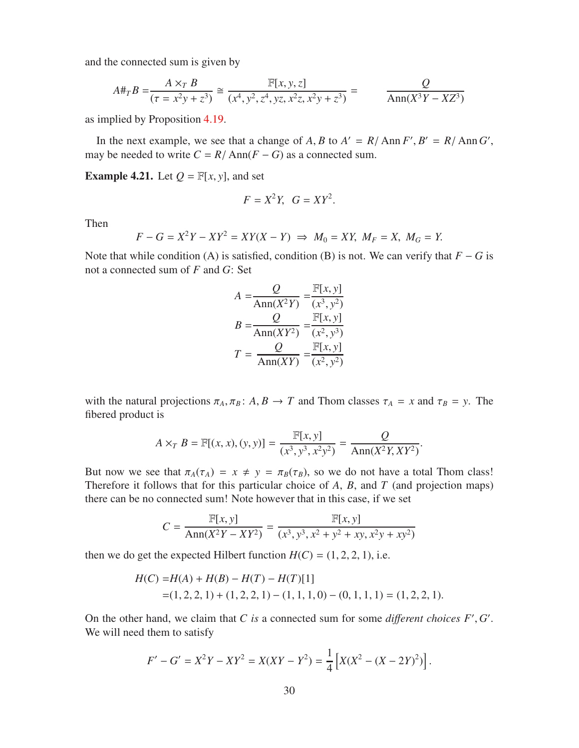and the connected sum is given by

$$A\#_T B = \frac{A \times_T B}{(\tau = x^2y + z^3)} \cong \frac{\mathbb{F}[x,y,z]}{(x^4, y^2, z^4, yz, x^2z, x^2y + z^3)} = \frac{Q}{\operatorname{Ann}(X^3Y - XZ^3)}$$

as implied by Proposition 4.19.

In the next example, we see that a change of $A, B$ to $A' = R/\operatorname{Ann} F', B' = R/\operatorname{Ann} G'$, may be needed to write $C = R/\operatorname{Ann}(F - G)$ as a connected sum.

**Example 4.21.** Let $Q = \mathbb{F}[x,y]$, and set

$$F = X^2Y, \;\; G = XY^2.$$

Then

$$F - G = X^2Y - XY^2 = XY(X - Y) \;\Rightarrow\; M_0 = XY, \; M_F = X, \; M_G = Y.$$

Note that while condition (A) is satisfied, condition (B) is not. We can verify that $F - G$ is not a connected sum of $F$ and $G$: Set

$$A = \frac{Q}{\operatorname{Ann}(X^2Y)} = \frac{\mathbb{F}[x,y]}{(x^3, y^2)}$$
$$B = \frac{Q}{\operatorname{Ann}(XY^2)} = \frac{\mathbb{F}[x,y]}{(x^2, y^3)}$$
$$T = \frac{Q}{\operatorname{Ann}(XY)} = \frac{\mathbb{F}[x,y]}{(x^2, y^2)}$$

with the natural projections $\pi_A, \pi_B \colon A, B \to T$ and Thom classes $\tau_A = x$ and $\tau_B = y$. The fibered product is

$$A \times_T B = \mathbb{F}[(x,x),(y,y)] = \frac{\mathbb{F}[x,y]}{(x^3, y^3, x^2y^2)} = \frac{Q}{\operatorname{Ann}(X^2Y, XY^2)}.$$

But now we see that $\pi_A(\tau_A) = x \neq y = \pi_B(\tau_B)$, so we do not have a total Thom class! Therefore it follows that for this particular choice of $A$, $B$, and $T$ (and projection maps) there can be no connected sum! Note however that in this case, if we set

$$C = \frac{\mathbb{F}[x,y]}{\operatorname{Ann}(X^2Y - XY^2)} = \frac{\mathbb{F}[x,y]}{(x^3, y^3, x^2 + y^2 + xy, x^2y + xy^2)}$$

then we do get the expected Hilbert function $H(C) = (1,2,2,1)$, i.e.

$$\begin{aligned} H(C) =& H(A) + H(B) - H(T) - H(T)[1] \\ =& (1,2,2,1) + (1,2,2,1) - (1,1,1,0) - (0,1,1,1) = (1,2,2,1). \end{aligned}$$

On the other hand, we claim that $C$ *is* a connected sum for some *different choices* $F', G'$. We will need them to satisfy

$$F' - G' = X^2Y - XY^2 = X(XY - Y^2) = \frac{1}{4}\left[X(X^2 - (X - 2Y)^2)\right].$$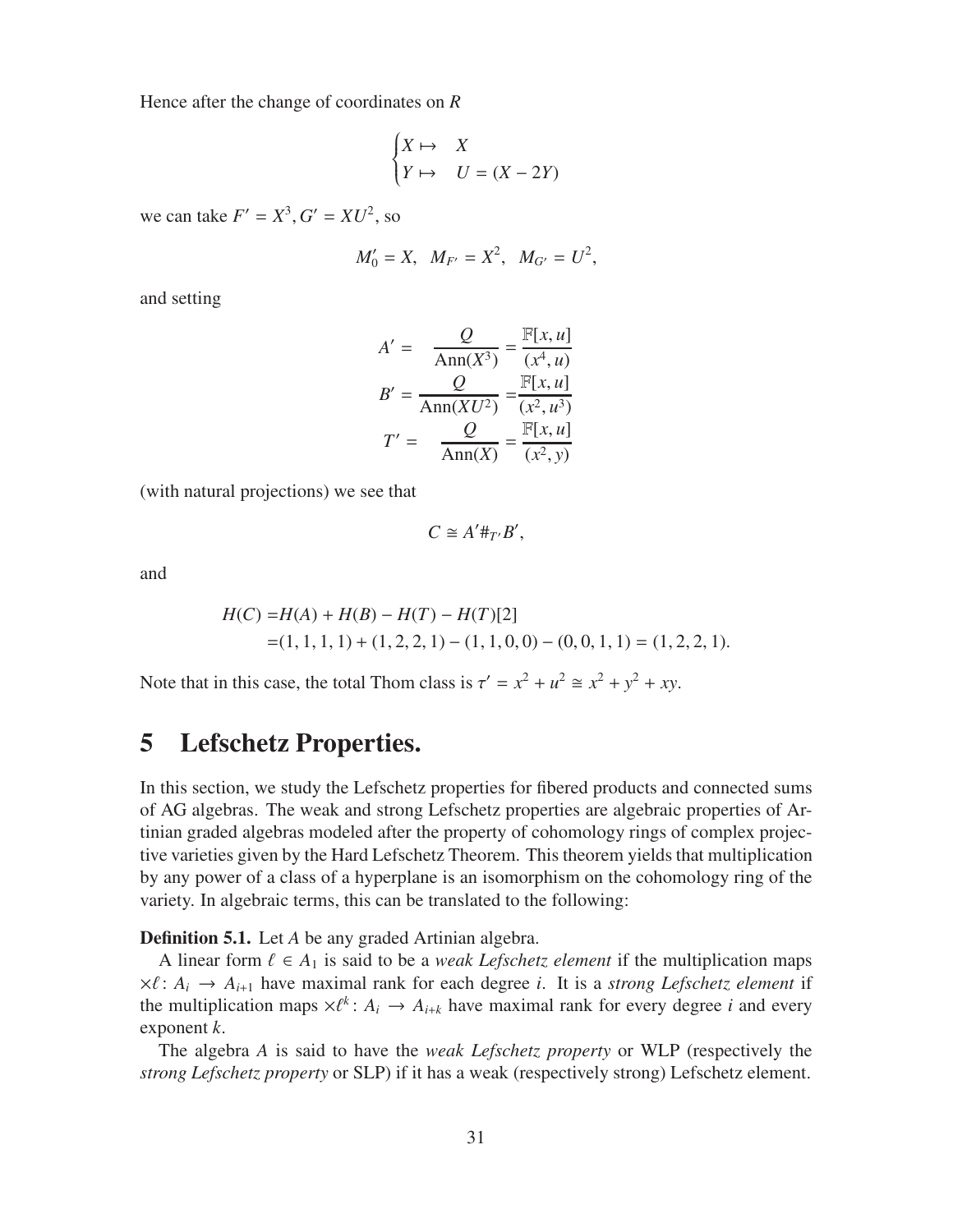Hence after the change of coordinates on $R$

$$\begin{cases} X \mapsto & X \\ Y \mapsto & U = (X - 2Y) \end{cases}$$

we can take $F' = X^3, G' = XU^2$, so

$$M_0' = X, \quad M_{F'} = X^2, \quad M_{G'} = U^2,$$

and setting

$$\begin{aligned} A' = & \quad \frac{Q}{\mathrm{Ann}(X^3)} = \frac{\mathbb{F}[x,u]}{(x^4, u)} \\ B' = & \frac{Q}{\mathrm{Ann}(XU^2)} = \frac{\mathbb{F}[x,u]}{(x^2, u^3)} \\ T' = & \quad \frac{Q}{\mathrm{Ann}(X)} = \frac{\mathbb{F}[x,u]}{(x^2, y)} \end{aligned}$$

(with natural projections) we see that

$$C \cong A' \#_{T'} B',$$

and

$$\begin{aligned} H(C) =& H(A) + H(B) - H(T) - H(T)[2] \\ =& (1,1,1,1) + (1,2,2,1) - (1,1,0,0) - (0,0,1,1) = (1,2,2,1). \end{aligned}$$

Note that in this case, the total Thom class is $\tau' = x^2 + u^2 \cong x^2 + y^2 + xy$.

# 5 Lefschetz Properties.

In this section, we study the Lefschetz properties for fibered products and connected sums of AG algebras. The weak and strong Lefschetz properties are algebraic properties of Artinian graded algebras modeled after the property of cohomology rings of complex projective varieties given by the Hard Lefschetz Theorem. This theorem yields that multiplication by any power of a class of a hyperplane is an isomorphism on the cohomology ring of the variety. In algebraic terms, this can be translated to the following:

**Definition 5.1.** Let $A$ be any graded Artinian algebra.

A linear form $\ell \in A_1$ is said to be a *weak Lefschetz element* if the multiplication maps $\times\ell\colon A_i \to A_{i+1}$ have maximal rank for each degree $i$. It is a *strong Lefschetz element* if the multiplication maps $\times\ell^k\colon A_i \to A_{i+k}$ have maximal rank for every degree $i$ and every exponent $k$.

The algebra $A$ is said to have the *weak Lefschetz property* or WLP (respectively the *strong Lefschetz property* or SLP) if it has a weak (respectively strong) Lefschetz element.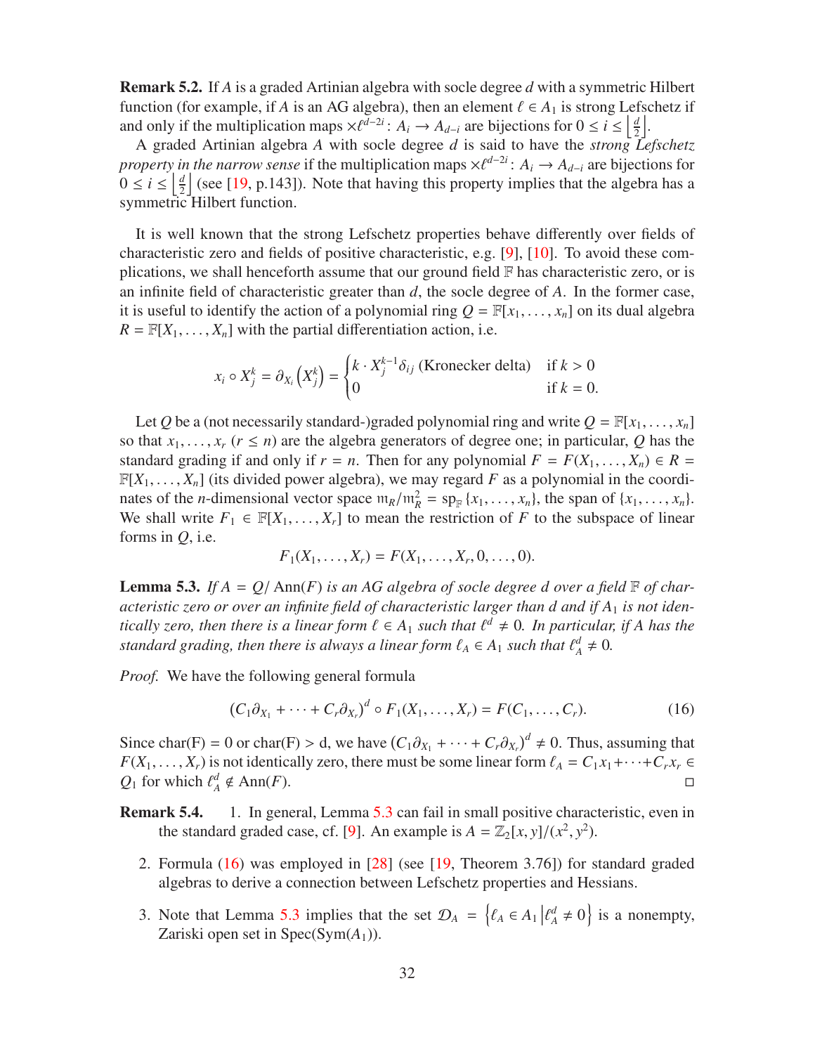**Remark 5.2.** If $A$ is a graded Artinian algebra with socle degree $d$ with a symmetric Hilbert function (for example, if $A$ is an AG algebra), then an element $\ell \in A_1$ is strong Lefschetz if and only if the multiplication maps $\times \ell^{d-2i} \colon A_i \to A_{d-i}$ are bijections for $0 \leq i \leq \left\lfloor \frac{d}{2} \right\rfloor$.

A graded Artinian algebra $A$ with socle degree $d$ is said to have the *strong Lefschetz property in the narrow sense* if the multiplication maps $\times \ell^{d-2i} \colon A_i \to A_{d-i}$ are bijections for $0 \leq i \leq \left\lfloor \frac{d}{2} \right\rfloor$ (see [19, p.143]). Note that having this property implies that the algebra has a symmetric Hilbert function.

It is well known that the strong Lefschetz properties behave differently over fields of characteristic zero and fields of positive characteristic, e.g. [9], [10]. To avoid these complications, we shall henceforth assume that our ground field $\mathbb{F}$ has characteristic zero, or is an infinite field of characteristic greater than $d$, the socle degree of $A$. In the former case, it is useful to identify the action of a polynomial ring $Q = \mathbb{F}[x_1, \ldots, x_n]$ on its dual algebra $R = \mathbb{F}[X_1, \ldots, X_n]$ with the partial differentiation action, i.e.

$$x_i \circ X_j^k = \partial_{X_i}\left(X_j^k\right) = \begin{cases} k \cdot X_j^{k-1} \delta_{ij} \text{ (Kronecker delta)} & \text{if } k > 0 \\ 0 & \text{if } k = 0. \end{cases}$$

Let $Q$ be a (not necessarily standard-)graded polynomial ring and write $Q = \mathbb{F}[x_1, \ldots, x_n]$ so that $x_1, \ldots, x_r$ ($r \leq n$) are the algebra generators of degree one; in particular, $Q$ has the standard grading if and only if $r = n$. Then for any polynomial $F = F(X_1, \ldots, X_n) \in R = \mathbb{F}[X_1, \ldots, X_n]$ (its divided power algebra), we may regard $F$ as a polynomial in the coordinates of the $n$-dimensional vector space $\mathfrak{m}_R/\mathfrak{m}_R^2 = \mathrm{sp}_{\mathbb{F}}\{x_1, \ldots, x_n\}$, the span of $\{x_1, \ldots, x_n\}$. We shall write $F_1 \in \mathbb{F}[X_1, \ldots, X_r]$ to mean the restriction of $F$ to the subspace of linear forms in $Q$, i.e.

$$F_1(X_1, \ldots, X_r) = F(X_1, \ldots, X_r, 0, \ldots, 0).$$

**Lemma 5.3.** *If $A = Q/\operatorname{Ann}(F)$ is an AG algebra of socle degree $d$ over a field $\mathbb{F}$ of characteristic zero or over an infinite field of characteristic larger than $d$ and if $A_1$ is not identically zero, then there is a linear form $\ell \in A_1$ such that $\ell^d \neq 0$. In particular, if $A$ has the standard grading, then there is always a linear form $\ell_A \in A_1$ such that $\ell_A^d \neq 0$.*

*Proof.* We have the following general formula

$$\left(C_1\partial_{X_1} + \cdots + C_r\partial_{X_r}\right)^d \circ F_1(X_1, \ldots, X_r) = F(C_1, \ldots, C_r). \tag{16}$$

Since char(F) = 0 or char(F) > d, we have $\left(C_1\partial_{X_1} + \cdots + C_r\partial_{X_r}\right)^d \neq 0$. Thus, assuming that $F(X_1, \ldots, X_r)$ is not identically zero, there must be some linear form $\ell_A = C_1x_1 + \cdots + C_rx_r \in Q_1$ for which $\ell_A^d \notin \operatorname{Ann}(F)$. □

**Remark 5.4.**

1. In general, Lemma 5.3 can fail in small positive characteristic, even in the standard graded case, cf. [9]. An example is $A = \mathbb{Z}_2[x, y]/(x^2, y^2)$.
2. Formula (16) was employed in [28] (see [19, Theorem 3.76]) for standard graded algebras to derive a connection between Lefschetz properties and Hessians.
3. Note that Lemma 5.3 implies that the set $\mathcal{D}_A = \left\{\ell_A \in A_1 \middle| \ell_A^d \neq 0\right\}$ is a nonempty, Zariski open set in $\operatorname{Spec}(\operatorname{Sym}(A_1))$.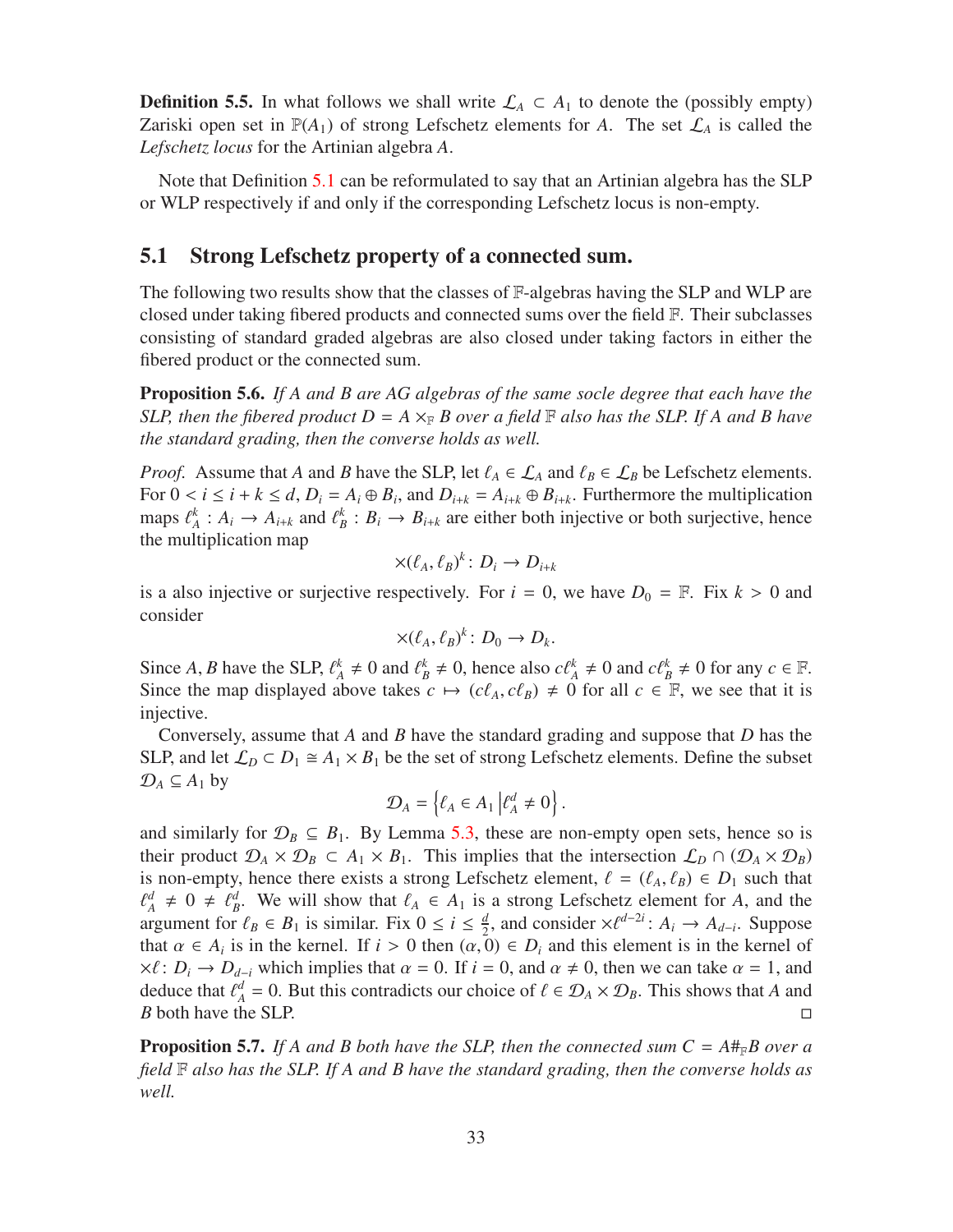**Definition 5.5.** In what follows we shall write $\mathcal{L}_A \subset A_1$ to denote the (possibly empty) Zariski open set in $\mathbb{P}(A_1)$ of strong Lefschetz elements for $A$. The set $\mathcal{L}_A$ is called the *Lefschetz locus* for the Artinian algebra $A$.

Note that Definition 5.1 can be reformulated to say that an Artinian algebra has the SLP or WLP respectively if and only if the corresponding Lefschetz locus is non-empty.

## 5.1 Strong Lefschetz property of a connected sum.

The following two results show that the classes of $\mathbb{F}$-algebras having the SLP and WLP are closed under taking fibered products and connected sums over the field $\mathbb{F}$. Their subclasses consisting of standard graded algebras are also closed under taking factors in either the fibered product or the connected sum.

**Proposition 5.6.** *If $A$ and $B$ are AG algebras of the same socle degree that each have the SLP, then the fibered product $D = A \times_{\mathbb{F}} B$ over a field $\mathbb{F}$ also has the SLP. If $A$ and $B$ have the standard grading, then the converse holds as well.*

*Proof.* Assume that $A$ and $B$ have the SLP, let $\ell_A \in \mathcal{L}_A$ and $\ell_B \in \mathcal{L}_B$ be Lefschetz elements. For $0 < i \leq i + k \leq d$, $D_i = A_i \oplus B_i$, and $D_{i+k} = A_{i+k} \oplus B_{i+k}$. Furthermore the multiplication maps $\ell_A^k : A_i \to A_{i+k}$ and $\ell_B^k : B_i \to B_{i+k}$ are either both injective or both surjective, hence the multiplication map

$$\times(\ell_A, \ell_B)^k : D_i \to D_{i+k}$$

is a also injective or surjective respectively. For $i = 0$, we have $D_0 = \mathbb{F}$. Fix $k > 0$ and consider

$$\times(\ell_A, \ell_B)^k : D_0 \to D_k.$$

Since $A, B$ have the SLP, $\ell_A^k \neq 0$ and $\ell_B^k \neq 0$, hence also $c\ell_A^k \neq 0$ and $c\ell_B^k \neq 0$ for any $c \in \mathbb{F}$. Since the map displayed above takes $c \mapsto (c\ell_A, c\ell_B) \neq 0$ for all $c \in \mathbb{F}$, we see that it is injective.

Conversely, assume that $A$ and $B$ have the standard grading and suppose that $D$ has the SLP, and let $\mathcal{L}_D \subset D_1 \cong A_1 \times B_1$ be the set of strong Lefschetz elements. Define the subset $\mathcal{D}_A \subseteq A_1$ by

$$\mathcal{D}_A = \left\{ \ell_A \in A_1 \middle| \ell_A^d \neq 0 \right\}.$$

and similarly for $\mathcal{D}_B \subseteq B_1$. By Lemma 5.3, these are non-empty open sets, hence so is their product $\mathcal{D}_A \times \mathcal{D}_B \subset A_1 \times B_1$. This implies that the intersection $\mathcal{L}_D \cap (\mathcal{D}_A \times \mathcal{D}_B)$ is non-empty, hence there exists a strong Lefschetz element, $\ell = (\ell_A, \ell_B) \in D_1$ such that $\ell_A^d \neq 0 \neq \ell_B^d$. We will show that $\ell_A \in A_1$ is a strong Lefschetz element for $A$, and the argument for $\ell_B \in B_1$ is similar. Fix $0 \leq i \leq \frac{d}{2}$, and consider $\times \ell^{d-2i} : A_i \to A_{d-i}$. Suppose that $\alpha \in A_i$ is in the kernel. If $i > 0$ then $(\alpha, 0) \in D_i$ and this element is in the kernel of $\times \ell : D_i \to D_{d-i}$ which implies that $\alpha = 0$. If $i = 0$, and $\alpha \neq 0$, then we can take $\alpha = 1$, and deduce that $\ell_A^d = 0$. But this contradicts our choice of $\ell \in \mathcal{D}_A \times \mathcal{D}_B$. This shows that $A$ and $B$ both have the SLP. $\square$

**Proposition 5.7.** *If $A$ and $B$ both have the SLP, then the connected sum $C = A\#_{\mathbb{F}}B$ over a field $\mathbb{F}$ also has the SLP. If $A$ and $B$ have the standard grading, then the converse holds as well.*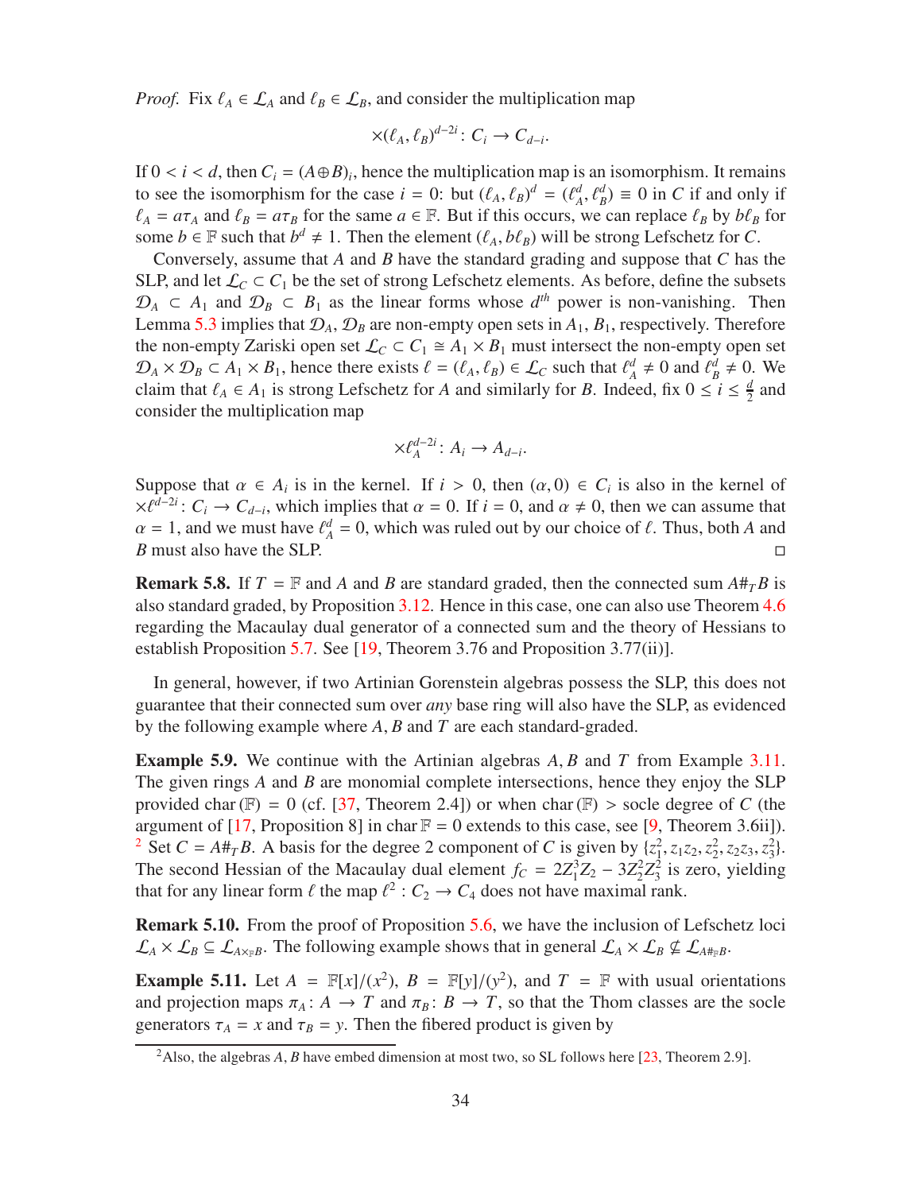*Proof.* Fix $\ell_A \in \mathcal{L}_A$ and $\ell_B \in \mathcal{L}_B$, and consider the multiplication map

$$\times(\ell_A, \ell_B)^{d-2i} : C_i \to C_{d-i}.$$

If $0 < i < d$, then $C_i = (A \oplus B)_i$, hence the multiplication map is an isomorphism. It remains to see the isomorphism for the case $i = 0$: but $(\ell_A, \ell_B)^d = (\ell_A^d, \ell_B^d) \equiv 0$ in $C$ if and only if $\ell_A = a\tau_A$ and $\ell_B = a\tau_B$ for the same $a \in \mathbb{F}$. But if this occurs, we can replace $\ell_B$ by $b\ell_B$ for some $b \in \mathbb{F}$ such that $b^d \neq 1$. Then the element $(\ell_A, b\ell_B)$ will be strong Lefschetz for $C$.

Conversely, assume that $A$ and $B$ have the standard grading and suppose that $C$ has the SLP, and let $\mathcal{L}_C \subset C_1$ be the set of strong Lefschetz elements. As before, define the subsets $\mathcal{D}_A \subset A_1$ and $\mathcal{D}_B \subset B_1$ as the linear forms whose $d^{th}$ power is non-vanishing. Then Lemma 5.3 implies that $\mathcal{D}_A, \mathcal{D}_B$ are non-empty open sets in $A_1, B_1$, respectively. Therefore the non-empty Zariski open set $\mathcal{L}_C \subset C_1 \cong A_1 \times B_1$ must intersect the non-empty open set $\mathcal{D}_A \times \mathcal{D}_B \subset A_1 \times B_1$, hence there exists $\ell = (\ell_A, \ell_B) \in \mathcal{L}_C$ such that $\ell_A^d \neq 0$ and $\ell_B^d \neq 0$. We claim that $\ell_A \in A_1$ is strong Lefschetz for $A$ and similarly for $B$. Indeed, fix $0 \leq i \leq \frac{d}{2}$ and consider the multiplication map

$$\times \ell_A^{d-2i} : A_i \to A_{d-i}.$$

Suppose that $\alpha \in A_i$ is in the kernel. If $i > 0$, then $(\alpha, 0) \in C_i$ is also in the kernel of $\times \ell^{d-2i} : C_i \to C_{d-i}$, which implies that $\alpha = 0$. If $i = 0$, and $\alpha \neq 0$, then we can assume that $\alpha = 1$, and we must have $\ell_A^d = 0$, which was ruled out by our choice of $\ell$. Thus, both $A$ and $B$ must also have the SLP. ◻

**Remark 5.8.** If $T = \mathbb{F}$ and $A$ and $B$ are standard graded, then the connected sum $A \#_T B$ is also standard graded, by Proposition 3.12. Hence in this case, one can also use Theorem 4.6 regarding the Macaulay dual generator of a connected sum and the theory of Hessians to establish Proposition 5.7. See [19, Theorem 3.76 and Proposition 3.77(ii)].

In general, however, if two Artinian Gorenstein algebras possess the SLP, this does not guarantee that their connected sum over *any* base ring will also have the SLP, as evidenced by the following example where $A, B$ and $T$ are each standard-graded.

**Example 5.9.** We continue with the Artinian algebras $A, B$ and $T$ from Example 3.11. The given rings $A$ and $B$ are monomial complete intersections, hence they enjoy the SLP provided $\operatorname{char}(\mathbb{F}) = 0$ (cf. [37, Theorem 2.4]) or when $\operatorname{char}(\mathbb{F}) >$ socle degree of $C$ (the argument of [17, Proposition 8] in $\operatorname{char} \mathbb{F} = 0$ extends to this case, see [9, Theorem 3.6ii]).[2] Set $C = A\#_T B$. A basis for the degree 2 component of $C$ is given by $\{z_1^2, z_1z_2, z_2^2, z_2z_3, z_3^2\}$. The second Hessian of the Macaulay dual element $f_C = 2Z_1^3Z_2 - 3Z_2^2Z_3^2$ is zero, yielding that for any linear form $\ell$ the map $\ell^2 : C_2 \to C_4$ does not have maximal rank.

**Remark 5.10.** From the proof of Proposition 5.6, we have the inclusion of Lefschetz loci $\mathcal{L}_A \times \mathcal{L}_B \subseteq \mathcal{L}_{A \times_{\mathbb{F}} B}$. The following example shows that in general $\mathcal{L}_A \times \mathcal{L}_B \nsubseteq \mathcal{L}_{A \#_{\mathbb{F}} B}$.

**Example 5.11.** Let $A = \mathbb{F}[x]/(x^2)$, $B = \mathbb{F}[y]/(y^2)$, and $T = \mathbb{F}$ with usual orientations and projection maps $\pi_A : A \to T$ and $\pi_B : B \to T$, so that the Thom classes are the socle generators $\tau_A = x$ and $\tau_B = y$. Then the fibered product is given by

[2] Also, the algebras $A, B$ have embed dimension at most two, so SL follows here [23, Theorem 2.9].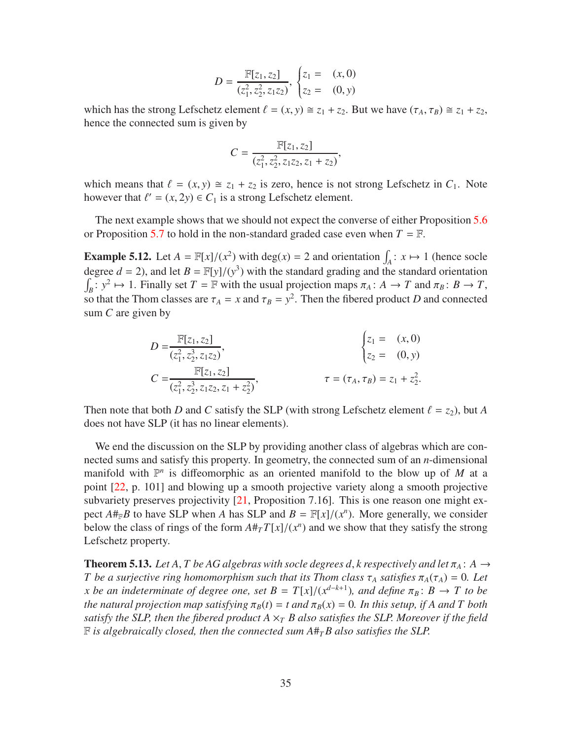$$D = \frac{\mathbb{F}[z_1, z_2]}{(z_1^2, z_2^2, z_1 z_2)}, \begin{cases} z_1 = & (x, 0) \\ z_2 = & (0, y) \end{cases}$$

which has the strong Lefschetz element $\ell = (x, y) \cong z_1 + z_2$. But we have $(\tau_A, \tau_B) \cong z_1 + z_2$, hence the connected sum is given by

$$C = \frac{\mathbb{F}[z_1, z_2]}{(z_1^2, z_2^2, z_1 z_2, z_1 + z_2)},$$

which means that $\ell = (x, y) \cong z_1 + z_2$ is zero, hence is not strong Lefschetz in $C_1$. Note however that $\ell' = (x, 2y) \in C_1$ is a strong Lefschetz element.

The next example shows that we should not expect the converse of either Proposition 5.6 or Proposition 5.7 to hold in the non-standard graded case even when $T = \mathbb{F}$.

**Example 5.12.** Let $A = \mathbb{F}[x]/(x^2)$ with $\deg(x) = 2$ and orientation $\int_A : x \mapsto 1$ (hence socle degree $d = 2$), and let $B = \mathbb{F}[y]/(y^3)$ with the standard grading and the standard orientation $\int_B : y^2 \mapsto 1$. Finally set $T = \mathbb{F}$ with the usual projection maps $\pi_A : A \to T$ and $\pi_B : B \to T$, so that the Thom classes are $\tau_A = x$ and $\tau_B = y^2$. Then the fibered product $D$ and connected sum $C$ are given by

$$D = \frac{\mathbb{F}[z_1, z_2]}{(z_1^2, z_2^3, z_1 z_2)}, \qquad \begin{cases} z_1 = & (x, 0) \\ z_2 = & (0, y) \end{cases}$$

$$C = \frac{\mathbb{F}[z_1, z_2]}{(z_1^2, z_2^3, z_1 z_2, z_1 + z_2^2)}, \qquad \tau = (\tau_A, \tau_B) = z_1 + z_2^2.$$

Then note that both $D$ and $C$ satisfy the SLP (with strong Lefschetz element $\ell = z_2$), but $A$ does not have SLP (it has no linear elements).

We end the discussion on the SLP by providing another class of algebras which are connected sums and satisfy this property. In geometry, the connected sum of an $n$-dimensional manifold with $\mathbb{P}^n$ is diffeomorphic as an oriented manifold to the blow up of $M$ at a point [22, p. 101] and blowing up a smooth projective variety along a smooth projective subvariety preserves projectivity [21, Proposition 7.16]. This is one reason one might expect $A\#_{\mathbb{F}}B$ to have SLP when $A$ has SLP and $B = \mathbb{F}[x]/(x^n)$. More generally, we consider below the class of rings of the form $A\#_T T[x]/(x^n)$ and we show that they satisfy the strong Lefschetz property.

**Theorem 5.13.** *Let $A, T$ be AG algebras with socle degrees $d, k$ respectively and let $\pi_A : A \to T$ be a surjective ring homomorphism such that its Thom class $\tau_A$ satisfies $\pi_A(\tau_A) = 0$. Let $x$ be an indeterminate of degree one, set $B = T[x]/(x^{d-k+1})$, and define $\pi_B : B \to T$ to be the natural projection map satisfying $\pi_B(t) = t$ and $\pi_B(x) = 0$. In this setup, if $A$ and $T$ both satisfy the SLP, then the fibered product $A \times_T B$ also satisfies the SLP. Moreover if the field $\mathbb{F}$ is algebraically closed, then the connected sum $A\#_T B$ also satisfies the SLP.*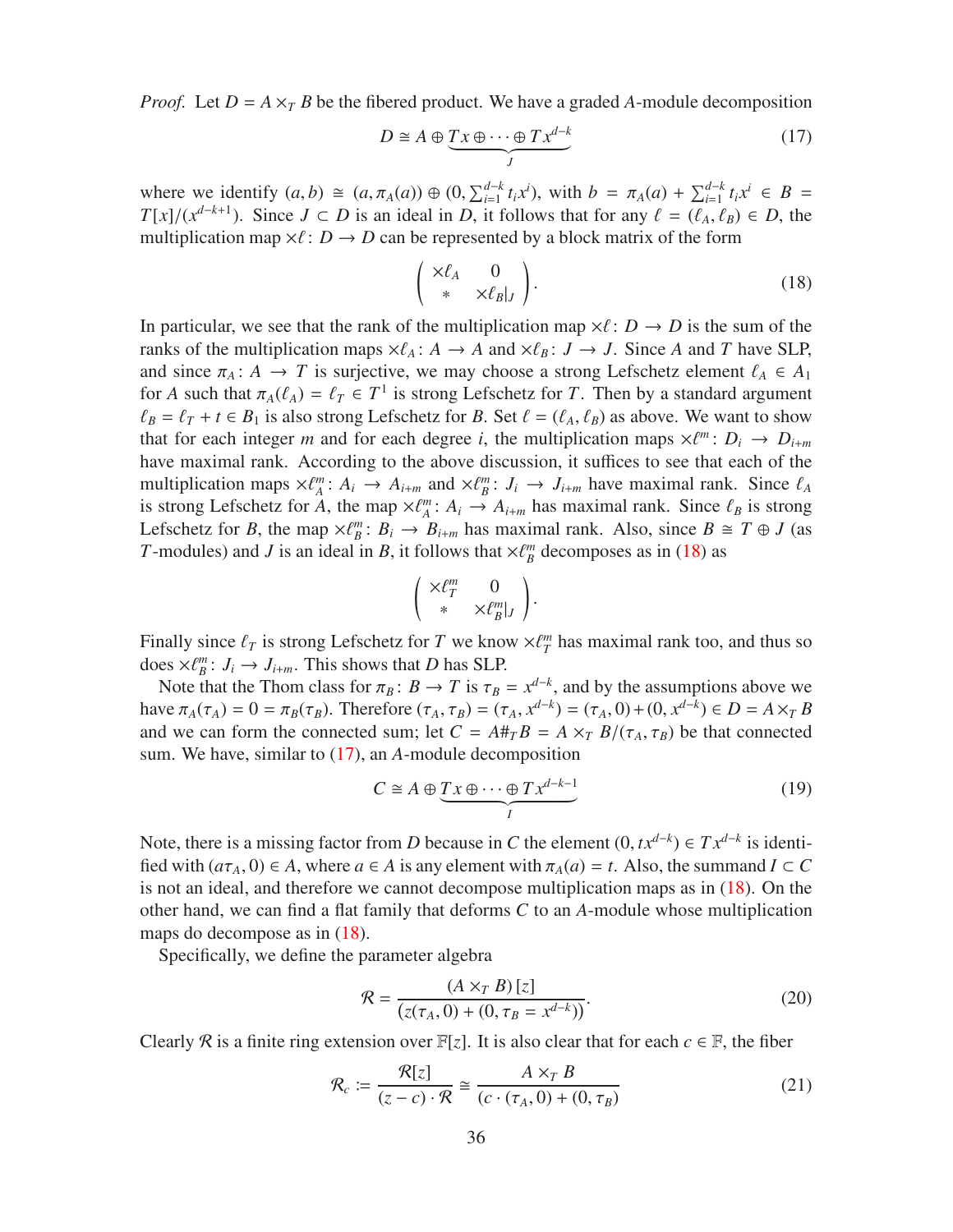*Proof.* Let $D = A \times_T B$ be the fibered product. We have a graded $A$-module decomposition

$$D \cong A \oplus \underbrace{Tx \oplus \cdots \oplus Tx^{d-k}}_{J} \tag{17}$$

where we identify $(a, b) \cong (a, \pi_A(a)) \oplus (0, \sum_{i=1}^{d-k} t_i x^i)$, with $b = \pi_A(a) + \sum_{i=1}^{d-k} t_i x^i \in B = T[x]/(x^{d-k+1})$. Since $J \subset D$ is an ideal in $D$, it follows that for any $\ell = (\ell_A, \ell_B) \in D$, the multiplication map $\times\ell \colon D \to D$ can be represented by a block matrix of the form

$$\begin{pmatrix} \times\ell_A & 0 \\ * & \times\ell_B|_J \end{pmatrix}. \tag{18}$$

In particular, we see that the rank of the multiplication map $\times\ell \colon D \to D$ is the sum of the ranks of the multiplication maps $\times\ell_A \colon A \to A$ and $\times\ell_B \colon J \to J$. Since $A$ and $T$ have SLP, and since $\pi_A \colon A \to T$ is surjective, we may choose a strong Lefschetz element $\ell_A \in A_1$ for $A$ such that $\pi_A(\ell_A) = \ell_T \in T^1$ is strong Lefschetz for $T$. Then by a standard argument $\ell_B = \ell_T + t \in B_1$ is also strong Lefschetz for $B$. Set $\ell = (\ell_A, \ell_B)$ as above. We want to show that for each integer $m$ and for each degree $i$, the multiplication maps $\times\ell^m \colon D_i \to D_{i+m}$ have maximal rank. According to the above discussion, it suffices to see that each of the multiplication maps $\times\ell_A^m \colon A_i \to A_{i+m}$ and $\times\ell_B^m \colon J_i \to J_{i+m}$ have maximal rank. Since $\ell_A$ is strong Lefschetz for $A$, the map $\times\ell_A^m \colon A_i \to A_{i+m}$ has maximal rank. Since $\ell_B$ is strong Lefschetz for $B$, the map $\times\ell_B^m \colon B_i \to B_{i+m}$ has maximal rank. Also, since $B \cong T \oplus J$ (as $T$-modules) and $J$ is an ideal in $B$, it follows that $\times\ell_B^m$ decomposes as in (18) as

$$\begin{pmatrix} \times\ell_T^m & 0 \\ * & \times\ell_B^m|_J \end{pmatrix}.$$

Finally since $\ell_T$ is strong Lefschetz for $T$ we know $\times\ell_T^m$ has maximal rank too, and thus so does $\times\ell_B^m \colon J_i \to J_{i+m}$. This shows that $D$ has SLP.

Note that the Thom class for $\pi_B \colon B \to T$ is $\tau_B = x^{d-k}$, and by the assumptions above we have $\pi_A(\tau_A) = 0 = \pi_B(\tau_B)$. Therefore $(\tau_A, \tau_B) = (\tau_A, x^{d-k}) = (\tau_A, 0) + (0, x^{d-k}) \in D = A \times_T B$ and we can form the connected sum; let $C = A \#_T B = A \times_T B/(\tau_A, \tau_B)$ be that connected sum. We have, similar to (17), an $A$-module decomposition

$$C \cong A \oplus \underbrace{Tx \oplus \cdots \oplus Tx^{d-k-1}}_{I} \tag{19}$$

Note, there is a missing factor from $D$ because in $C$ the element $(0, tx^{d-k}) \in Tx^{d-k}$ is identified with $(a\tau_A, 0) \in A$, where $a \in A$ is any element with $\pi_A(a) = t$. Also, the summand $I \subset C$ is not an ideal, and therefore we cannot decompose multiplication maps as in (18). On the other hand, we can find a flat family that deforms $C$ to an $A$-module whose multiplication maps do decompose as in (18).

Specifically, we define the parameter algebra

$$\mathcal{R} = \frac{(A \times_T B)[z]}{(z(\tau_A, 0) + (0, \tau_B = x^{d-k}))}. \tag{20}$$

Clearly $\mathcal{R}$ is a finite ring extension over $\mathbb{F}[z]$. It is also clear that for each $c \in \mathbb{F}$, the fiber

$$\mathcal{R}_c := \frac{\mathcal{R}[z]}{(z - c) \cdot \mathcal{R}} \cong \frac{A \times_T B}{(c \cdot (\tau_A, 0) + (0, \tau_B)}  \tag{21}$$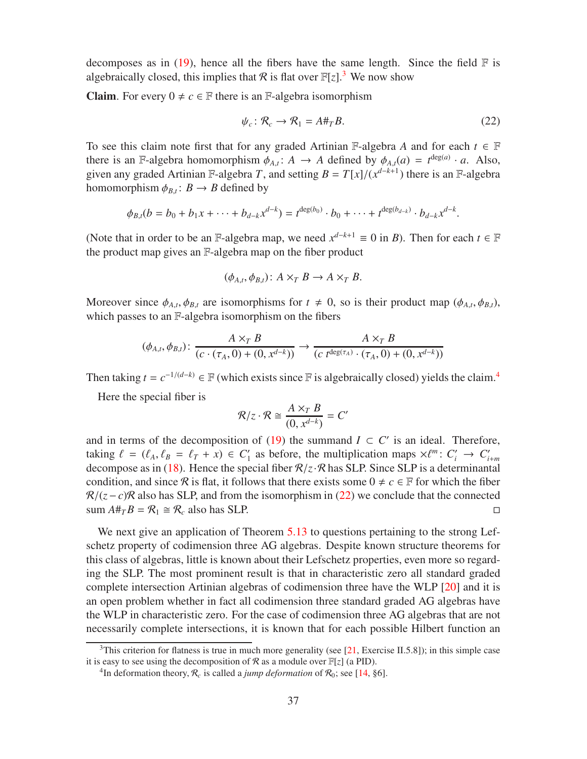decomposes as in (19), hence all the fibers have the same length. Since the field $\mathbb{F}$ is algebraically closed, this implies that $\mathcal{R}$ is flat over $\mathbb{F}[z]$.[3] We now show

**Claim**. For every $0 \neq c \in \mathbb{F}$ there is an $\mathbb{F}$-algebra isomorphism

$$\psi_c \colon \mathcal{R}_c \to \mathcal{R}_1 = A\#_T B. \tag{22}$$

To see this claim note first that for any graded Artinian $\mathbb{F}$-algebra $A$ and for each $t \in \mathbb{F}$ there is an $\mathbb{F}$-algebra homomorphism $\phi_{A,t} \colon A \to A$ defined by $\phi_{A,t}(a) = t^{\deg(a)} \cdot a$. Also, given any graded Artinian $\mathbb{F}$-algebra $T$, and setting $B = T[x]/(x^{d-k+1})$ there is an $\mathbb{F}$-algebra homomorphism $\phi_{B,t} \colon B \to B$ defined by

$$\phi_{B,t}(b = b_0 + b_1 x + \cdots + b_{d-k}x^{d-k}) = t^{\deg(b_0)} \cdot b_0 + \cdots + t^{\deg(b_{d-k})} \cdot b_{d-k}x^{d-k}.$$

(Note that in order to be an $\mathbb{F}$-algebra map, we need $x^{d-k+1} \equiv 0$ in $B$). Then for each $t \in \mathbb{F}$ the product map gives an $\mathbb{F}$-algebra map on the fiber product

$$(\phi_{A,t}, \phi_{B,t}) \colon A \times_T B \to A \times_T B.$$

Moreover since $\phi_{A,t}, \phi_{B,t}$ are isomorphisms for $t \neq 0$, so is their product map $(\phi_{A,t}, \phi_{B,t})$, which passes to an $\mathbb{F}$-algebra isomorphism on the fibers

$$(\phi_{A,t}, \phi_{B,t}) \colon \frac{A \times_T B}{(c \cdot (\tau_A, 0) + (0, x^{d-k}))} \to \frac{A \times_T B}{(c\, t^{\deg(\tau_A)} \cdot (\tau_A, 0) + (0, x^{d-k}))}$$

Then taking $t = c^{-1/(d-k)} \in \mathbb{F}$ (which exists since $\mathbb{F}$ is algebraically closed) yields the claim.[4]

Here the special fiber is

$$\mathcal{R}/z \cdot \mathcal{R} \cong \frac{A \times_T B}{(0, x^{d-k})} = C'$$

and in terms of the decomposition of (19) the summand $I \subset C'$ is an ideal. Therefore, taking $\ell = (\ell_A, \ell_B = \ell_T + x) \in C'_1$ as before, the multiplication maps $\times \ell^m \colon C'_i \to C'_{i+m}$ decompose as in (18). Hence the special fiber $\mathcal{R}/z \cdot \mathcal{R}$ has SLP. Since SLP is a determinantal condition, and since $\mathcal{R}$ is flat, it follows that there exists some $0 \neq c \in \mathbb{F}$ for which the fiber $\mathcal{R}/(z-c)\mathcal{R}$ also has SLP, and from the isomorphism in (22) we conclude that the connected sum $A\#_T B = \mathcal{R}_1 \cong \mathcal{R}_c$ also has SLP. □

We next give an application of Theorem 5.13 to questions pertaining to the strong Lefschetz property of codimension three AG algebras. Despite known structure theorems for this class of algebras, little is known about their Lefschetz properties, even more so regarding the SLP. The most prominent result is that in characteristic zero all standard graded complete intersection Artinian algebras of codimension three have the WLP [20] and it is an open problem whether in fact all codimension three standard graded AG algebras have the WLP in characteristic zero. For the case of codimension three AG algebras that are not necessarily complete intersections, it is known that for each possible Hilbert function an

---

[3] This criterion for flatness is true in much more generality (see [21, Exercise II.5.8]); in this simple case it is easy to see using the decomposition of $\mathcal{R}$ as a module over $\mathbb{F}[z]$ (a PID).

[4] In deformation theory, $\mathcal{R}_c$ is called a *jump deformation* of $\mathcal{R}_0$; see [14, §6].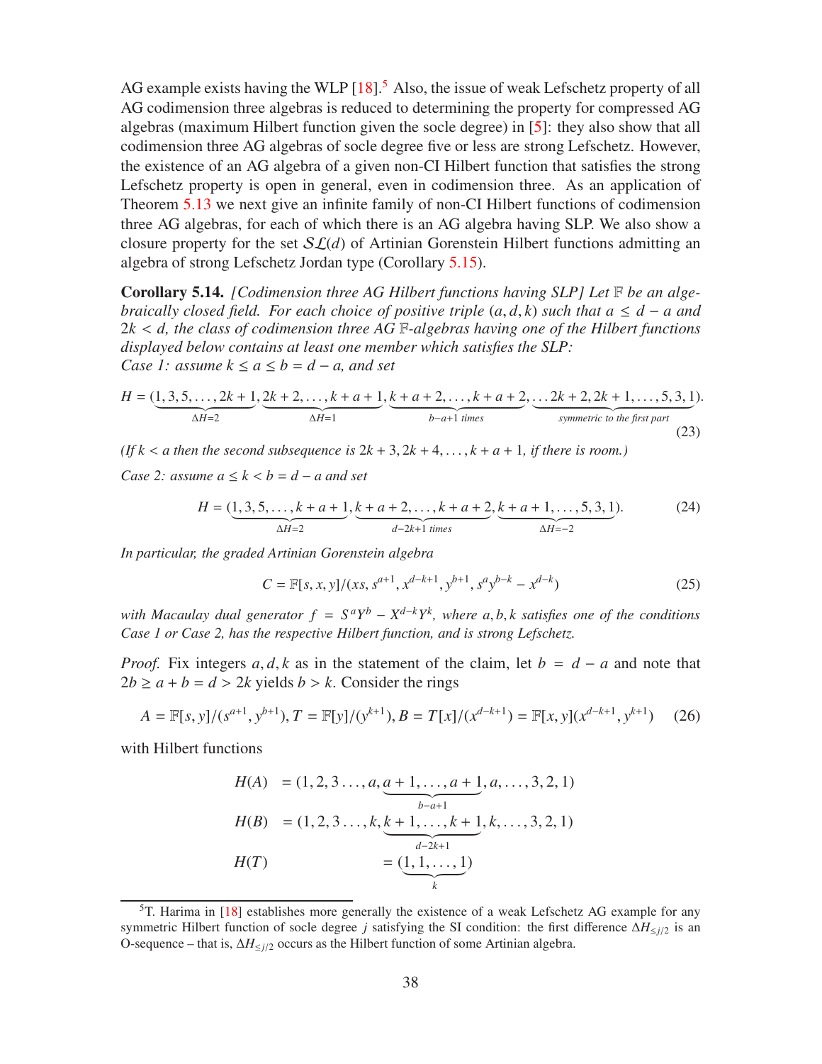AG example exists having the WLP [18].[5] Also, the issue of weak Lefschetz property of all AG codimension three algebras is reduced to determining the property for compressed AG algebras (maximum Hilbert function given the socle degree) in [5]: they also show that all codimension three AG algebras of socle degree five or less are strong Lefschetz. However, the existence of an AG algebra of a given non-CI Hilbert function that satisfies the strong Lefschetz property is open in general, even in codimension three. As an application of Theorem 5.13 we next give an infinite family of non-CI Hilbert functions of codimension three AG algebras, for each of which there is an AG algebra having SLP. We also show a closure property for the set $\mathcal{SL}(d)$ of Artinian Gorenstein Hilbert functions admitting an algebra of strong Lefschetz Jordan type (Corollary 5.15).

**Corollary 5.14.** *[Codimension three AG Hilbert functions having SLP] Let $\mathbb{F}$ be an algebraically closed field. For each choice of positive triple $(a, d, k)$ such that $a \leq d - a$ and $2k < d$, the class of codimension three AG $\mathbb{F}$-algebras having one of the Hilbert functions displayed below contains at least one member which satisfies the SLP:*
*Case 1: assume $k \leq a \leq b = d - a$, and set*

$$H = (\underbrace{1, 3, 5, \ldots, 2k+1}_{\Delta H = 2}, \underbrace{2k+2, \ldots, k+a+1}_{\Delta H = 1}, \underbrace{k+a+2, \ldots, k+a+2}_{b-a+1 \text{ times}}, \underbrace{\ldots 2k+2, 2k+1, \ldots, 5, 3, 1}_{\text{symmetric to the first part}}). \tag{23}$$

*(If $k < a$ then the second subsequence is $2k+3, 2k+4, \ldots, k+a+1$, if there is room.)*

*Case 2: assume $a \leq k < b = d - a$ and set*

$$H = (\underbrace{1, 3, 5, \ldots, k+a+1}_{\Delta H = 2}, \underbrace{k+a+2, \ldots, k+a+2}_{d-2k+1 \text{ times}}, \underbrace{k+a+1, \ldots, 5, 3, 1}_{\Delta H = -2}). \tag{24}$$

*In particular, the graded Artinian Gorenstein algebra*

$$C = \mathbb{F}[s, x, y]/(xs, s^{a+1}, x^{d-k+1}, y^{b+1}, s^a y^{b-k} - x^{d-k}) \tag{25}$$

*with Macaulay dual generator $f = S^a Y^b - X^{d-k} Y^k$, where $a, b, k$ satisfies one of the conditions Case 1 or Case 2, has the respective Hilbert function, and is strong Lefschetz.*

*Proof.* Fix integers $a, d, k$ as in the statement of the claim, let $b = d - a$ and note that $2b \geq a + b = d > 2k$ yields $b > k$. Consider the rings

$$A = \mathbb{F}[s, y]/(s^{a+1}, y^{b+1}), T = \mathbb{F}[y]/(y^{k+1}), B = T[x]/(x^{d-k+1}) = \mathbb{F}[x, y](x^{d-k+1}, y^{k+1}) \tag{26}$$

with Hilbert functions

$$\begin{aligned}
H(A) &= (1, 2, 3 \ldots, a, \underbrace{a+1, \ldots, a+1}_{b-a+1}, a, \ldots, 3, 2, 1) \\
H(B) &= (1, 2, 3 \ldots, k, \underbrace{k+1, \ldots, k+1}_{d-2k+1}, k, \ldots, 3, 2, 1) \\
H(T) &= (\underbrace{1, 1, \ldots, 1}_{k})
\end{aligned}$$

[5] T. Harima in [18] establishes more generally the existence of a weak Lefschetz AG example for any symmetric Hilbert function of socle degree $j$ satisfying the SI condition: the first difference $\Delta H_{\leq j/2}$ is an O-sequence – that is, $\Delta H_{\leq j/2}$ occurs as the Hilbert function of some Artinian algebra.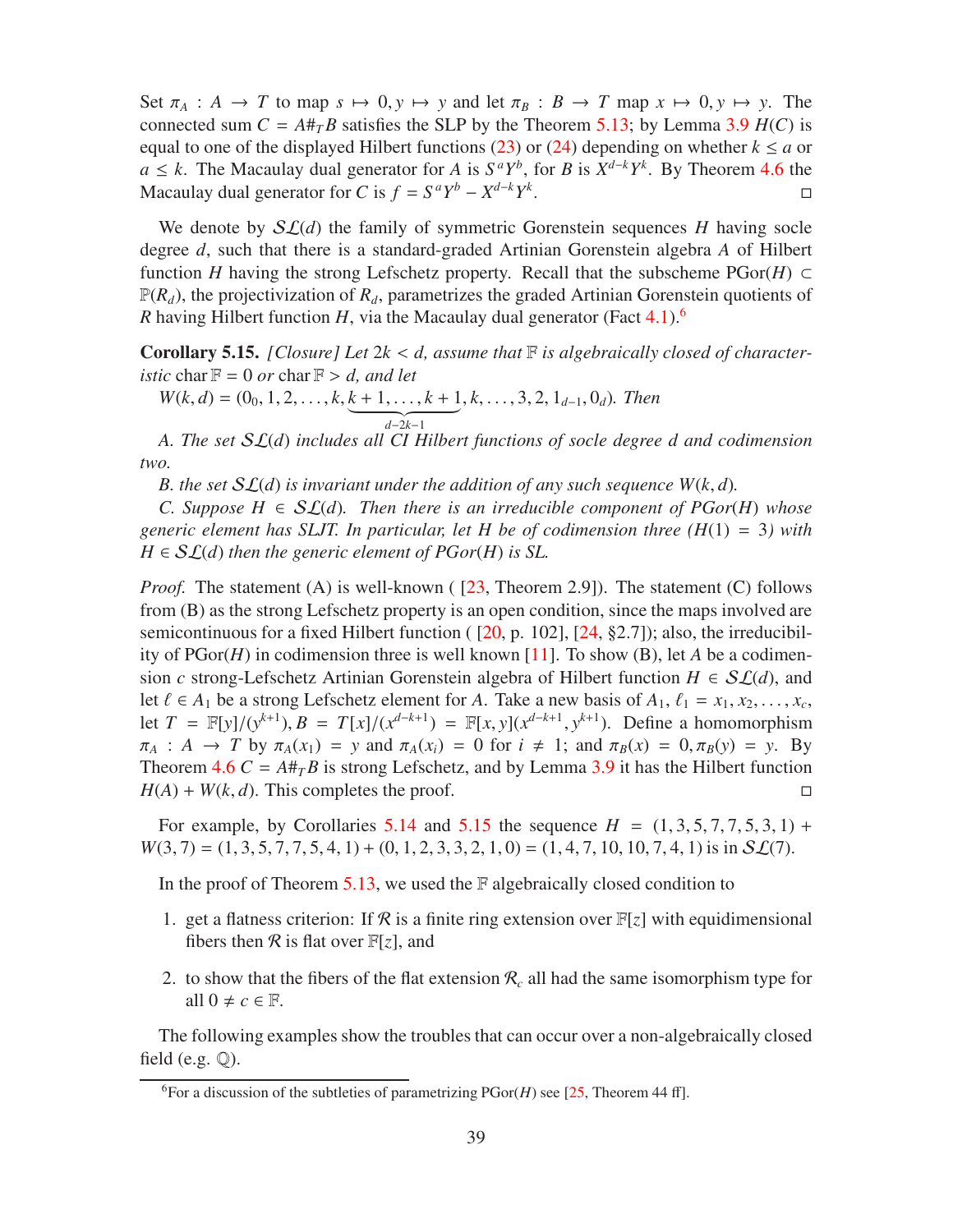Set $\pi_A : A \to T$ to map $s \mapsto 0, y \mapsto y$ and let $\pi_B : B \to T$ map $x \mapsto 0, y \mapsto y$. The connected sum $C = A\#_T B$ satisfies the SLP by the Theorem 5.13; by Lemma 3.9 $H(C)$ is equal to one of the displayed Hilbert functions (23) or (24) depending on whether $k \leq a$ or $a \leq k$. The Macaulay dual generator for $A$ is $S^a Y^b$, for $B$ is $X^{d-k} Y^k$. By Theorem 4.6 the Macaulay dual generator for $C$ is $f = S^a Y^b - X^{d-k} Y^k$. □

We denote by $\mathcal{SL}(d)$ the family of symmetric Gorenstein sequences $H$ having socle degree $d$, such that there is a standard-graded Artinian Gorenstein algebra $A$ of Hilbert function $H$ having the strong Lefschetz property. Recall that the subscheme $\mathrm{PGor}(H) \subset \mathbb{P}(R_d)$, the projectivization of $R_d$, parametrizes the graded Artinian Gorenstein quotients of $R$ having Hilbert function $H$, via the Macaulay dual generator (Fact 4.1).[6]

**Corollary 5.15.** *[Closure] Let $2k < d$, assume that $\mathbb{F}$ is algebraically closed of characteristic $\mathrm{char}\,\mathbb{F} = 0$ or $\mathrm{char}\,\mathbb{F} > d$, and let*

$W(k,d) = (0_0, 1, 2, \ldots, k, \underbrace{k+1, \ldots, k+1}_{d-2k-1}, k, \ldots, 3, 2, 1_{d-1}, 0_d)$. *Then*

*A. The set $\mathcal{SL}(d)$ includes all CI Hilbert functions of socle degree $d$ and codimension two.*

*B. the set $\mathcal{SL}(d)$ is invariant under the addition of any such sequence $W(k,d)$.*

*C. Suppose $H \in \mathcal{SL}(d)$. Then there is an irreducible component of $PGor(H)$ whose generic element has SLJT. In particular, let $H$ be of codimension three ($H(1) = 3$) with $H \in \mathcal{SL}(d)$ then the generic element of $PGor(H)$ is SL.*

*Proof.* The statement (A) is well-known ( [23, Theorem 2.9]). The statement (C) follows from (B) as the strong Lefschetz property is an open condition, since the maps involved are semicontinuous for a fixed Hilbert function ( [20, p. 102], [24, §2.7]); also, the irreducibility of $\mathrm{PGor}(H)$ in codimension three is well known [11]. To show (B), let $A$ be a codimension $c$ strong-Lefschetz Artinian Gorenstein algebra of Hilbert function $H \in \mathcal{SL}(d)$, and let $\ell \in A_1$ be a strong Lefschetz element for $A$. Take a new basis of $A_1$, $\ell_1 = x_1, x_2, \ldots, x_c$, let $T = \mathbb{F}[y]/(y^{k+1}), B = T[x]/(x^{d-k+1}) = \mathbb{F}[x,y](x^{d-k+1}, y^{k+1})$. Define a homomorphism $\pi_A : A \to T$ by $\pi_A(x_1) = y$ and $\pi_A(x_i) = 0$ for $i \neq 1$; and $\pi_B(x) = 0, \pi_B(y) = y$. By Theorem 4.6 $C = A\#_T B$ is strong Lefschetz, and by Lemma 3.9 it has the Hilbert function $H(A) + W(k,d)$. This completes the proof. □

For example, by Corollaries 5.14 and 5.15 the sequence $H = (1,3,5,7,7,5,3,1) + W(3,7) = (1,3,5,7,7,5,4,1) + (0,1,2,3,3,2,1,0) = (1,4,7,10,10,7,4,1)$ is in $\mathcal{SL}(7)$.

In the proof of Theorem 5.13, we used the $\mathbb{F}$ algebraically closed condition to

1. get a flatness criterion: If $\mathcal{R}$ is a finite ring extension over $\mathbb{F}[z]$ with equidimensional fibers then $\mathcal{R}$ is flat over $\mathbb{F}[z]$, and
2. to show that the fibers of the flat extension $\mathcal{R}_c$ all had the same isomorphism type for all $0 \neq c \in \mathbb{F}$.

The following examples show the troubles that can occur over a non-algebraically closed field (e.g. $\mathbb{Q}$).

[6] For a discussion of the subtleties of parametrizing $\mathrm{PGor}(H)$ see [25, Theorem 44 ff].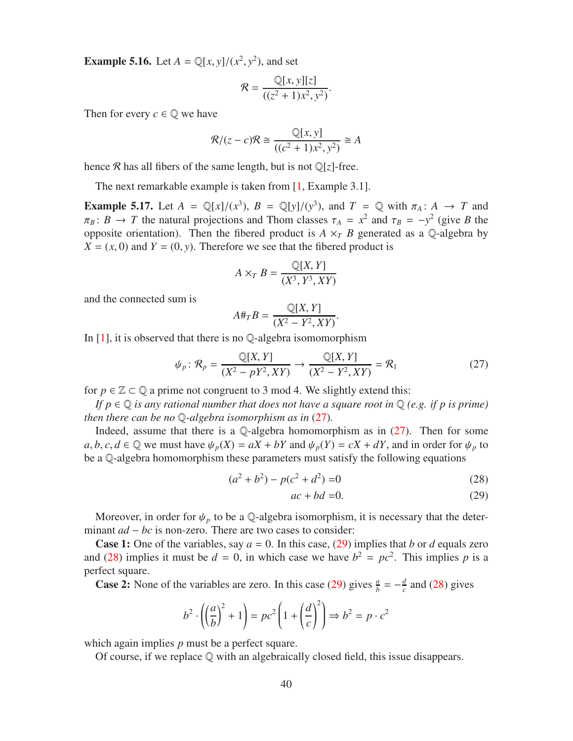**Example 5.16.** Let $A = \mathbb{Q}[x,y]/(x^2, y^2)$, and set

$$\mathcal{R} = \frac{\mathbb{Q}[x,y][z]}{((z^2+1)x^2, y^2)}.$$

Then for every $c \in \mathbb{Q}$ we have

$$\mathcal{R}/(z-c)\mathcal{R} \cong \frac{\mathbb{Q}[x,y]}{((c^2+1)x^2, y^2)} \cong A$$

hence $\mathcal{R}$ has all fibers of the same length, but is not $\mathbb{Q}[z]$-free.

The next remarkable example is taken from [1, Example 3.1].

**Example 5.17.** Let $A = \mathbb{Q}[x]/(x^3)$, $B = \mathbb{Q}[y]/(y^3)$, and $T = \mathbb{Q}$ with $\pi_A \colon A \to T$ and $\pi_B \colon B \to T$ the natural projections and Thom classes $\tau_A = x^2$ and $\tau_B = -y^2$ (give $B$ the opposite orientation). Then the fibered product is $A \times_T B$ generated as a $\mathbb{Q}$-algebra by $X = (x, 0)$ and $Y = (0, y)$. Therefore we see that the fibered product is

$$A \times_T B = \frac{\mathbb{Q}[X,Y]}{(X^3, Y^3, XY)}$$

and the connected sum is

$$A \#_T B = \frac{\mathbb{Q}[X,Y]}{(X^2 - Y^2, XY)}.$$

In [1], it is observed that there is no $\mathbb{Q}$-algebra isomorphism

$$\psi_p \colon \mathcal{R}_p = \frac{\mathbb{Q}[X,Y]}{(X^2 - pY^2, XY)} \to \frac{\mathbb{Q}[X,Y]}{(X^2 - Y^2, XY)} = \mathcal{R}_1 \tag{27}$$

for $p \in \mathbb{Z} \subset \mathbb{Q}$ a prime not congruent to 3 mod 4. We slightly extend this:

*If $p \in \mathbb{Q}$ is any rational number that does not have a square root in $\mathbb{Q}$ (e.g. if $p$ is prime) then there can be no $\mathbb{Q}$-algebra isomorphism as in (27).*

Indeed, assume that there is a $\mathbb{Q}$-algebra homomorphism as in (27). Then for some $a, b, c, d \in \mathbb{Q}$ we must have $\psi_p(X) = aX + bY$ and $\psi_p(Y) = cX + dY$, and in order for $\psi_p$ to be a $\mathbb{Q}$-algebra homomorphism these parameters must satisfy the following equations

$$(a^2 + b^2) - p(c^2 + d^2) = 0 \tag{28}$$

$$ac + bd = 0. \tag{29}$$

Moreover, in order for $\psi_p$ to be a $\mathbb{Q}$-algebra isomorphism, it is necessary that the determinant $ad - bc$ is non-zero. There are two cases to consider:

**Case 1:** One of the variables, say $a = 0$. In this case, (29) implies that $b$ or $d$ equals zero and (28) implies it must be $d = 0$, in which case we have $b^2 = pc^2$. This implies $p$ is a perfect square.

**Case 2:** None of the variables are zero. In this case (29) gives $\frac{a}{b} = -\frac{d}{c}$ and (28) gives

$$b^2 \cdot \left( \left(\frac{a}{b}\right)^2 + 1 \right) = pc^2 \left( 1 + \left(\frac{d}{c}\right)^2 \right) \Rightarrow b^2 = p \cdot c^2$$

which again implies $p$ must be a perfect square.

Of course, if we replace $\mathbb{Q}$ with an algebraically closed field, this issue disappears.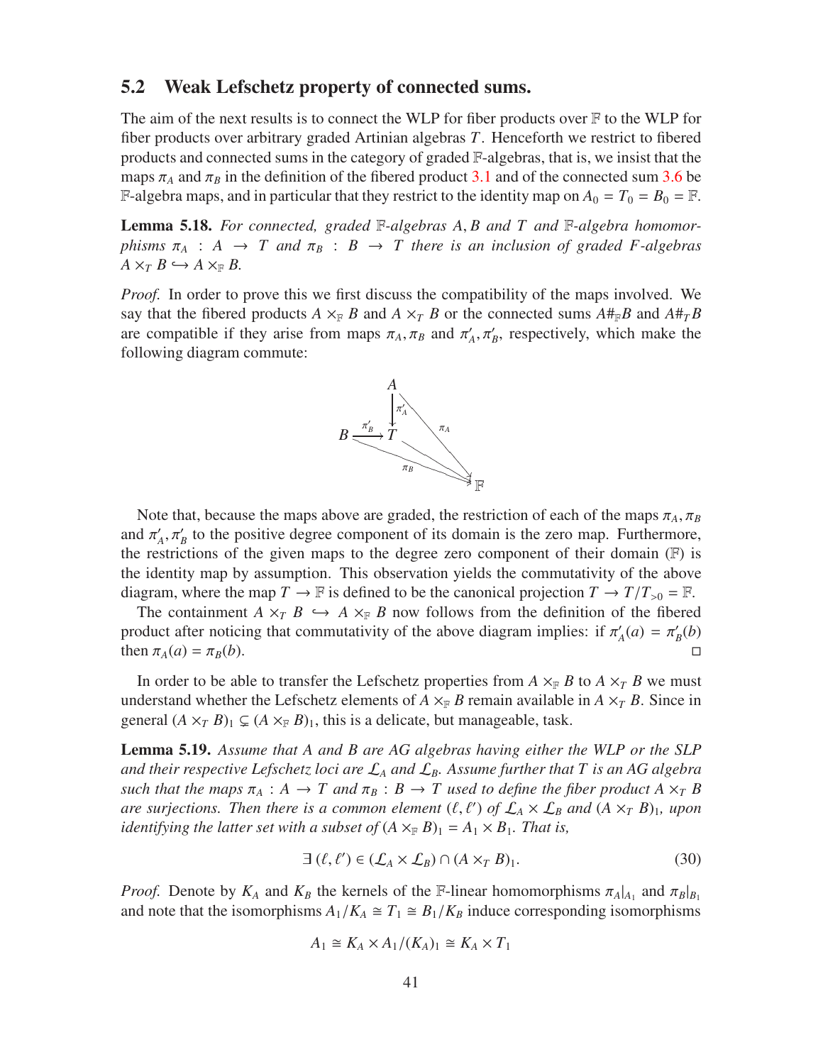## 5.2 Weak Lefschetz property of connected sums.

The aim of the next results is to connect the WLP for fiber products over $\mathbb{F}$ to the WLP for fiber products over arbitrary graded Artinian algebras $T$. Henceforth we restrict to fibered products and connected sums in the category of graded $\mathbb{F}$-algebras, that is, we insist that the maps $\pi_A$ and $\pi_B$ in the definition of the fibered product 3.1 and of the connected sum 3.6 be $\mathbb{F}$-algebra maps, and in particular that they restrict to the identity map on $A_0 = T_0 = B_0 = \mathbb{F}$.

**Lemma 5.18.** *For connected, graded $\mathbb{F}$-algebras $A, B$ and $T$ and $\mathbb{F}$-algebra homomorphisms $\pi_A : A \to T$ and $\pi_B : B \to T$ there is an inclusion of graded $F$-algebras $A \times_T B \hookrightarrow A \times_{\mathbb{F}} B$.*

*Proof.* In order to prove this we first discuss the compatibility of the maps involved. We say that the fibered products $A \times_{\mathbb{F}} B$ and $A \times_T B$ or the connected sums $A\#_{\mathbb{F}}B$ and $A\#_T B$ are compatible if they arise from maps $\pi_A, \pi_B$ and $\pi'_A, \pi'_B$, respectively, which make the following diagram commute:

$$\begin{array}{ccc} & A & \\ & \downarrow \pi'_A & \searrow \pi_A \\ B \xrightarrow{\pi'_B} & T & \\ & \searrow \pi_B & \mathbb{F} \end{array}$$

Note that, because the maps above are graded, the restriction of each of the maps $\pi_A, \pi_B$ and $\pi'_A, \pi'_B$ to the positive degree component of its domain is the zero map. Furthermore, the restrictions of the given maps to the degree zero component of their domain ($\mathbb{F}$) is the identity map by assumption. This observation yields the commutativity of the above diagram, where the map $T \to \mathbb{F}$ is defined to be the canonical projection $T \to T/T_{>0} = \mathbb{F}$.

The containment $A \times_T B \hookrightarrow A \times_{\mathbb{F}} B$ now follows from the definition of the fibered product after noticing that commutativity of the above diagram implies: if $\pi'_A(a) = \pi'_B(b)$ then $\pi_A(a) = \pi_B(b)$. $\square$

In order to be able to transfer the Lefschetz properties from $A \times_{\mathbb{F}} B$ to $A \times_T B$ we must understand whether the Lefschetz elements of $A \times_{\mathbb{F}} B$ remain available in $A \times_T B$. Since in general $(A \times_T B)_1 \subsetneq (A \times_{\mathbb{F}} B)_1$, this is a delicate, but manageable, task.

**Lemma 5.19.** *Assume that $A$ and $B$ are AG algebras having either the WLP or the SLP and their respective Lefschetz loci are $\mathcal{L}_A$ and $\mathcal{L}_B$. Assume further that $T$ is an AG algebra such that the maps $\pi_A : A \to T$ and $\pi_B : B \to T$ used to define the fiber product $A \times_T B$ are surjections. Then there is a common element $(\ell, \ell')$ of $\mathcal{L}_A \times \mathcal{L}_B$ and $(A \times_T B)_1$, upon identifying the latter set with a subset of $(A \times_{\mathbb{F}} B)_1 = A_1 \times B_1$. That is,*

$$\exists\, (\ell, \ell') \in (\mathcal{L}_A \times \mathcal{L}_B) \cap (A \times_T B)_1. \tag{30}$$

*Proof.* Denote by $K_A$ and $K_B$ the kernels of the $\mathbb{F}$-linear homomorphisms $\pi_A|_{A_1}$ and $\pi_B|_{B_1}$ and note that the isomorphisms $A_1/K_A \cong T_1 \cong B_1/K_B$ induce corresponding isomorphisms

$$A_1 \cong K_A \times A_1/(K_A)_1 \cong K_A \times T_1$$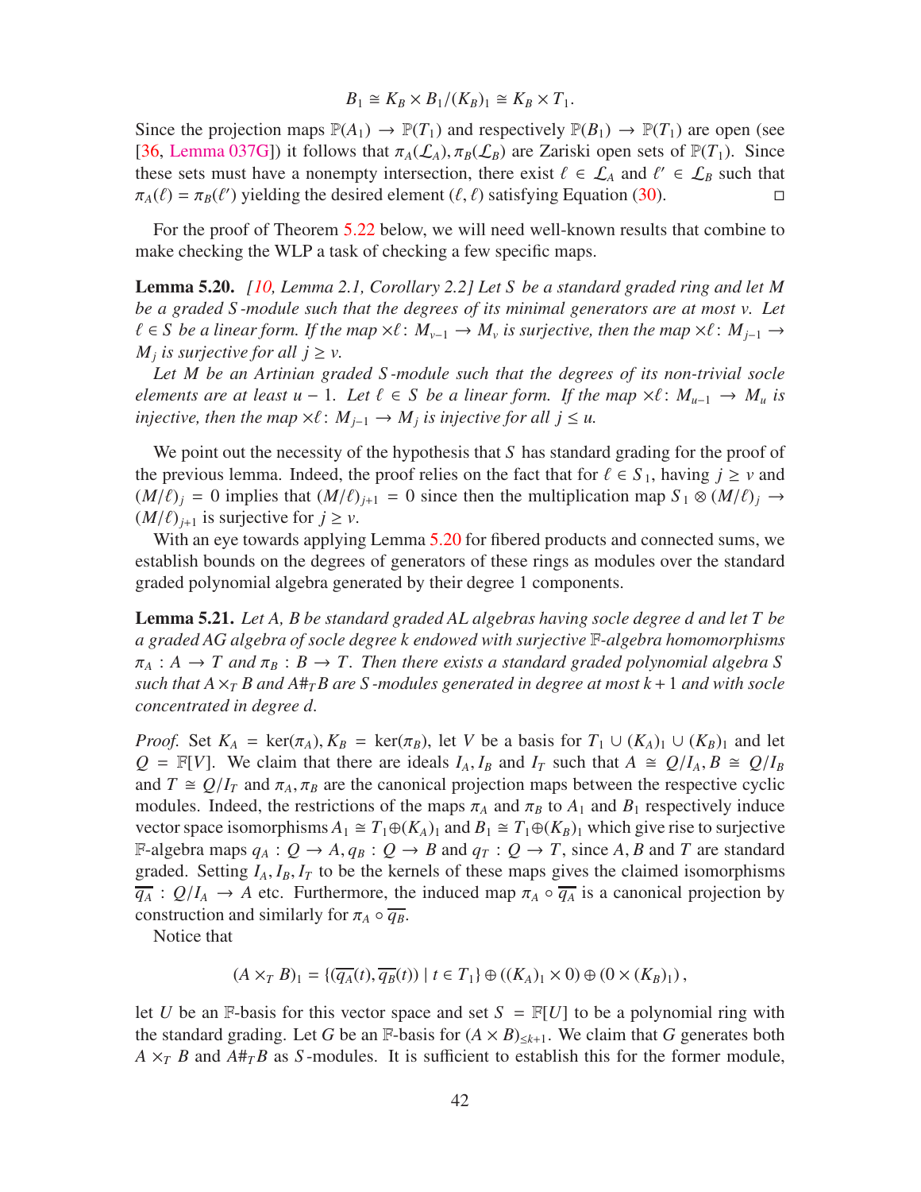$$B_1 \cong K_B \times B_1/(K_B)_1 \cong K_B \times T_1.$$

Since the projection maps $\mathbb{P}(A_1) \to \mathbb{P}(T_1)$ and respectively $\mathbb{P}(B_1) \to \mathbb{P}(T_1)$ are open (see [36, Lemma 037G]) it follows that $\pi_A(\mathcal{L}_A), \pi_B(\mathcal{L}_B)$ are Zariski open sets of $\mathbb{P}(T_1)$. Since these sets must have a nonempty intersection, there exist $\ell \in \mathcal{L}_A$ and $\ell' \in \mathcal{L}_B$ such that $\pi_A(\ell) = \pi_B(\ell')$ yielding the desired element $(\ell, \ell)$ satisfying Equation (30). □

For the proof of Theorem 5.22 below, we will need well-known results that combine to make checking the WLP a task of checking a few specific maps.

**Lemma 5.20.** *[10, Lemma 2.1, Corollary 2.2] Let $S$ be a standard graded ring and let $M$ be a graded $S$-module such that the degrees of its minimal generators are at most $v$. Let $\ell \in S$ be a linear form. If the map $\times\ell\colon M_{v-1} \to M_v$ is surjective, then the map $\times\ell\colon M_{j-1} \to M_j$ is surjective for all $j \geq v$.*

*Let $M$ be an Artinian graded $S$-module such that the degrees of its non-trivial socle elements are at least $u-1$. Let $\ell \in S$ be a linear form. If the map $\times\ell\colon M_{u-1} \to M_u$ is injective, then the map $\times\ell\colon M_{j-1} \to M_j$ is injective for all $j \leq u$.*

We point out the necessity of the hypothesis that $S$ has standard grading for the proof of the previous lemma. Indeed, the proof relies on the fact that for $\ell \in S_1$, having $j \geq v$ and $(M/\ell)_j = 0$ implies that $(M/\ell)_{j+1} = 0$ since then the multiplication map $S_1 \otimes (M/\ell)_j \to (M/\ell)_{j+1}$ is surjective for $j \geq v$.

With an eye towards applying Lemma 5.20 for fibered products and connected sums, we establish bounds on the degrees of generators of these rings as modules over the standard graded polynomial algebra generated by their degree 1 components.

**Lemma 5.21.** *Let $A$, $B$ be standard graded AL algebras having socle degree $d$ and let $T$ be a graded AG algebra of socle degree $k$ endowed with surjective $\mathbb{F}$-algebra homomorphisms $\pi_A : A \to T$ and $\pi_B : B \to T$. Then there exists a standard graded polynomial algebra $S$ such that $A \times_T B$ and $A\#_T B$ are $S$-modules generated in degree at most $k+1$ and with socle concentrated in degree $d$.*

*Proof.* Set $K_A = \ker(\pi_A), K_B = \ker(\pi_B)$, let $V$ be a basis for $T_1 \cup (K_A)_1 \cup (K_B)_1$ and let $Q = \mathbb{F}[V]$. We claim that there are ideals $I_A, I_B$ and $I_T$ such that $A \cong Q/I_A, B \cong Q/I_B$ and $T \cong Q/I_T$ and $\pi_A, \pi_B$ are the canonical projection maps between the respective cyclic modules. Indeed, the restrictions of the maps $\pi_A$ and $\pi_B$ to $A_1$ and $B_1$ respectively induce vector space isomorphisms $A_1 \cong T_1 \oplus (K_A)_1$ and $B_1 \cong T_1 \oplus (K_B)_1$ which give rise to surjective $\mathbb{F}$-algebra maps $q_A : Q \to A, q_B : Q \to B$ and $q_T : Q \to T$, since $A, B$ and $T$ are standard graded. Setting $I_A, I_B, I_T$ to be the kernels of these maps gives the claimed isomorphisms $\overline{q_A} : Q/I_A \to A$ etc. Furthermore, the induced map $\pi_A \circ \overline{q_A}$ is a canonical projection by construction and similarly for $\pi_A \circ \overline{q_B}$.

Notice that

$$(A \times_T B)_1 = \{(\overline{q_A}(t), \overline{q_B}(t)) \mid t \in T_1\} \oplus ((K_A)_1 \times 0) \oplus (0 \times (K_B)_1),$$

let $U$ be an $\mathbb{F}$-basis for this vector space and set $S = \mathbb{F}[U]$ to be a polynomial ring with the standard grading. Let $G$ be an $\mathbb{F}$-basis for $(A \times B)_{\leq k+1}$. We claim that $G$ generates both $A \times_T B$ and $A\#_T B$ as $S$-modules. It is sufficient to establish this for the former module,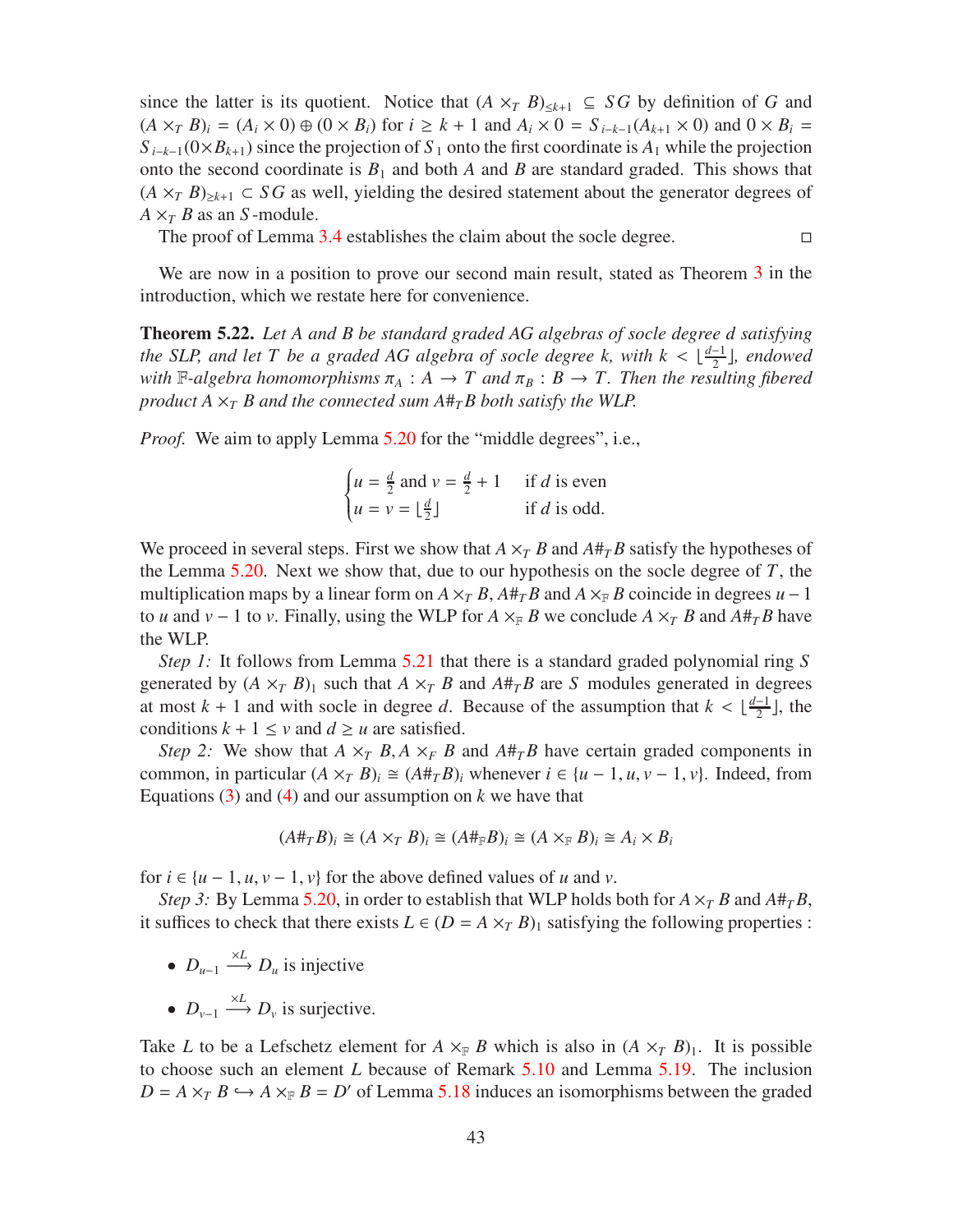since the latter is its quotient. Notice that $(A \times_T B)_{\leq k+1} \subseteq SG$ by definition of $G$ and $(A \times_T B)_i = (A_i \times 0) \oplus (0 \times B_i)$ for $i \geq k+1$ and $A_i \times 0 = S_{i-k-1}(A_{k+1} \times 0)$ and $0 \times B_i = S_{i-k-1}(0 \times B_{k+1})$ since the projection of $S_1$ onto the first coordinate is $A_1$ while the projection onto the second coordinate is $B_1$ and both $A$ and $B$ are standard graded. This shows that $(A \times_T B)_{\geq k+1} \subset SG$ as well, yielding the desired statement about the generator degrees of $A \times_T B$ as an $S$-module.

The proof of Lemma 3.4 establishes the claim about the socle degree. □

We are now in a position to prove our second main result, stated as Theorem 3 in the introduction, which we restate here for convenience.

**Theorem 5.22.** *Let $A$ and $B$ be standard graded AG algebras of socle degree $d$ satisfying the SLP, and let $T$ be a graded AG algebra of socle degree $k$, with $k < \lfloor \frac{d-1}{2} \rfloor$, endowed with $\mathbb{F}$-algebra homomorphisms $\pi_A : A \to T$ and $\pi_B : B \to T$. Then the resulting fibered product $A \times_T B$ and the connected sum $A \#_T B$ both satisfy the WLP.*

*Proof.* We aim to apply Lemma 5.20 for the "middle degrees", i.e.,

$$\begin{cases} u = \frac{d}{2} \text{ and } v = \frac{d}{2} + 1 & \text{if } d \text{ is even} \\ u = v = \lfloor \frac{d}{2} \rfloor & \text{if } d \text{ is odd.} \end{cases}$$

We proceed in several steps. First we show that $A \times_T B$ and $A \#_T B$ satisfy the hypotheses of the Lemma 5.20. Next we show that, due to our hypothesis on the socle degree of $T$, the multiplication maps by a linear form on $A \times_T B$, $A \#_T B$ and $A \times_{\mathbb{F}} B$ coincide in degrees $u-1$ to $u$ and $v-1$ to $v$. Finally, using the WLP for $A \times_{\mathbb{F}} B$ we conclude $A \times_T B$ and $A \#_T B$ have the WLP.

*Step 1:* It follows from Lemma 5.21 that there is a standard graded polynomial ring $S$ generated by $(A \times_T B)_1$ such that $A \times_T B$ and $A \#_T B$ are $S$ modules generated in degrees at most $k+1$ and with socle in degree $d$. Because of the assumption that $k < \lfloor \frac{d-1}{2} \rfloor$, the conditions $k+1 \leq v$ and $d \geq u$ are satisfied.

*Step 2:* We show that $A \times_T B, A \times_F B$ and $A \#_T B$ have certain graded components in common, in particular $(A \times_T B)_i \cong (A \#_T B)_i$ whenever $i \in \{u-1, u, v-1, v\}$. Indeed, from Equations (3) and (4) and our assumption on $k$ we have that

$$(A \#_T B)_i \cong (A \times_T B)_i \cong (A \#_{\mathbb{F}} B)_i \cong (A \times_{\mathbb{F}} B)_i \cong A_i \times B_i$$

for $i \in \{u-1, u, v-1, v\}$ for the above defined values of $u$ and $v$.

*Step 3:* By Lemma 5.20, in order to establish that WLP holds both for $A \times_T B$ and $A \#_T B$, it suffices to check that there exists $L \in (D = A \times_T B)_1$ satisfying the following properties :

- $D_{u-1} \xrightarrow{\times L} D_u$ is injective
- $D_{v-1} \xrightarrow{\times L} D_v$ is surjective.

Take $L$ to be a Lefschetz element for $A \times_{\mathbb{F}} B$ which is also in $(A \times_T B)_1$. It is possible to choose such an element $L$ because of Remark 5.10 and Lemma 5.19. The inclusion $D = A \times_T B \hookrightarrow A \times_{\mathbb{F}} B = D'$ of Lemma 5.18 induces an isomorphisms between the graded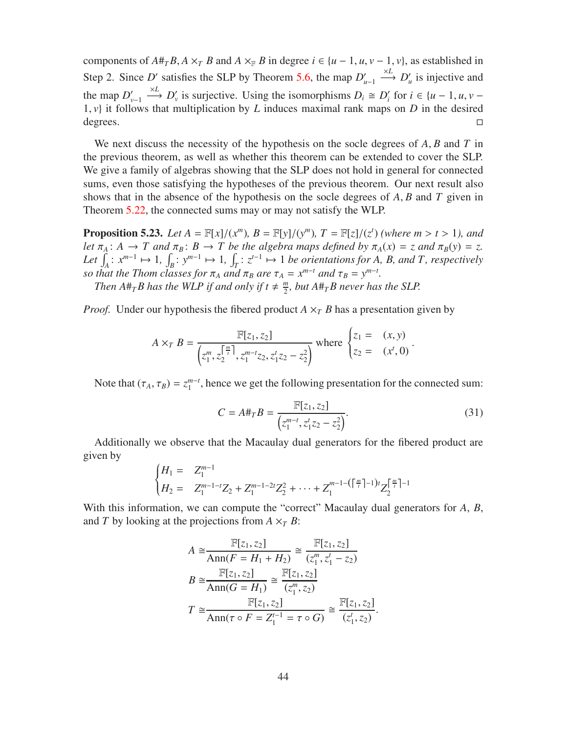components of $A\#_T B, A \times_T B$ and $A \times_{\mathbb{F}} B$ in degree $i \in \{u-1, u, v-1, v\}$, as established in Step 2. Since $D'$ satisfies the SLP by Theorem 5.6, the map $D'_{u-1} \xrightarrow{\times L} D'_u$ is injective and the map $D'_{v-1} \xrightarrow{\times L} D'_v$ is surjective. Using the isomorphisms $D_i \cong D'_i$ for $i \in \{u-1, u, v-1, v\}$ it follows that multiplication by $L$ induces maximal rank maps on $D$ in the desired degrees. □

We next discuss the necessity of the hypothesis on the socle degrees of $A, B$ and $T$ in the previous theorem, as well as whether this theorem can be extended to cover the SLP. We give a family of algebras showing that the SLP does not hold in general for connected sums, even those satisfying the hypotheses of the previous theorem. Our next result also shows that in the absence of the hypothesis on the socle degrees of $A, B$ and $T$ given in Theorem 5.22, the connected sums may or may not satisfy the WLP.

**Proposition 5.23.** *Let $A = \mathbb{F}[x]/(x^m)$, $B = \mathbb{F}[y]/(y^m)$, $T = \mathbb{F}[z]/(z^t)$ (where $m > t > 1$), and let $\pi_A \colon A \to T$ and $\pi_B \colon B \to T$ be the algebra maps defined by $\pi_A(x) = z$ and $\pi_B(y) = z$. Let $\int_A \colon x^{m-1} \mapsto 1$, $\int_B \colon y^{m-1} \mapsto 1$, $\int_T \colon z^{t-1} \mapsto 1$ be orientations for $A$, $B$, and $T$, respectively so that the Thom classes for $\pi_A$ and $\pi_B$ are $\tau_A = x^{m-t}$ and $\tau_B = y^{m-t}$.*

*Then $A\#_T B$ has the WLP if and only if $t \neq \frac{m}{2}$, but $A\#_T B$ never has the SLP.*

*Proof.* Under our hypothesis the fibered product $A \times_T B$ has a presentation given by

$$A \times_T B = \frac{\mathbb{F}[z_1, z_2]}{\left(z_1^m, z_2^{\lceil \frac{m}{t} \rceil}, z_1^{m-t} z_2, z_1^t z_2 - z_2^2\right)} \text{ where } \begin{cases} z_1 = & (x, y) \\ z_2 = & (x^t, 0) \end{cases}.$$

Note that $(\tau_A, \tau_B) = z_1^{m-t}$, hence we get the following presentation for the connected sum:

$$C = A\#_T B = \frac{\mathbb{F}[z_1, z_2]}{\left(z_1^{m-t}, z_1^t z_2 - z_2^2\right)}. \tag{31}$$

Additionally we observe that the Macaulay dual generators for the fibered product are given by

$$\begin{cases} H_1 = & Z_1^{m-1} \\ H_2 = & Z_1^{m-1-t} Z_2 + Z_1^{m-1-2t} Z_2^2 + \cdots + Z_1^{m-1-(\lceil \frac{m}{t} \rceil - 1)t} Z_2^{\lceil \frac{m}{t} \rceil - 1} \end{cases}$$

With this information, we can compute the "correct" Macaulay dual generators for $A$, $B$, and $T$ by looking at the projections from $A \times_T B$:

$$\begin{aligned} A \cong & \frac{\mathbb{F}[z_1, z_2]}{\mathrm{Ann}(F = H_1 + H_2)} \cong \frac{\mathbb{F}[z_1, z_2]}{(z_1^m, z_1^t - z_2)} \\ B \cong & \frac{\mathbb{F}[z_1, z_2]}{\mathrm{Ann}(G = H_1)} \cong \frac{\mathbb{F}[z_1, z_2]}{(z_1^m, z_2)} \\ T \cong & \frac{\mathbb{F}[z_1, z_2]}{\mathrm{Ann}(\tau \circ F = Z_1^{t-1} = \tau \circ G)} \cong \frac{\mathbb{F}[z_1, z_2]}{(z_1^t, z_2)}. \end{aligned}$$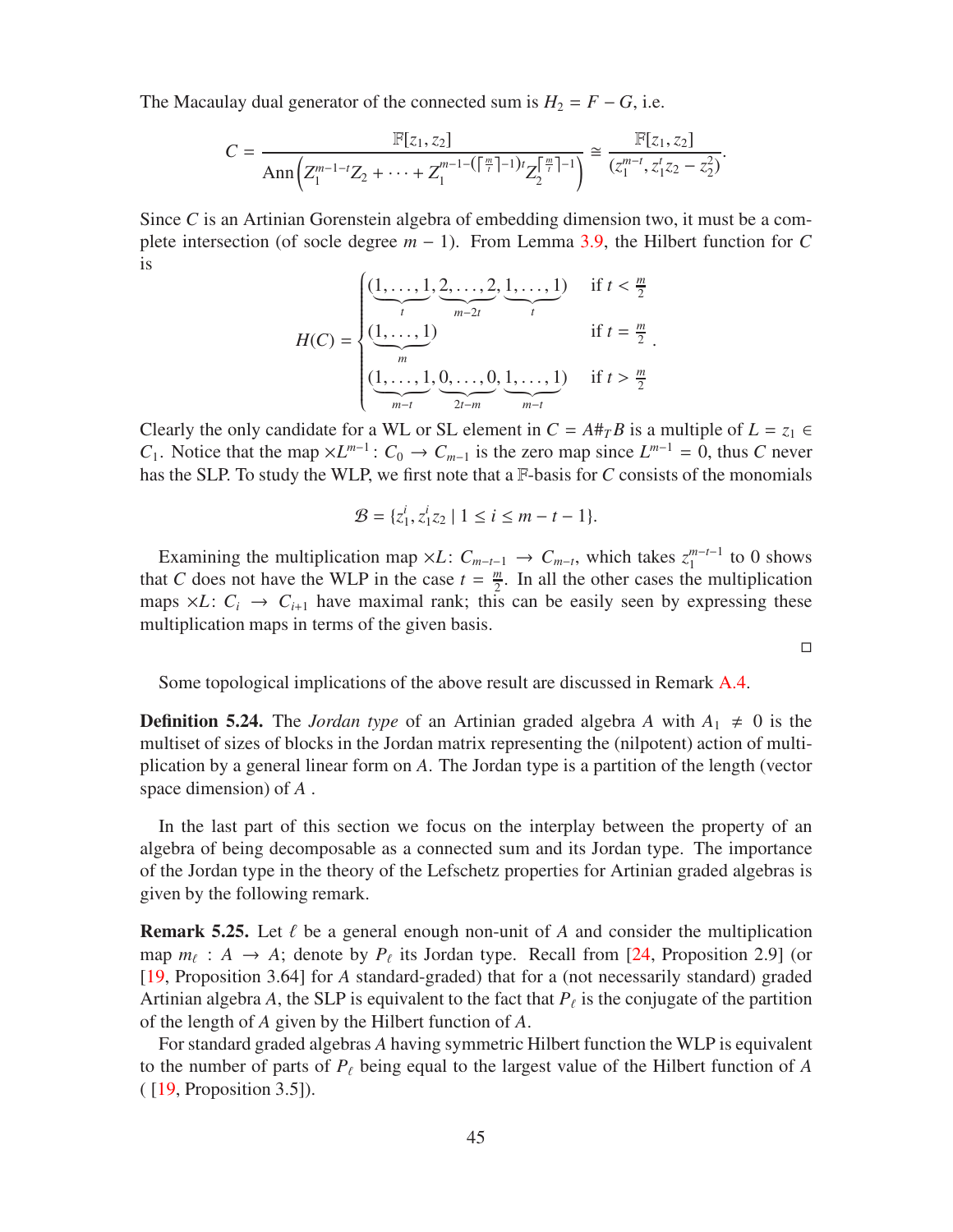The Macaulay dual generator of the connected sum is $H_2 = F - G$, i.e.

$$C = \frac{\mathbb{F}[z_1, z_2]}{\operatorname{Ann}\left(Z_1^{m-1-t}Z_2 + \cdots + Z_1^{m-1-(\lceil \frac{m}{t} \rceil - 1)t} Z_2^{\lceil \frac{m}{t} \rceil - 1}\right)} \cong \frac{\mathbb{F}[z_1, z_2]}{(z_1^{m-t}, z_1^t z_2 - z_2^2)}.$$

Since $C$ is an Artinian Gorenstein algebra of embedding dimension two, it must be a complete intersection (of socle degree $m-1$). From Lemma 3.9, the Hilbert function for $C$ is

$$H(C) = \begin{cases} (\underbrace{1, \ldots, 1}_{t}, \underbrace{2, \ldots, 2}_{m-2t}, \underbrace{1, \ldots, 1}_{t}) & \text{if } t < \frac{m}{2} \\ (\underbrace{1, \ldots, 1}_{m}) & \text{if } t = \frac{m}{2} \\ (\underbrace{1, \ldots, 1}_{m-t}, \underbrace{0, \ldots, 0}_{2t-m}, \underbrace{1, \ldots, 1}_{m-t}) & \text{if } t > \frac{m}{2} \end{cases}.$$

Clearly the only candidate for a WL or SL element in $C = A\#_T B$ is a multiple of $L = z_1 \in C_1$. Notice that the map $\times L^{m-1} \colon C_0 \to C_{m-1}$ is the zero map since $L^{m-1} = 0$, thus $C$ never has the SLP. To study the WLP, we first note that a $\mathbb{F}$-basis for $C$ consists of the monomials

$$\mathcal{B} = \{z_1^i, z_1^i z_2 \mid 1 \leq i \leq m - t - 1\}.$$

Examining the multiplication map $\times L \colon C_{m-t-1} \to C_{m-t}$, which takes $z_1^{m-t-1}$ to 0 shows that $C$ does not have the WLP in the case $t = \frac{m}{2}$. In all the other cases the multiplication maps $\times L \colon C_i \to C_{i+1}$ have maximal rank; this can be easily seen by expressing these multiplication maps in terms of the given basis.

□

Some topological implications of the above result are discussed in Remark A.4.

**Definition 5.24.** The *Jordan type* of an Artinian graded algebra $A$ with $A_1 \neq 0$ is the multiset of sizes of blocks in the Jordan matrix representing the (nilpotent) action of multiplication by a general linear form on $A$. The Jordan type is a partition of the length (vector space dimension) of $A$ .

In the last part of this section we focus on the interplay between the property of an algebra of being decomposable as a connected sum and its Jordan type. The importance of the Jordan type in the theory of the Lefschetz properties for Artinian graded algebras is given by the following remark.

**Remark 5.25.** Let $\ell$ be a general enough non-unit of $A$ and consider the multiplication map $m_\ell : A \to A$; denote by $P_\ell$ its Jordan type. Recall from [24, Proposition 2.9] (or [19, Proposition 3.64] for $A$ standard-graded) that for a (not necessarily standard) graded Artinian algebra $A$, the SLP is equivalent to the fact that $P_\ell$ is the conjugate of the partition of the length of $A$ given by the Hilbert function of $A$.

For standard graded algebras $A$ having symmetric Hilbert function the WLP is equivalent to the number of parts of $P_\ell$ being equal to the largest value of the Hilbert function of $A$ ( [19, Proposition 3.5]).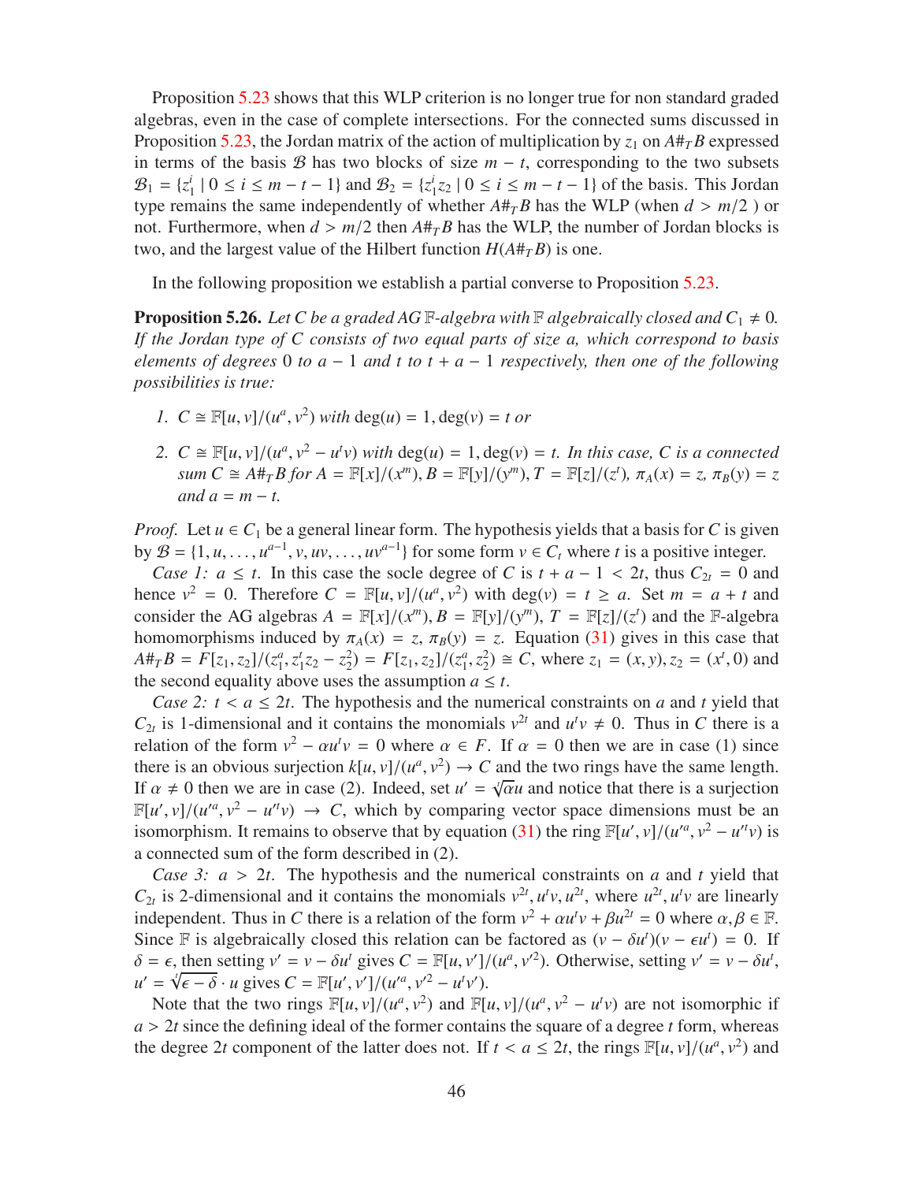Proposition 5.23 shows that this WLP criterion is no longer true for non standard graded algebras, even in the case of complete intersections. For the connected sums discussed in Proposition 5.23, the Jordan matrix of the action of multiplication by $z_1$ on $A\#_T B$ expressed in terms of the basis $\mathcal{B}$ has two blocks of size $m-t$, corresponding to the two subsets $\mathcal{B}_1 = \{z_1^i \mid 0 \le i \le m-t-1\}$ and $\mathcal{B}_2 = \{z_1^i z_2 \mid 0 \le i \le m-t-1\}$ of the basis. This Jordan type remains the same independently of whether $A\#_T B$ has the WLP (when $d > m/2$ ) or not. Furthermore, when $d > m/2$ then $A\#_T B$ has the WLP, the number of Jordan blocks is two, and the largest value of the Hilbert function $H(A\#_T B)$ is one.

In the following proposition we establish a partial converse to Proposition 5.23.

**Proposition 5.26.** *Let $C$ be a graded AG $\mathbb{F}$-algebra with $\mathbb{F}$ algebraically closed and $C_1 \neq 0$. If the Jordan type of $C$ consists of two equal parts of size $a$, which correspond to basis elements of degrees $0$ to $a-1$ and $t$ to $t+a-1$ respectively, then one of the following possibilities is true:*

1. *$C \cong \mathbb{F}[u,v]/(u^a, v^2)$ with $\deg(u) = 1, \deg(v) = t$ or*
2. *$C \cong \mathbb{F}[u,v]/(u^a, v^2 - u^t v)$ with $\deg(u) = 1, \deg(v) = t$. In this case, $C$ is a connected sum $C \cong A\#_T B$ for $A = \mathbb{F}[x]/(x^m), B = \mathbb{F}[y]/(y^m), T = \mathbb{F}[z]/(z^t)$, $\pi_A(x) = z$, $\pi_B(y) = z$ and $a = m-t$.*

*Proof.* Let $u \in C_1$ be a general linear form. The hypothesis yields that a basis for $C$ is given by $\mathcal{B} = \{1, u, \dots, u^{a-1}, v, uv, \dots, uv^{a-1}\}$ for some form $v \in C_t$ where $t$ is a positive integer.

*Case 1: $a \le t$.* In this case the socle degree of $C$ is $t+a-1 < 2t$, thus $C_{2t} = 0$ and hence $v^2 = 0$. Therefore $C = \mathbb{F}[u,v]/(u^a, v^2)$ with $\deg(v) = t \ge a$. Set $m = a+t$ and consider the AG algebras $A = \mathbb{F}[x]/(x^m), B = \mathbb{F}[y]/(y^m), T = \mathbb{F}[z]/(z^t)$ and the $\mathbb{F}$-algebra homomorphisms induced by $\pi_A(x) = z$, $\pi_B(y) = z$. Equation (31) gives in this case that $A\#_T B = F[z_1, z_2]/(z_1^a, z_1^t z_2 - z_2^2) = F[z_1, z_2]/(z_1^a, z_2^2) \cong C$, where $z_1 = (x,y), z_2 = (x^t, 0)$ and the second equality above uses the assumption $a \le t$.

*Case 2: $t < a \le 2t$.* The hypothesis and the numerical constraints on $a$ and $t$ yield that $C_{2t}$ is 1-dimensional and it contains the monomials $v^{2t}$ and $u^t v \neq 0$. Thus in $C$ there is a relation of the form $v^2 - \alpha u^t v = 0$ where $\alpha \in F$. If $\alpha = 0$ then we are in case (1) since there is an obvious surjection $k[u,v]/(u^a, v^2) \to C$ and the two rings have the same length. If $\alpha \neq 0$ then we are in case (2). Indeed, set $u' = \sqrt[t]{\alpha} u$ and notice that there is a surjection $\mathbb{F}[u', v]/(u'^a, v^2 - u'^t v) \to C$, which by comparing vector space dimensions must be an isomorphism. It remains to observe that by equation (31) the ring $\mathbb{F}[u', v]/(u'^a, v^2 - u'^t v)$ is a connected sum of the form described in (2).

*Case 3: $a > 2t$.* The hypothesis and the numerical constraints on $a$ and $t$ yield that $C_{2t}$ is 2-dimensional and it contains the monomials $v^{2t}, u^t v, u^{2t}$, where $u^{2t}, u^t v$ are linearly independent. Thus in $C$ there is a relation of the form $v^2 + \alpha u^t v + \beta u^{2t} = 0$ where $\alpha, \beta \in \mathbb{F}$. Since $\mathbb{F}$ is algebraically closed this relation can be factored as $(v - \delta u^t)(v - \epsilon u^t) = 0$. If $\delta = \epsilon$, then setting $v' = v - \delta u^t$ gives $C = \mathbb{F}[u, v']/(u^a, v'^2)$. Otherwise, setting $v' = v - \delta u^t$, $u' = \sqrt[t]{\epsilon - \delta} \cdot u$ gives $C = \mathbb{F}[u', v']/(u'^a, v'^2 - u'^t v')$.

Note that the two rings $\mathbb{F}[u,v]/(u^a, v^2)$ and $\mathbb{F}[u,v]/(u^a, v^2 - u^t v)$ are not isomorphic if $a > 2t$ since the defining ideal of the former contains the square of a degree $t$ form, whereas the degree $2t$ component of the latter does not. If $t < a \le 2t$, the rings $\mathbb{F}[u,v]/(u^a, v^2)$ and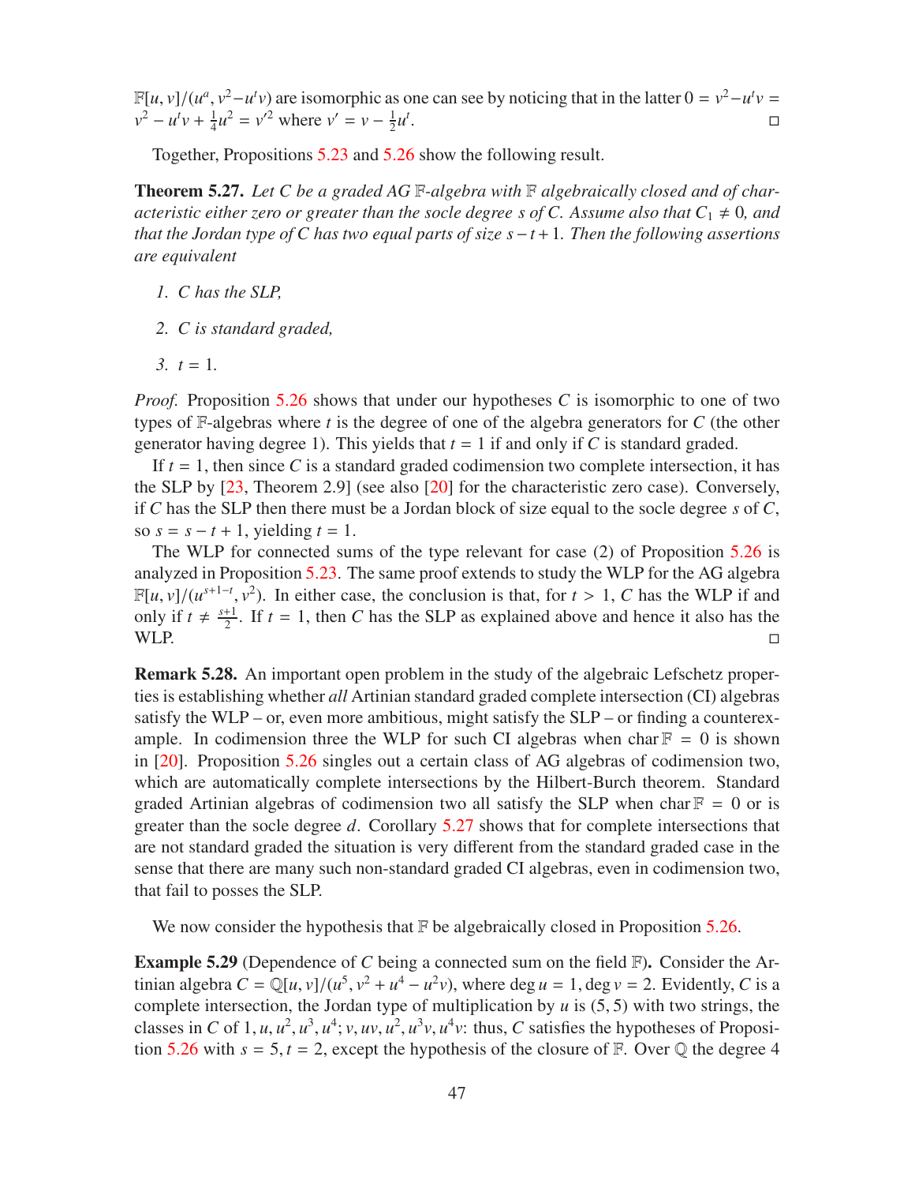$\mathbb{F}[u,v]/(u^a, v^2 - u^t v)$ are isomorphic as one can see by noticing that in the latter $0 = v^2 - u^t v = v^2 - u^t v + \frac{1}{4}u^2 = v'^2$ where $v' = v - \frac{1}{2}u^t$. □

Together, Propositions 5.23 and 5.26 show the following result.

**Theorem 5.27.** *Let $C$ be a graded AG $\mathbb{F}$-algebra with $\mathbb{F}$ algebraically closed and of characteristic either zero or greater than the socle degree $s$ of $C$. Assume also that $C_1 \neq 0$, and that the Jordan type of $C$ has two equal parts of size $s - t + 1$. Then the following assertions are equivalent*

1. *$C$ has the SLP,*
2. *$C$ is standard graded,*
3. *$t = 1$.*

*Proof.* Proposition 5.26 shows that under our hypotheses $C$ is isomorphic to one of two types of $\mathbb{F}$-algebras where $t$ is the degree of one of the algebra generators for $C$ (the other generator having degree 1). This yields that $t = 1$ if and only if $C$ is standard graded.

If $t = 1$, then since $C$ is a standard graded codimension two complete intersection, it has the SLP by [23, Theorem 2.9] (see also [20] for the characteristic zero case). Conversely, if $C$ has the SLP then there must be a Jordan block of size equal to the socle degree $s$ of $C$, so $s = s - t + 1$, yielding $t = 1$.

The WLP for connected sums of the type relevant for case (2) of Proposition 5.26 is analyzed in Proposition 5.23. The same proof extends to study the WLP for the AG algebra $\mathbb{F}[u,v]/(u^{s+1-t}, v^2)$. In either case, the conclusion is that, for $t > 1$, $C$ has the WLP if and only if $t \neq \frac{s+1}{2}$. If $t = 1$, then $C$ has the SLP as explained above and hence it also has the WLP. □

**Remark 5.28.** An important open problem in the study of the algebraic Lefschetz properties is establishing whether *all* Artinian standard graded complete intersection (CI) algebras satisfy the WLP – or, even more ambitious, might satisfy the SLP – or finding a counterexample. In codimension three the WLP for such CI algebras when $\operatorname{char}\mathbb{F} = 0$ is shown in [20]. Proposition 5.26 singles out a certain class of AG algebras of codimension two, which are automatically complete intersections by the Hilbert-Burch theorem. Standard graded Artinian algebras of codimension two all satisfy the SLP when $\operatorname{char}\mathbb{F} = 0$ or is greater than the socle degree $d$. Corollary 5.27 shows that for complete intersections that are not standard graded the situation is very different from the standard graded case in the sense that there are many such non-standard graded CI algebras, even in codimension two, that fail to posses the SLP.

We now consider the hypothesis that $\mathbb{F}$ be algebraically closed in Proposition 5.26.

**Example 5.29** (Dependence of $C$ being a connected sum on the field $\mathbb{F}$)**.** Consider the Artinian algebra $C = \mathbb{Q}[u,v]/(u^5, v^2 + u^4 - u^2 v)$, where $\deg u = 1, \deg v = 2$. Evidently, $C$ is a complete intersection, the Jordan type of multiplication by $u$ is $(5,5)$ with two strings, the classes in $C$ of $1, u, u^2, u^3, u^4; v, uv, u^2, u^3 v, u^4 v$: thus, $C$ satisfies the hypotheses of Proposition 5.26 with $s = 5, t = 2$, except the hypothesis of the closure of $\mathbb{F}$. Over $\mathbb{Q}$ the degree 4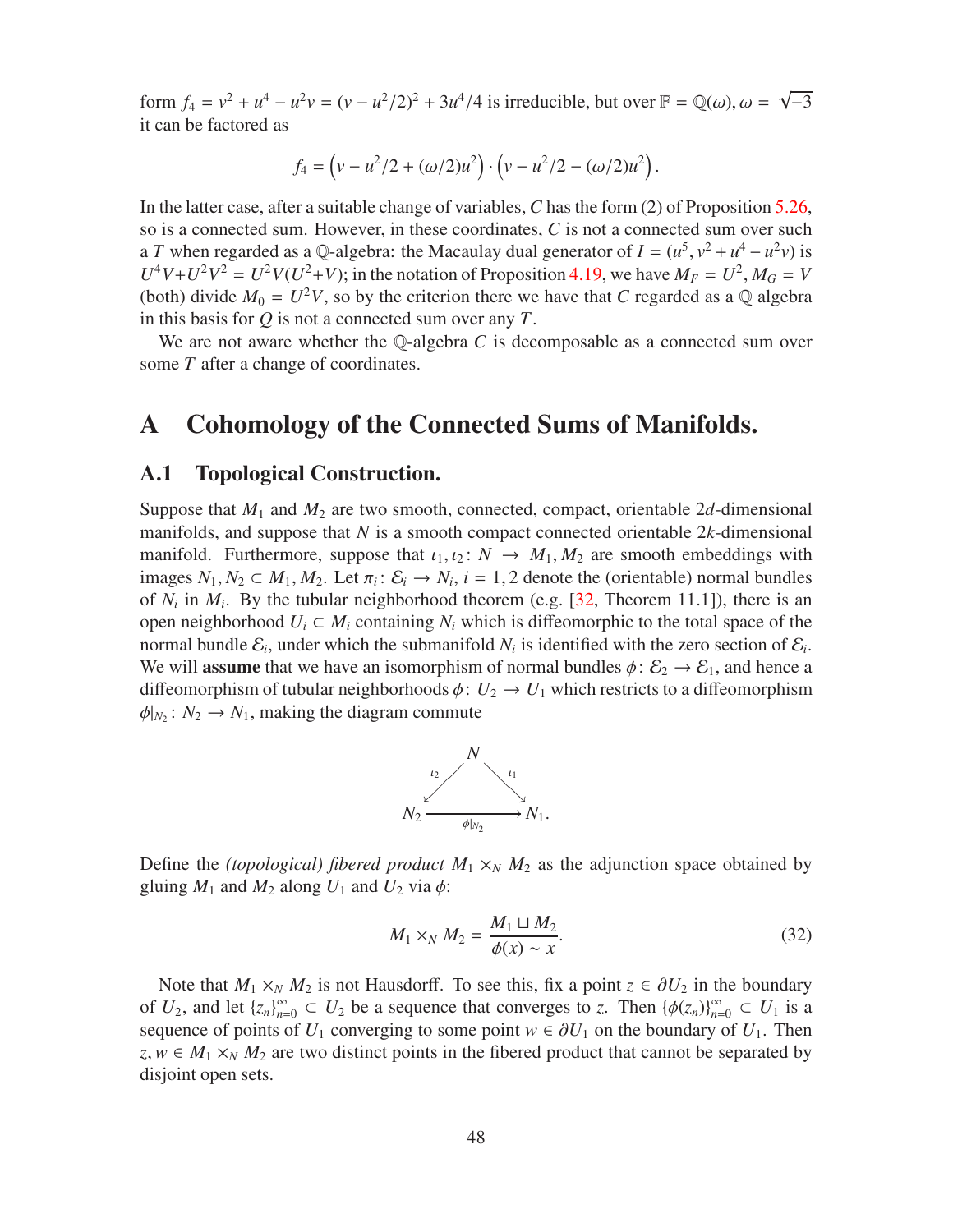form $f_4 = v^2 + u^4 - u^2 v = (v - u^2/2)^2 + 3u^4/4$ is irreducible, but over $\mathbb{F} = \mathbb{Q}(\omega), \omega = \sqrt{-3}$ it can be factored as

$$f_4 = \left(v - u^2/2 + (\omega/2)u^2\right) \cdot \left(v - u^2/2 - (\omega/2)u^2\right).$$

In the latter case, after a suitable change of variables, $C$ has the form (2) of Proposition 5.26, so is a connected sum. However, in these coordinates, $C$ is not a connected sum over such a $T$ when regarded as a $\mathbb{Q}$-algebra: the Macaulay dual generator of $I = (u^5, v^2 + u^4 - u^2 v)$ is $U^4 V + U^2 V^2 = U^2 V(U^2 + V)$; in the notation of Proposition 4.19, we have $M_F = U^2, M_G = V$ (both) divide $M_0 = U^2 V$, so by the criterion there we have that $C$ regarded as a $\mathbb{Q}$ algebra in this basis for $Q$ is not a connected sum over any $T$.

We are not aware whether the $\mathbb{Q}$-algebra $C$ is decomposable as a connected sum over some $T$ after a change of coordinates.

# A Cohomology of the Connected Sums of Manifolds.

## A.1 Topological Construction.

Suppose that $M_1$ and $M_2$ are two smooth, connected, compact, orientable $2d$-dimensional manifolds, and suppose that $N$ is a smooth compact connected orientable $2k$-dimensional manifold. Furthermore, suppose that $\iota_1, \iota_2 \colon N \to M_1, M_2$ are smooth embeddings with images $N_1, N_2 \subset M_1, M_2$. Let $\pi_i \colon \mathcal{E}_i \to N_i$, $i = 1, 2$ denote the (orientable) normal bundles of $N_i$ in $M_i$. By the tubular neighborhood theorem (e.g. [32, Theorem 11.1]), there is an open neighborhood $U_i \subset M_i$ containing $N_i$ which is diffeomorphic to the total space of the normal bundle $\mathcal{E}_i$, under which the submanifold $N_i$ is identified with the zero section of $\mathcal{E}_i$. We will **assume** that we have an isomorphism of normal bundles $\phi \colon \mathcal{E}_2 \to \mathcal{E}_1$, and hence a diffeomorphism of tubular neighborhoods $\phi \colon U_2 \to U_1$ which restricts to a diffeomorphism $\phi|_{N_2} \colon N_2 \to N_1$, making the diagram commute

$$\begin{array}{ccc} & N & \\ {\scriptstyle\iota_2}\swarrow & & \searrow{\scriptstyle\iota_1} \\ N_2 & \xrightarrow{\phi|_{N_2}} & N_1. \end{array}$$

Define the *(topological) fibered product* $M_1 \times_N M_2$ as the adjunction space obtained by gluing $M_1$ and $M_2$ along $U_1$ and $U_2$ via $\phi$:

$$M_1 \times_N M_2 = \frac{M_1 \sqcup M_2}{\phi(x) \sim x}. \tag{32}$$

Note that $M_1 \times_N M_2$ is not Hausdorff. To see this, fix a point $z \in \partial U_2$ in the boundary of $U_2$, and let $\{z_n\}_{n=0}^{\infty} \subset U_2$ be a sequence that converges to $z$. Then $\{\phi(z_n)\}_{n=0}^{\infty} \subset U_1$ is a sequence of points of $U_1$ converging to some point $w \in \partial U_1$ on the boundary of $U_1$. Then $z, w \in M_1 \times_N M_2$ are two distinct points in the fibered product that cannot be separated by disjoint open sets.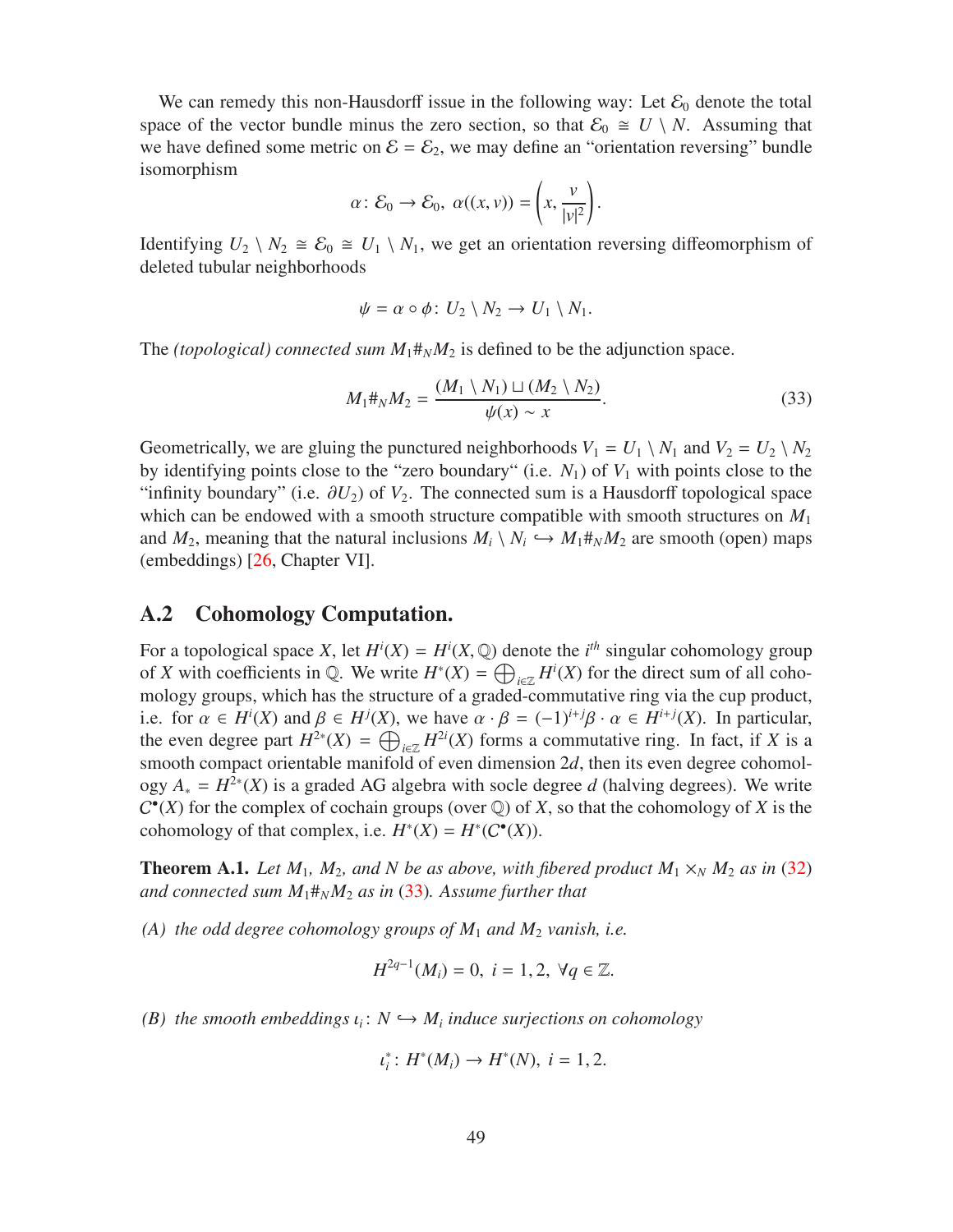We can remedy this non-Hausdorff issue in the following way: Let $\mathcal{E}_0$ denote the total space of the vector bundle minus the zero section, so that $\mathcal{E}_0 \cong U \setminus N$. Assuming that we have defined some metric on $\mathcal{E} = \mathcal{E}_2$, we may define an "orientation reversing" bundle isomorphism

$$\alpha\colon \mathcal{E}_0 \to \mathcal{E}_0,\ \alpha((x, v)) = \left(x, \frac{v}{|v|^2}\right).$$

Identifying $U_2 \setminus N_2 \cong \mathcal{E}_0 \cong U_1 \setminus N_1$, we get an orientation reversing diffeomorphism of deleted tubular neighborhoods

$$\psi = \alpha \circ \phi\colon U_2 \setminus N_2 \to U_1 \setminus N_1.$$

The *(topological) connected sum* $M_1\#_N M_2$ is defined to be the adjunction space.

$$M_1\#_N M_2 = \frac{(M_1 \setminus N_1) \sqcup (M_2 \setminus N_2)}{\psi(x) \sim x}. \tag{33}$$

Geometrically, we are gluing the punctured neighborhoods $V_1 = U_1 \setminus N_1$ and $V_2 = U_2 \setminus N_2$ by identifying points close to the "zero boundary" (i.e. $N_1$) of $V_1$ with points close to the "infinity boundary" (i.e. $\partial U_2$) of $V_2$. The connected sum is a Hausdorff topological space which can be endowed with a smooth structure compatible with smooth structures on $M_1$ and $M_2$, meaning that the natural inclusions $M_i \setminus N_i \hookrightarrow M_1\#_N M_2$ are smooth (open) maps (embeddings) [26, Chapter VI].

## A.2 Cohomology Computation.

For a topological space $X$, let $H^i(X) = H^i(X, \mathbb{Q})$ denote the $i^{th}$ singular cohomology group of $X$ with coefficients in $\mathbb{Q}$. We write $H^*(X) = \bigoplus_{i\in\mathbb{Z}} H^i(X)$ for the direct sum of all cohomology groups, which has the structure of a graded-commutative ring via the cup product, i.e. for $\alpha \in H^i(X)$ and $\beta \in H^j(X)$, we have $\alpha \cdot \beta = (-1)^{i+j}\beta \cdot \alpha \in H^{i+j}(X)$. In particular, the even degree part $H^{2*}(X) = \bigoplus_{i\in\mathbb{Z}} H^{2i}(X)$ forms a commutative ring. In fact, if $X$ is a smooth compact orientable manifold of even dimension $2d$, then its even degree cohomology $A_* = H^{2*}(X)$ is a graded AG algebra with socle degree $d$ (halving degrees). We write $C^\bullet(X)$ for the complex of cochain groups (over $\mathbb{Q}$) of $X$, so that the cohomology of $X$ is the cohomology of that complex, i.e. $H^*(X) = H^*(C^\bullet(X))$.

**Theorem A.1.** *Let $M_1$, $M_2$, and $N$ be as above, with fibered product $M_1 \times_N M_2$ as in (32) and connected sum $M_1\#_N M_2$ as in (33). Assume further that*

*(A) the odd degree cohomology groups of $M_1$ and $M_2$ vanish, i.e.*

$$H^{2q-1}(M_i) = 0,\ i = 1, 2,\ \forall q \in \mathbb{Z}.$$

*(B) the smooth embeddings $\iota_i\colon N \hookrightarrow M_i$ induce surjections on cohomology*

$$\iota_i^*\colon H^*(M_i) \to H^*(N),\ i = 1, 2.$$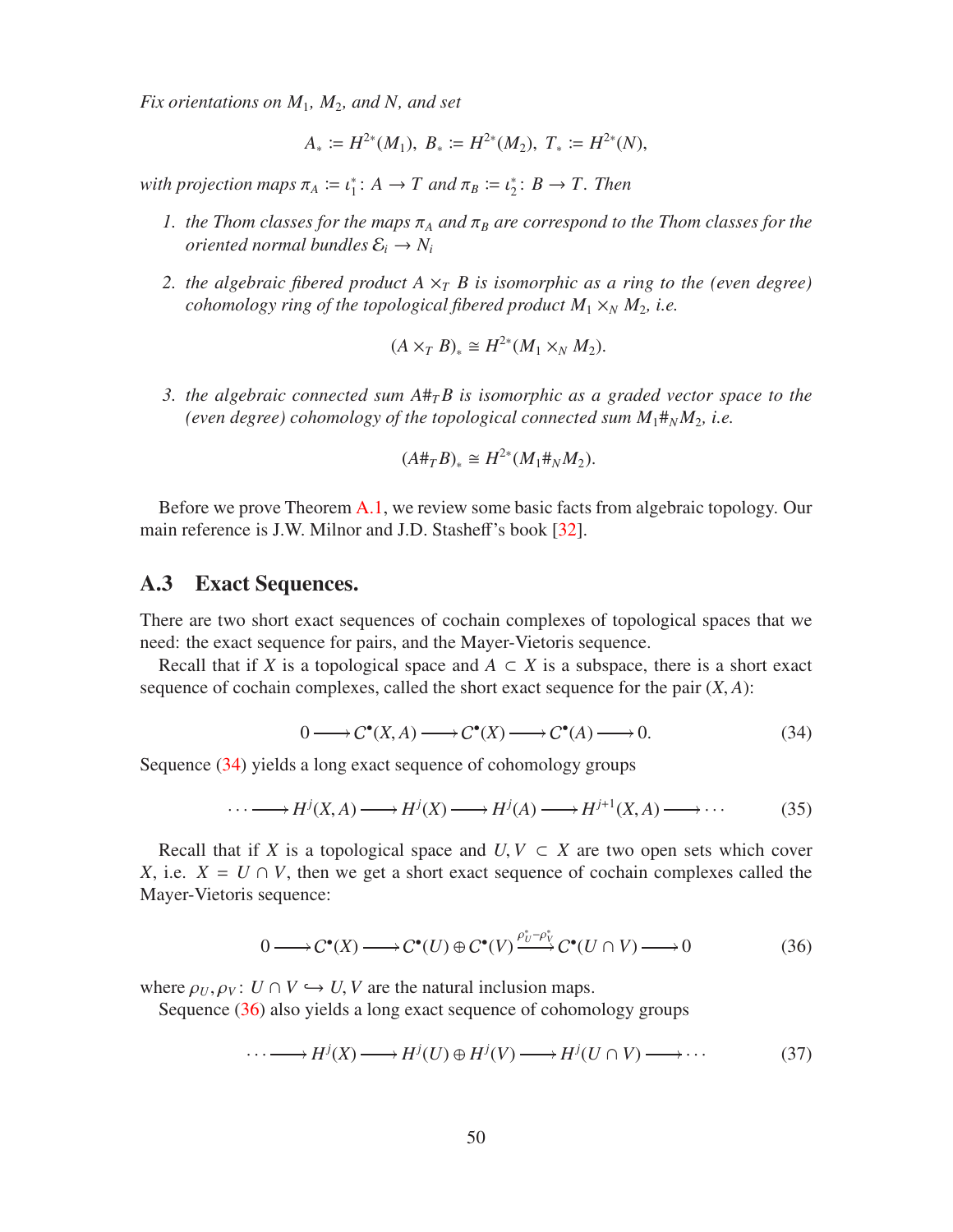*Fix orientations on $M_1$, $M_2$, and $N$, and set*

$$A_* := H^{2*}(M_1),\ B_* := H^{2*}(M_2),\ T_* := H^{2*}(N),$$

*with projection maps $\pi_A := \iota_1^* \colon A \to T$ and $\pi_B := \iota_2^* \colon B \to T$. Then*

1. *the Thom classes for the maps $\pi_A$ and $\pi_B$ are correspond to the Thom classes for the oriented normal bundles $\mathcal{E}_i \to N_i$*

2. *the algebraic fibered product $A \times_T B$ is isomorphic as a ring to the (even degree) cohomology ring of the topological fibered product $M_1 \times_N M_2$, i.e.*

$$(A \times_T B)_* \cong H^{2*}(M_1 \times_N M_2).$$

3. *the algebraic connected sum $A\#_T B$ is isomorphic as a graded vector space to the (even degree) cohomology of the topological connected sum $M_1\#_N M_2$, i.e.*

$$(A\#_T B)_* \cong H^{2*}(M_1\#_N M_2).$$

Before we prove Theorem A.1, we review some basic facts from algebraic topology. Our main reference is J.W. Milnor and J.D. Stasheff's book [32].

## A.3 Exact Sequences.

There are two short exact sequences of cochain complexes of topological spaces that we need: the exact sequence for pairs, and the Mayer-Vietoris sequence.

Recall that if $X$ is a topological space and $A \subset X$ is a subspace, there is a short exact sequence of cochain complexes, called the short exact sequence for the pair $(X, A)$:

$$0 \longrightarrow C^\bullet(X, A) \longrightarrow C^\bullet(X) \longrightarrow C^\bullet(A) \longrightarrow 0. \tag{34}$$

Sequence (34) yields a long exact sequence of cohomology groups

$$\cdots \longrightarrow H^j(X, A) \longrightarrow H^j(X) \longrightarrow H^j(A) \longrightarrow H^{j+1}(X, A) \longrightarrow \cdots \tag{35}$$

Recall that if $X$ is a topological space and $U, V \subset X$ are two open sets which cover $X$, i.e. $X = U \cap V$, then we get a short exact sequence of cochain complexes called the Mayer-Vietoris sequence:

$$0 \longrightarrow C^\bullet(X) \longrightarrow C^\bullet(U) \oplus C^\bullet(V) \xrightarrow{\rho_U^* - \rho_V^*} C^\bullet(U \cap V) \longrightarrow 0 \tag{36}$$

where $\rho_U, \rho_V \colon U \cap V \hookrightarrow U, V$ are the natural inclusion maps.

Sequence (36) also yields a long exact sequence of cohomology groups

$$\cdots \longrightarrow H^j(X) \longrightarrow H^j(U) \oplus H^j(V) \longrightarrow H^j(U \cap V) \longrightarrow \cdots \tag{37}$$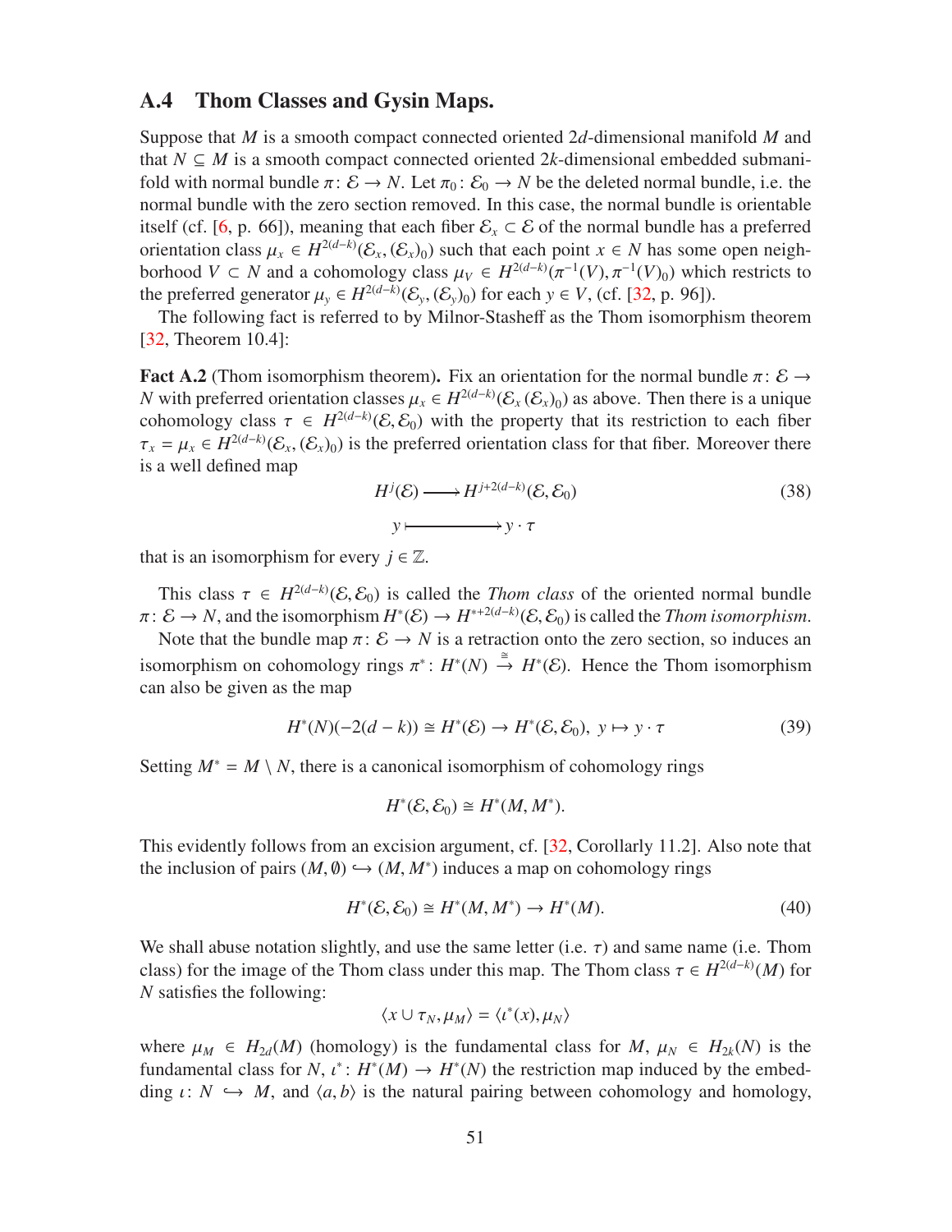### A.4 Thom Classes and Gysin Maps.

Suppose that $M$ is a smooth compact connected oriented $2d$-dimensional manifold $M$ and that $N \subseteq M$ is a smooth compact connected oriented $2k$-dimensional embedded submanifold with normal bundle $\pi\colon \mathcal{E} \to N$. Let $\pi_0\colon \mathcal{E}_0 \to N$ be the deleted normal bundle, i.e. the normal bundle with the zero section removed. In this case, the normal bundle is orientable itself (cf. [6, p. 66]), meaning that each fiber $\mathcal{E}_x \subset \mathcal{E}$ of the normal bundle has a preferred orientation class $\mu_x \in H^{2(d-k)}(\mathcal{E}_x, (\mathcal{E}_x)_0)$ such that each point $x \in N$ has some open neighborhood $V \subset N$ and a cohomology class $\mu_V \in H^{2(d-k)}(\pi^{-1}(V), \pi^{-1}(V)_0)$ which restricts to the preferred generator $\mu_y \in H^{2(d-k)}(\mathcal{E}_y, (\mathcal{E}_y)_0)$ for each $y \in V$, (cf. [32, p. 96]).

The following fact is referred to by Milnor-Stasheff as the Thom isomorphism theorem [32, Theorem 10.4]:

**Fact A.2** (Thom isomorphism theorem)**.** Fix an orientation for the normal bundle $\pi\colon \mathcal{E} \to N$ with preferred orientation classes $\mu_x \in H^{2(d-k)}(\mathcal{E}_x\,(\mathcal{E}_x)_0)$ as above. Then there is a unique cohomology class $\tau \in H^{2(d-k)}(\mathcal{E}, \mathcal{E}_0)$ with the property that its restriction to each fiber $\tau_x = \mu_x \in H^{2(d-k)}(\mathcal{E}_x, (\mathcal{E}_x)_0)$ is the preferred orientation class for that fiber. Moreover there is a well defined map

$$\begin{aligned} H^j(\mathcal{E}) &\longrightarrow H^{j+2(d-k)}(\mathcal{E}, \mathcal{E}_0) \\ y &\longmapsto y \cdot \tau \end{aligned} \tag{38}$$

that is an isomorphism for every $j \in \mathbb{Z}$.

This class $\tau \in H^{2(d-k)}(\mathcal{E}, \mathcal{E}_0)$ is called the *Thom class* of the oriented normal bundle $\pi\colon \mathcal{E} \to N$, and the isomorphism $H^*(\mathcal{E}) \to H^{*+2(d-k)}(\mathcal{E}, \mathcal{E}_0)$ is called the *Thom isomorphism*.

Note that the bundle map $\pi\colon \mathcal{E} \to N$ is a retraction onto the zero section, so induces an isomorphism on cohomology rings $\pi^*\colon H^*(N) \xrightarrow{\cong} H^*(\mathcal{E})$. Hence the Thom isomorphism can also be given as the map

$$H^*(N)(-2(d-k)) \cong H^*(\mathcal{E}) \to H^*(\mathcal{E}, \mathcal{E}_0),\ y \mapsto y \cdot \tau \tag{39}$$

Setting $M^* = M \setminus N$, there is a canonical isomorphism of cohomology rings

$$H^*(\mathcal{E}, \mathcal{E}_0) \cong H^*(M, M^*).$$

This evidently follows from an excision argument, cf. [32, Corollary 11.2]. Also note that the inclusion of pairs $(M, \emptyset) \hookrightarrow (M, M^*)$ induces a map on cohomology rings

$$H^*(\mathcal{E}, \mathcal{E}_0) \cong H^*(M, M^*) \to H^*(M). \tag{40}$$

We shall abuse notation slightly, and use the same letter (i.e. $\tau$) and same name (i.e. Thom class) for the image of the Thom class under this map. The Thom class $\tau \in H^{2(d-k)}(M)$ for $N$ satisfies the following:

$$\langle x \cup \tau_N, \mu_M \rangle = \langle \iota^*(x), \mu_N \rangle$$

where $\mu_M \in H_{2d}(M)$ (homology) is the fundamental class for $M$, $\mu_N \in H_{2k}(N)$ is the fundamental class for $N$, $\iota^*\colon H^*(M) \to H^*(N)$ the restriction map induced by the embedding $\iota\colon N \hookrightarrow M$, and $\langle a, b \rangle$ is the natural pairing between cohomology and homology,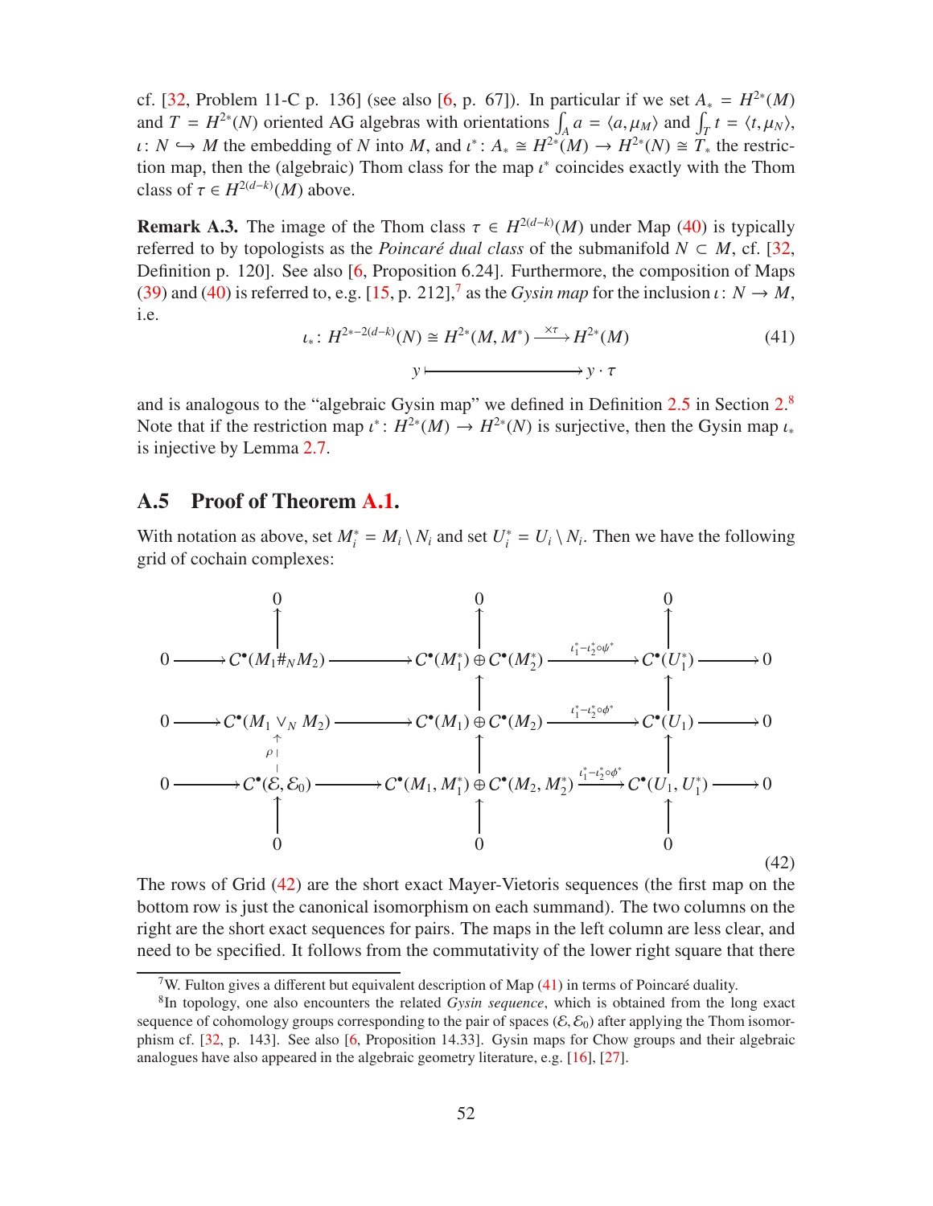cf. [32, Problem 11-C p. 136] (see also [6, p. 67]). In particular if we set $A_* = H^{2*}(M)$ and $T = H^{2*}(N)$ oriented AG algebras with orientations $\int_A a = \langle a, \mu_M \rangle$ and $\int_T t = \langle t, \mu_N \rangle$, $\iota\colon N \hookrightarrow M$ the embedding of $N$ into $M$, and $\iota^*\colon A_* \cong H^{2*}(M) \to H^{2*}(N) \cong T_*$ the restriction map, then the (algebraic) Thom class for the map $\iota^*$ coincides exactly with the Thom class of $\tau \in H^{2(d-k)}(M)$ above.

**Remark A.3.** The image of the Thom class $\tau \in H^{2(d-k)}(M)$ under Map (40) is typically referred to by topologists as the *Poincaré dual class* of the submanifold $N \subset M$, cf. [32, Definition p. 120]. See also [6, Proposition 6.24]. Furthermore, the composition of Maps (39) and (40) is referred to, e.g. [15, p. 212],[7] as the *Gysin map* for the inclusion $\iota\colon N \to M$, i.e.

$$
\begin{aligned}
\iota_*\colon H^{2*-2(d-k)}(N) \cong H^{2*}(M, M^*) &\xrightarrow{\times\tau} H^{2*}(M) \\
y &\longmapsto y \cdot \tau
\end{aligned}
\tag{41}
$$

and is analogous to the "algebraic Gysin map" we defined in Definition 2.5 in Section 2.[8] Note that if the restriction map $\iota^*\colon H^{2*}(M) \to H^{2*}(N)$ is surjective, then the Gysin map $\iota_*$ is injective by Lemma 2.7.

## A.5 Proof of Theorem A.1.

With notation as above, set $M_i^* = M_i \setminus N_i$ and set $U_i^* = U_i \setminus N_i$. Then we have the following grid of cochain complexes:

$$
\begin{array}{ccccccccc}
 & & 0 & & 0 & & 0 & & \\
 & & \uparrow & & \uparrow & & \uparrow & & \\
0 & \longrightarrow & C^\bullet(M_1 \#_N M_2) & \longrightarrow & C^\bullet(M_1^*) \oplus C^\bullet(M_2^*) & \xrightarrow{\iota_1^* - \iota_2^* \circ \psi^*} & C^\bullet(U_1^*) & \longrightarrow & 0 \\
 & & & & \uparrow & & \uparrow & & \\
0 & \longrightarrow & C^\bullet(M_1 \vee_N M_2) & \longrightarrow & C^\bullet(M_1) \oplus C^\bullet(M_2) & \xrightarrow{\iota_1^* - \iota_2^* \circ \phi^*} & C^\bullet(U_1) & \longrightarrow & 0 \\
 & & \uparrow{\scriptstyle \rho} & & \uparrow & & \uparrow & & \\
0 & \longrightarrow & C^\bullet(\mathcal{E}, \mathcal{E}_0) & \longrightarrow & C^\bullet(M_1, M_1^*) \oplus C^\bullet(M_2, M_2^*) & \xrightarrow{\iota_1^* - \iota_2^* \circ \phi^*} & C^\bullet(U_1, U_1^*) & \longrightarrow & 0 \\
 & & \uparrow & & \uparrow & & \uparrow & & \\
 & & 0 & & 0 & & 0 & &
\end{array}
\tag{42}
$$

The rows of Grid (42) are the short exact Mayer-Vietoris sequences (the first map on the bottom row is just the canonical isomorphism on each summand). The two columns on the right are the short exact sequences for pairs. The maps in the left column are less clear, and need to be specified. It follows from the commutativity of the lower right square that there

[7] W. Fulton gives a different but equivalent description of Map (41) in terms of Poincaré duality.

[8] In topology, one also encounters the related *Gysin sequence*, which is obtained from the long exact sequence of cohomology groups corresponding to the pair of spaces $(\mathcal{E}, \mathcal{E}_0)$ after applying the Thom isomorphism cf. [32, p. 143]. See also [6, Proposition 14.33]. Gysin maps for Chow groups and their algebraic analogues have also appeared in the algebraic geometry literature, e.g. [16], [27].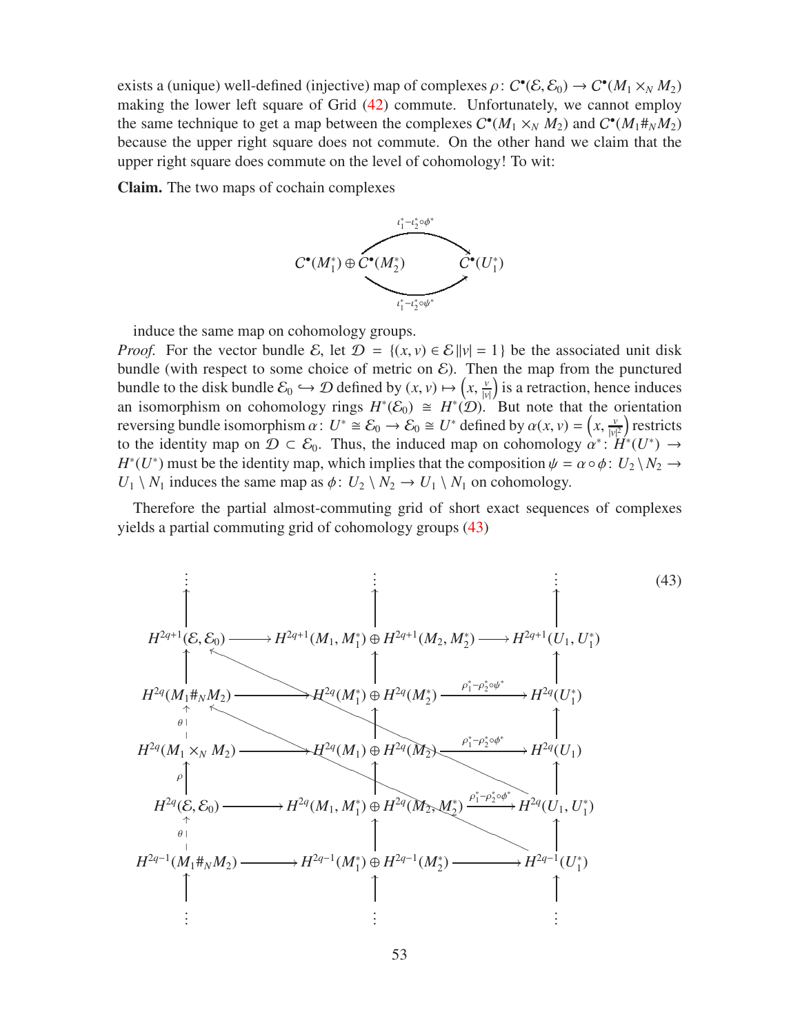exists a (unique) well-defined (injective) map of complexes $\rho\colon C^\bullet(\mathcal{E},\mathcal{E}_0) \to C^\bullet(M_1 \times_N M_2)$ making the lower left square of Grid (42) commute. Unfortunately, we cannot employ the same technique to get a map between the complexes $C^\bullet(M_1 \times_N M_2)$ and $C^\bullet(M_1 \#_N M_2)$ because the upper right square does not commute. On the other hand we claim that the upper right square does commute on the level of cohomology! To wit:

**Claim.** The two maps of cochain complexes

$$C^\bullet(M_1^*) \oplus C^\bullet(M_2^*) \underset{\iota_1^* - \iota_2^* \circ \psi^*}{\overset{\iota_1^* - \iota_2^* \circ \phi^*}{\rightrightarrows}} C^\bullet(U_1^*)$$

induce the same map on cohomology groups.

*Proof.* For the vector bundle $\mathcal{E}$, let $\mathcal{D} = \{(x,v) \in \mathcal{E} \,\|v| = 1\}$ be the associated unit disk bundle (with respect to some choice of metric on $\mathcal{E}$). Then the map from the punctured bundle to the disk bundle $\mathcal{E}_0 \hookrightarrow \mathcal{D}$ defined by $(x,v) \mapsto \left(x, \frac{v}{|v|}\right)$ is a retraction, hence induces an isomorphism on cohomology rings $H^*(\mathcal{E}_0) \cong H^*(\mathcal{D})$. But note that the orientation reversing bundle isomorphism $\alpha\colon U^* \cong \mathcal{E}_0 \to \mathcal{E}_0 \cong U^*$ defined by $\alpha(x,v) = \left(x, \frac{v}{|v|^2}\right)$ restricts to the identity map on $\mathcal{D} \subset \mathcal{E}_0$. Thus, the induced map on cohomology $\alpha^*\colon H^*(U^*) \to H^*(U^*)$ must be the identity map, which implies that the composition $\psi = \alpha \circ \phi\colon U_2 \setminus N_2 \to U_1 \setminus N_1$ induces the same map as $\phi\colon U_2 \setminus N_2 \to U_1 \setminus N_1$ on cohomology.

Therefore the partial almost-commuting grid of short exact sequences of complexes yields a partial commuting grid of cohomology groups (43)

$$\begin{array}{ccccc}
\vdots & & \vdots & & \vdots \\
\uparrow & & \uparrow & & \uparrow \\
H^{2q+1}(\mathcal{E},\mathcal{E}_0) & \longrightarrow & H^{2q+1}(M_1, M_1^*) \oplus H^{2q+1}(M_2, M_2^*) & \longrightarrow & H^{2q+1}(U_1, U_1^*) \\
\uparrow & & \uparrow & & \uparrow \\
H^{2q}(M_1 \#_N M_2) & \longrightarrow & H^{2q}(M_1^*) \oplus H^{2q}(M_2^*) & \xrightarrow{\rho_1^* - \rho_2^* \circ \psi^*} & H^{2q}(U_1^*) \\
\uparrow \theta & & \uparrow & & \uparrow \\
H^{2q}(M_1 \times_N M_2) & \longrightarrow & H^{2q}(M_1) \oplus H^{2q}(M_2) & \xrightarrow{\rho_1^* - \rho_2^* \circ \phi^*} & H^{2q}(U_1) \\
\uparrow \rho & & \uparrow & & \uparrow \\
H^{2q}(\mathcal{E},\mathcal{E}_0) & \longrightarrow & H^{2q}(M_1, M_1^*) \oplus H^{2q}(M_2, M_2^*) & \xrightarrow{\rho_1^* - \rho_2^* \circ \phi^*} & H^{2q}(U_1, U_1^*) \\
\uparrow \theta & & \uparrow & & \uparrow \\
H^{2q-1}(M_1 \#_N M_2) & \longrightarrow & H^{2q-1}(M_1^*) \oplus H^{2q-1}(M_2^*) & \longrightarrow & H^{2q-1}(U_1^*) \\
\uparrow & & \uparrow & & \uparrow \\
\vdots & & \vdots & & \vdots
\end{array} \qquad (43)$$

(with diagonal maps $H^{2q}(U_1, U_1^*) \to H^{2q+1}(\mathcal{E},\mathcal{E}_0)$ and $H^{2q-1}(U_1^*) \to H^{2q}(M_1 \#_N M_2)$)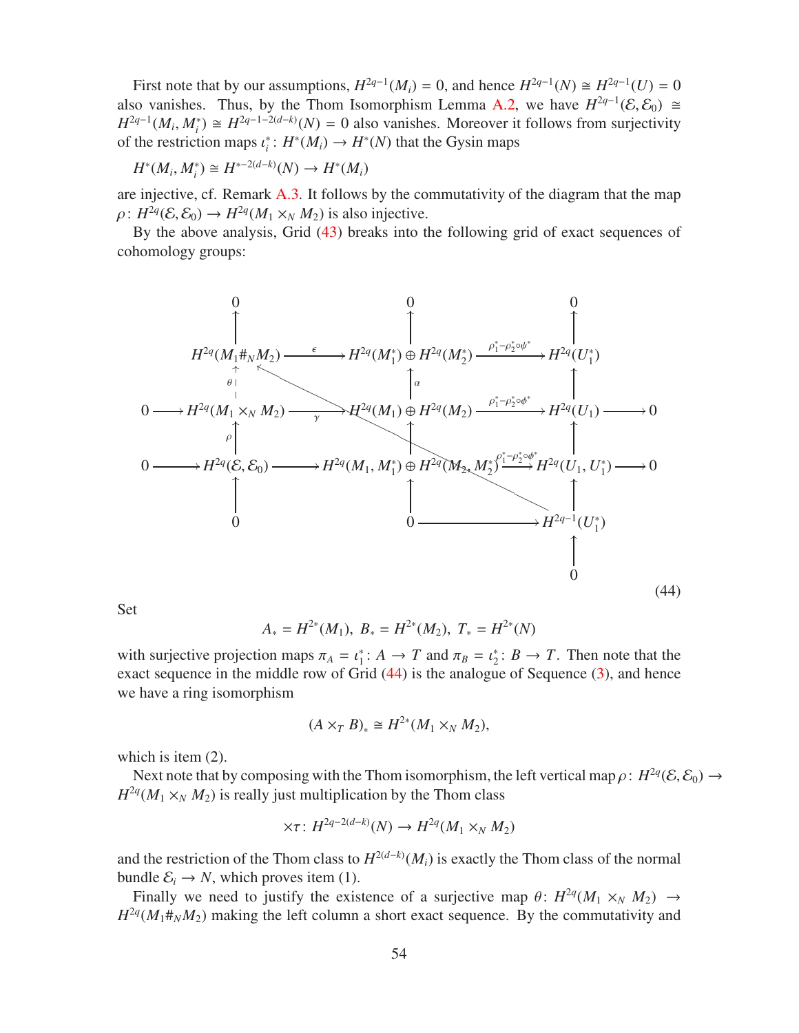First note that by our assumptions, $H^{2q-1}(M_i) = 0$, and hence $H^{2q-1}(N) \cong H^{2q-1}(U) = 0$ also vanishes. Thus, by the Thom Isomorphism Lemma A.2, we have $H^{2q-1}(\mathcal{E}, \mathcal{E}_0) \cong H^{2q-1}(M_i, M_i^*) \cong H^{2q-1-2(d-k)}(N) = 0$ also vanishes. Moreover it follows from surjectivity of the restriction maps $\iota_i^*\colon H^*(M_i) \to H^*(N)$ that the Gysin maps

$$H^*(M_i, M_i^*) \cong H^{*-2(d-k)}(N) \to H^*(M_i)$$

are injective, cf. Remark A.3. It follows by the commutativity of the diagram that the map $\rho\colon H^{2q}(\mathcal{E}, \mathcal{E}_0) \to H^{2q}(M_1 \times_N M_2)$ is also injective.

By the above analysis, Grid (43) breaks into the following grid of exact sequences of cohomology groups:

$$
\begin{array}{ccccccccc}
 & & 0 & & 0 & & 0 & & \\
 & & \uparrow & & \uparrow & & \uparrow & & \\
 & & H^{2q}(M_1\#_N M_2) & \xrightarrow{\epsilon} & H^{2q}(M_1^*) \oplus H^{2q}(M_2^*) & \xrightarrow{\rho_1^* - \rho_2^*\circ\psi^*} & H^{2q}(U_1^*) & & \\
 & & \uparrow{\scriptstyle\theta} & & \uparrow{\scriptstyle\alpha} & & \uparrow & & \\
0 & \to & H^{2q}(M_1 \times_N M_2) & \xrightarrow{\gamma} & H^{2q}(M_1) \oplus H^{2q}(M_2) & \xrightarrow{\rho_1^* - \rho_2^*\circ\phi^*} & H^{2q}(U_1) & \to & 0 \\
 & & \uparrow{\scriptstyle\rho} & & \uparrow & & \uparrow & & \\
0 & \to & H^{2q}(\mathcal{E}, \mathcal{E}_0) & \to & H^{2q}(M_1, M_1^*) \oplus H^{2q}(M_2, M_2^*) & \xrightarrow{\rho_1^* - \rho_2^*\circ\phi^*} & H^{2q}(U_1, U_1^*) & \to & 0 \\
 & & \uparrow & & \uparrow & & \uparrow & & \\
 & & 0 & & 0 & \to & H^{2q-1}(U_1^*) & & \\
 & & & & & & \uparrow & & \\
 & & & & & & 0 & &
\end{array}
\tag{44}
$$

(with a diagonal map $H^{2q-1}(U_1^*) \to H^{2q}(M_1\#_N M_2)$.)

Set

$$A_* = H^{2*}(M_1),\; B_* = H^{2*}(M_2),\; T_* = H^{2*}(N)$$

with surjective projection maps $\pi_A = \iota_1^*\colon A \to T$ and $\pi_B = \iota_2^*\colon B \to T$. Then note that the exact sequence in the middle row of Grid (44) is the analogue of Sequence (3), and hence we have a ring isomorphism

$$(A \times_T B)_* \cong H^{2*}(M_1 \times_N M_2),$$

which is item (2).

Next note that by composing with the Thom isomorphism, the left vertical map $\rho\colon H^{2q}(\mathcal{E}, \mathcal{E}_0) \to H^{2q}(M_1 \times_N M_2)$ is really just multiplication by the Thom class

$$\times\tau\colon H^{2q-2(d-k)}(N) \to H^{2q}(M_1 \times_N M_2)$$

and the restriction of the Thom class to $H^{2(d-k)}(M_i)$ is exactly the Thom class of the normal bundle $\mathcal{E}_i \to N$, which proves item (1).

Finally we need to justify the existence of a surjective map $\theta\colon H^{2q}(M_1 \times_N M_2) \to H^{2q}(M_1\#_N M_2)$ making the left column a short exact sequence. By the commutativity and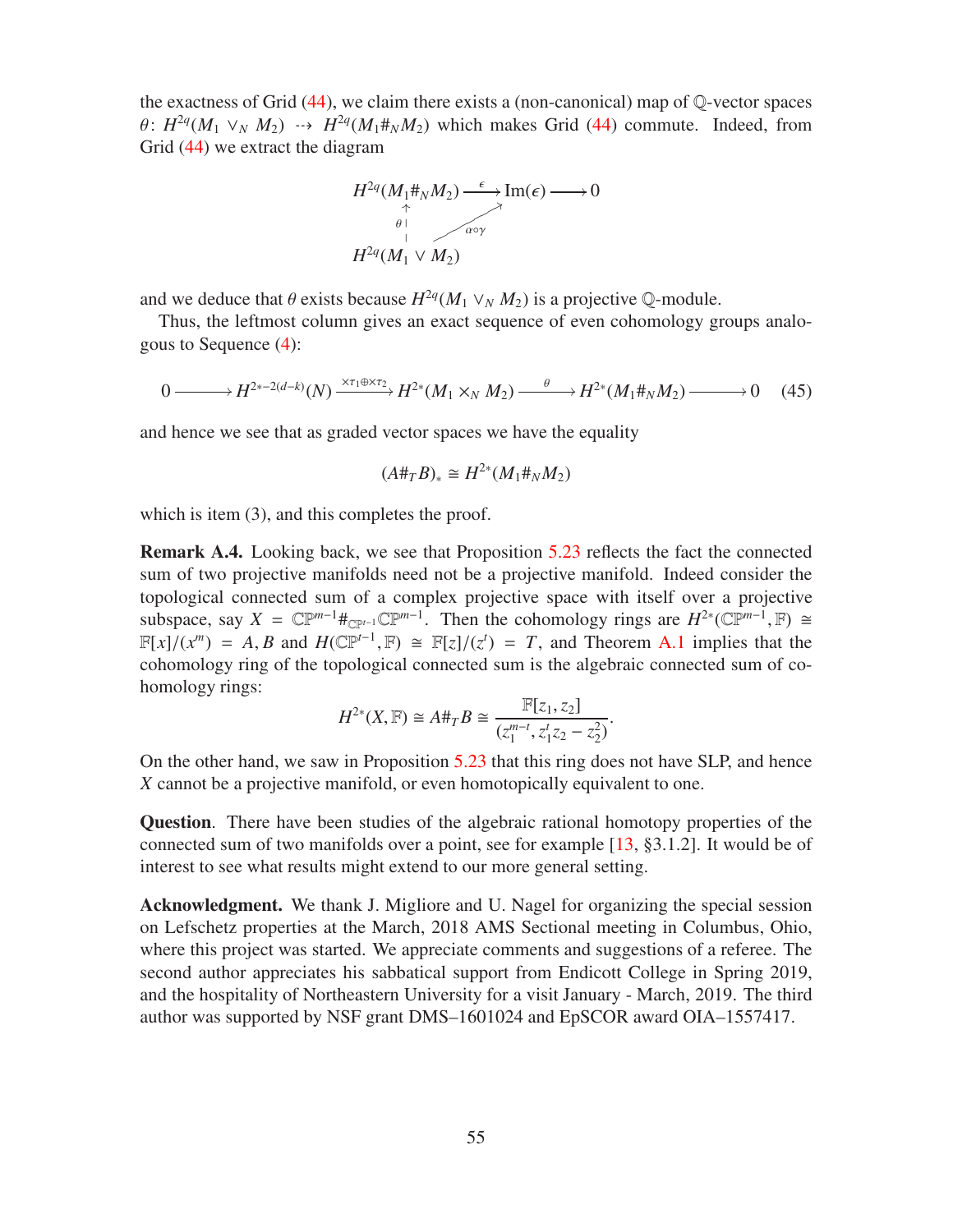the exactness of Grid (44), we claim there exists a (non-canonical) map of $\mathbb{Q}$-vector spaces $\theta\colon H^{2q}(M_1 \vee_N M_2) \dashrightarrow H^{2q}(M_1 \#_N M_2)$ which makes Grid (44) commute. Indeed, from Grid (44) we extract the diagram

$$
\begin{array}{ccccc}
H^{2q}(M_1 \#_N M_2) & \xrightarrow{\epsilon} & \operatorname{Im}(\epsilon) & \longrightarrow & 0 \\
\uparrow{\scriptstyle \theta} & \nearrow{\scriptstyle \alpha\circ\gamma} & & & \\
H^{2q}(M_1 \vee M_2) & & & &
\end{array}
$$

and we deduce that $\theta$ exists because $H^{2q}(M_1 \vee_N M_2)$ is a projective $\mathbb{Q}$-module.

Thus, the leftmost column gives an exact sequence of even cohomology groups analogous to Sequence (4):

$$
0 \longrightarrow H^{2*-2(d-k)}(N) \xrightarrow{\times\tau_1 \oplus \times\tau_2} H^{2*}(M_1 \times_N M_2) \xrightarrow{\ \theta\ } H^{2*}(M_1 \#_N M_2) \longrightarrow 0 \qquad (45)
$$

and hence we see that as graded vector spaces we have the equality

$$
(A\#_T B)_* \cong H^{2*}(M_1 \#_N M_2)
$$

which is item (3), and this completes the proof.

**Remark A.4.** Looking back, we see that Proposition 5.23 reflects the fact the connected sum of two projective manifolds need not be a projective manifold. Indeed consider the topological connected sum of a complex projective space with itself over a projective subspace, say $X = \mathbb{CP}^{m-1} \#_{\mathbb{CP}^{t-1}} \mathbb{CP}^{m-1}$. Then the cohomology rings are $H^{2*}(\mathbb{CP}^{m-1}, \mathbb{F}) \cong \mathbb{F}[x]/(x^m) = A, B$ and $H(\mathbb{CP}^{t-1}, \mathbb{F}) \cong \mathbb{F}[z]/(z^t) = T$, and Theorem A.1 implies that the cohomology ring of the topological connected sum is the algebraic connected sum of cohomology rings:

$$
H^{2*}(X, \mathbb{F}) \cong A\#_T B \cong \frac{\mathbb{F}[z_1, z_2]}{(z_1^{m-t}, z_1^t z_2 - z_2^2)}.
$$

On the other hand, we saw in Proposition 5.23 that this ring does not have SLP, and hence $X$ cannot be a projective manifold, or even homotopically equivalent to one.

**Question**. There have been studies of the algebraic rational homotopy properties of the connected sum of two manifolds over a point, see for example [13, §3.1.2]. It would be of interest to see what results might extend to our more general setting.

**Acknowledgment.** We thank J. Migliore and U. Nagel for organizing the special session on Lefschetz properties at the March, 2018 AMS Sectional meeting in Columbus, Ohio, where this project was started. We appreciate comments and suggestions of a referee. The second author appreciates his sabbatical support from Endicott College in Spring 2019, and the hospitality of Northeastern University for a visit January - March, 2019. The third author was supported by NSF grant DMS–1601024 and EpSCOR award OIA–1557417.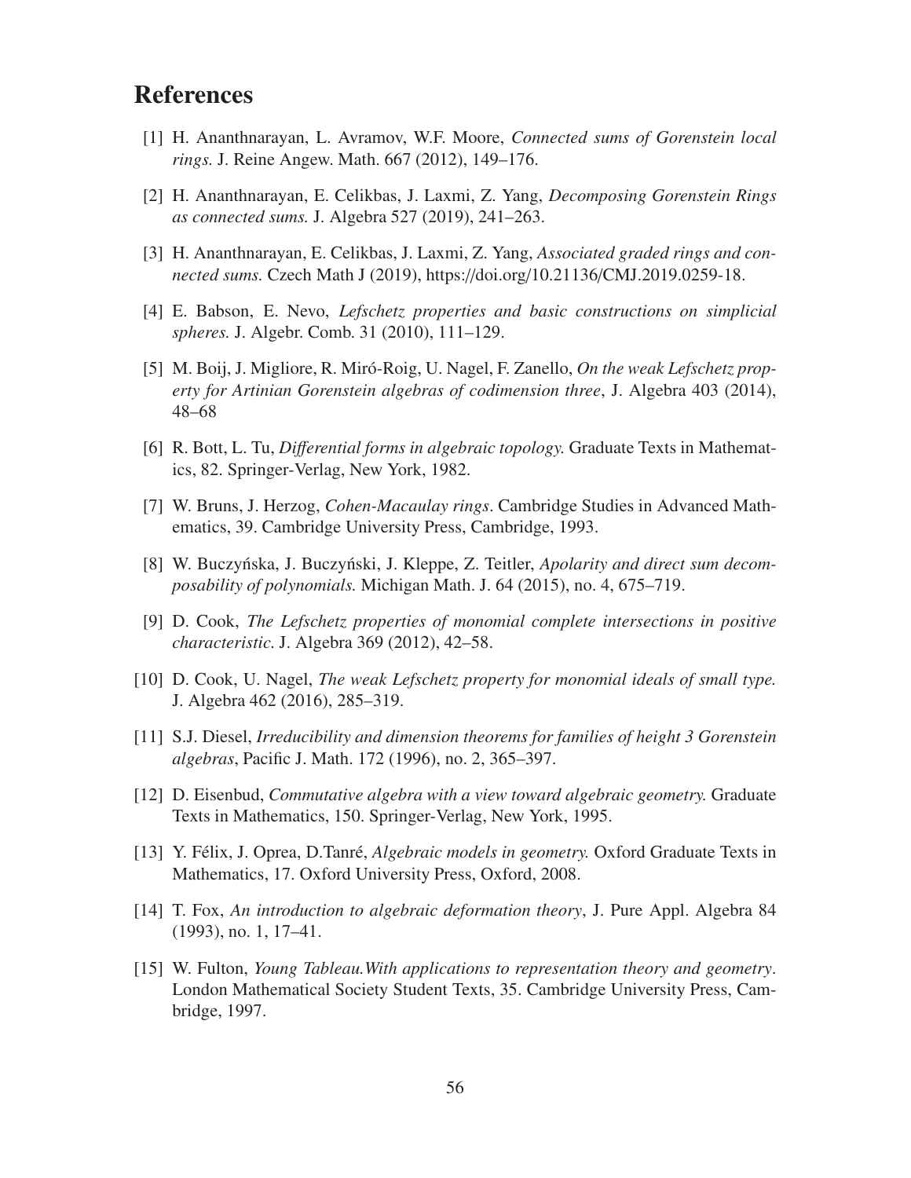## References

[1] H. Ananthnarayan, L. Avramov, W.F. Moore, *Connected sums of Gorenstein local rings.* J. Reine Angew. Math. 667 (2012), 149–176.

[2] H. Ananthnarayan, E. Celikbas, J. Laxmi, Z. Yang, *Decomposing Gorenstein Rings as connected sums.* J. Algebra 527 (2019), 241–263.

[3] H. Ananthnarayan, E. Celikbas, J. Laxmi, Z. Yang, *Associated graded rings and connected sums.* Czech Math J (2019), https://doi.org/10.21136/CMJ.2019.0259-18.

[4] E. Babson, E. Nevo, *Lefschetz properties and basic constructions on simplicial spheres.* J. Algebr. Comb. 31 (2010), 111–129.

[5] M. Boij, J. Migliore, R. Miró-Roig, U. Nagel, F. Zanello, *On the weak Lefschetz property for Artinian Gorenstein algebras of codimension three*, J. Algebra 403 (2014), 48–68

[6] R. Bott, L. Tu, *Differential forms in algebraic topology.* Graduate Texts in Mathematics, 82. Springer-Verlag, New York, 1982.

[7] W. Bruns, J. Herzog, *Cohen-Macaulay rings*. Cambridge Studies in Advanced Mathematics, 39. Cambridge University Press, Cambridge, 1993.

[8] W. Buczyńska, J. Buczyński, J. Kleppe, Z. Teitler, *Apolarity and direct sum decomposability of polynomials.* Michigan Math. J. 64 (2015), no. 4, 675–719.

[9] D. Cook, *The Lefschetz properties of monomial complete intersections in positive characteristic.* J. Algebra 369 (2012), 42–58.

[10] D. Cook, U. Nagel, *The weak Lefschetz property for monomial ideals of small type.* J. Algebra 462 (2016), 285–319.

[11] S.J. Diesel, *Irreducibility and dimension theorems for families of height 3 Gorenstein algebras*, Pacific J. Math. 172 (1996), no. 2, 365–397.

[12] D. Eisenbud, *Commutative algebra with a view toward algebraic geometry.* Graduate Texts in Mathematics, 150. Springer-Verlag, New York, 1995.

[13] Y. Félix, J. Oprea, D.Tanré, *Algebraic models in geometry.* Oxford Graduate Texts in Mathematics, 17. Oxford University Press, Oxford, 2008.

[14] T. Fox, *An introduction to algebraic deformation theory*, J. Pure Appl. Algebra 84 (1993), no. 1, 17–41.

[15] W. Fulton, *Young Tableau.With applications to representation theory and geometry*. London Mathematical Society Student Texts, 35. Cambridge University Press, Cambridge, 1997.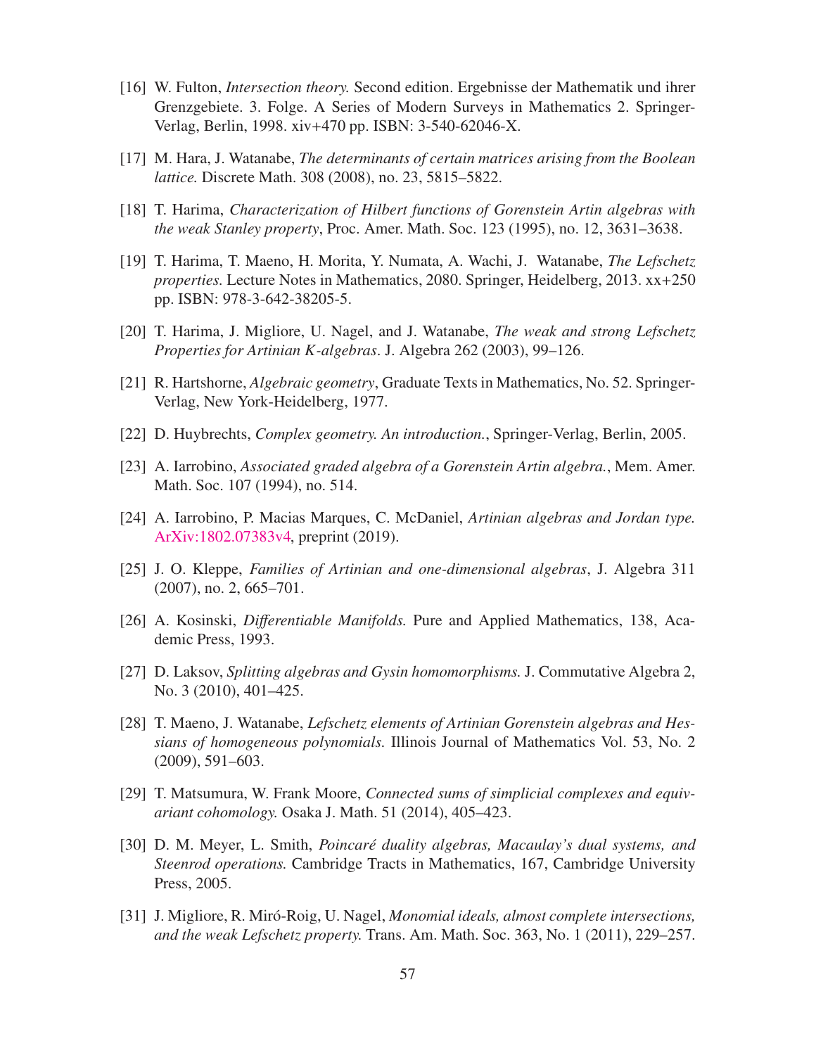[16] W. Fulton, *Intersection theory.* Second edition. Ergebnisse der Mathematik und ihrer Grenzgebiete. 3. Folge. A Series of Modern Surveys in Mathematics 2. Springer-Verlag, Berlin, 1998. xiv+470 pp. ISBN: 3-540-62046-X.

[17] M. Hara, J. Watanabe, *The determinants of certain matrices arising from the Boolean lattice.* Discrete Math. 308 (2008), no. 23, 5815–5822.

[18] T. Harima, *Characterization of Hilbert functions of Gorenstein Artin algebras with the weak Stanley property*, Proc. Amer. Math. Soc. 123 (1995), no. 12, 3631–3638.

[19] T. Harima, T. Maeno, H. Morita, Y. Numata, A. Wachi, J. Watanabe, *The Lefschetz properties.* Lecture Notes in Mathematics, 2080. Springer, Heidelberg, 2013. xx+250 pp. ISBN: 978-3-642-38205-5.

[20] T. Harima, J. Migliore, U. Nagel, and J. Watanabe, *The weak and strong Lefschetz Properties for Artinian K-algebras*. J. Algebra 262 (2003), 99–126.

[21] R. Hartshorne, *Algebraic geometry*, Graduate Texts in Mathematics, No. 52. Springer-Verlag, New York-Heidelberg, 1977.

[22] D. Huybrechts, *Complex geometry. An introduction.*, Springer-Verlag, Berlin, 2005.

[23] A. Iarrobino, *Associated graded algebra of a Gorenstein Artin algebra.*, Mem. Amer. Math. Soc. 107 (1994), no. 514.

[24] A. Iarrobino, P. Macias Marques, C. McDaniel, *Artinian algebras and Jordan type.* ArXiv:1802.07383v4, preprint (2019).

[25] J. O. Kleppe, *Families of Artinian and one-dimensional algebras*, J. Algebra 311 (2007), no. 2, 665–701.

[26] A. Kosinski, *Differentiable Manifolds.* Pure and Applied Mathematics, 138, Academic Press, 1993.

[27] D. Laksov, *Splitting algebras and Gysin homomorphisms.* J. Commutative Algebra 2, No. 3 (2010), 401–425.

[28] T. Maeno, J. Watanabe, *Lefschetz elements of Artinian Gorenstein algebras and Hessians of homogeneous polynomials.* Illinois Journal of Mathematics Vol. 53, No. 2 (2009), 591–603.

[29] T. Matsumura, W. Frank Moore, *Connected sums of simplicial complexes and equivariant cohomology.* Osaka J. Math. 51 (2014), 405–423.

[30] D. M. Meyer, L. Smith, *Poincaré duality algebras, Macaulay's dual systems, and Steenrod operations.* Cambridge Tracts in Mathematics, 167, Cambridge University Press, 2005.

[31] J. Migliore, R. Miró-Roig, U. Nagel, *Monomial ideals, almost complete intersections, and the weak Lefschetz property.* Trans. Am. Math. Soc. 363, No. 1 (2011), 229–257.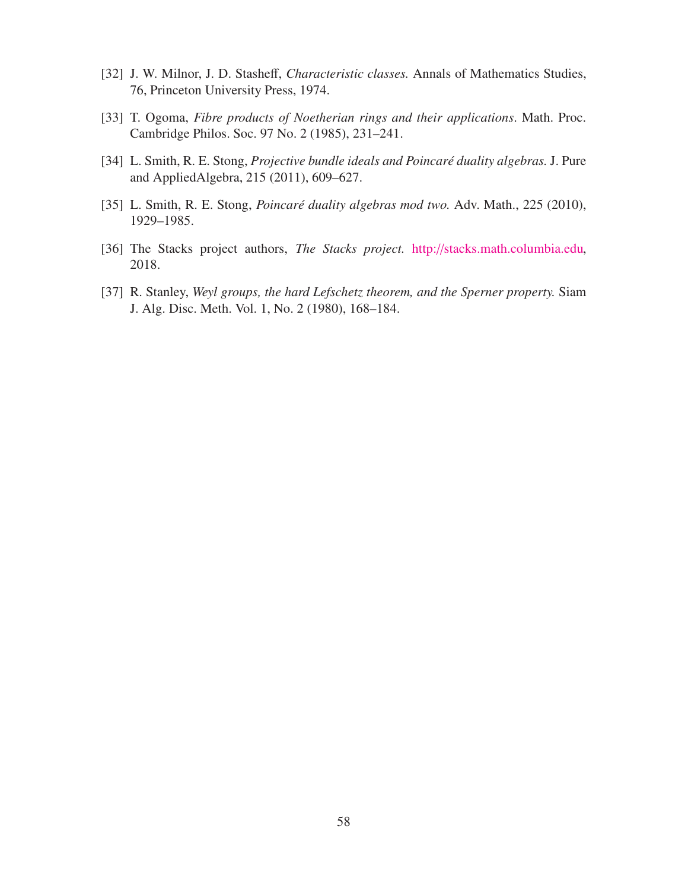[32] J. W. Milnor, J. D. Stasheff, *Characteristic classes.* Annals of Mathematics Studies, 76, Princeton University Press, 1974.

[33] T. Ogoma, *Fibre products of Noetherian rings and their applications*. Math. Proc. Cambridge Philos. Soc. 97 No. 2 (1985), 231–241.

[34] L. Smith, R. E. Stong, *Projective bundle ideals and Poincaré duality algebras.* J. Pure and AppliedAlgebra, 215 (2011), 609–627.

[35] L. Smith, R. E. Stong, *Poincaré duality algebras mod two.* Adv. Math., 225 (2010), 1929–1985.

[36] The Stacks project authors, *The Stacks project.* http://stacks.math.columbia.edu, 2018.

[37] R. Stanley, *Weyl groups, the hard Lefschetz theorem, and the Sperner property.* Siam J. Alg. Disc. Meth. Vol. 1, No. 2 (1980), 168–184.